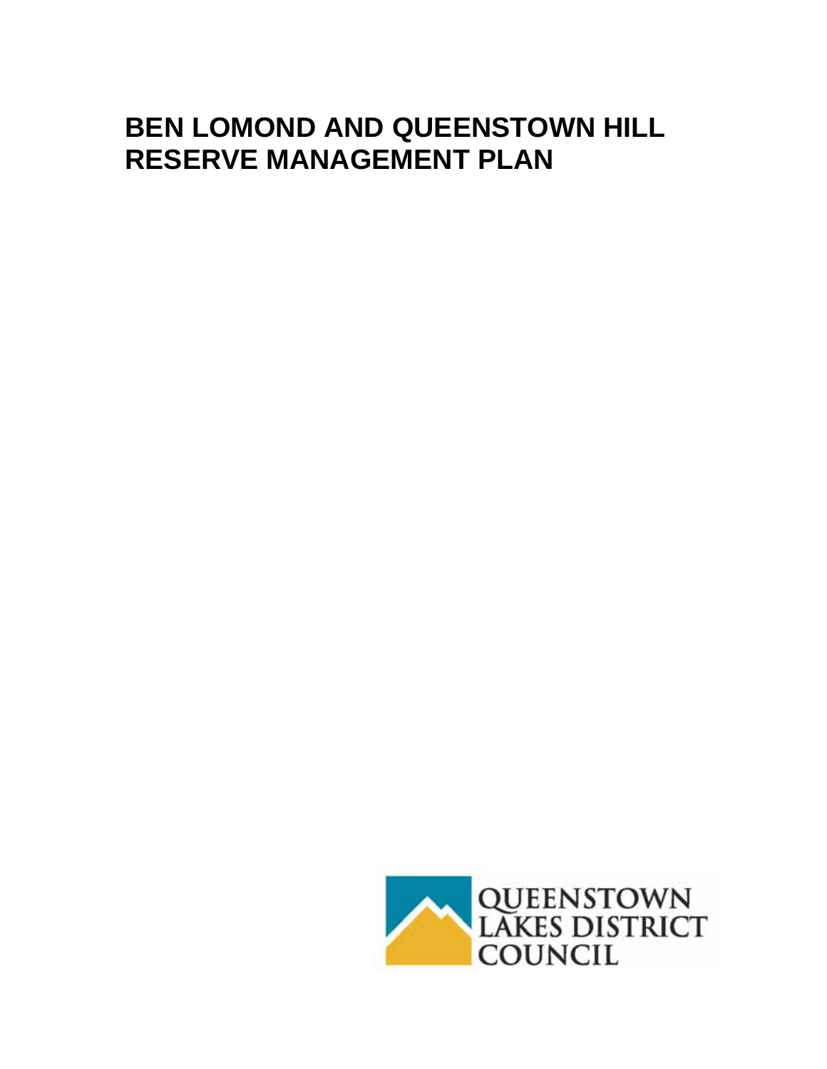# BEN LOMOND AND QUEENSTOWN HILL RESERVE MANAGEMENT PLAN

QUEENSTOWN LAKES DISTRICT COUNCIL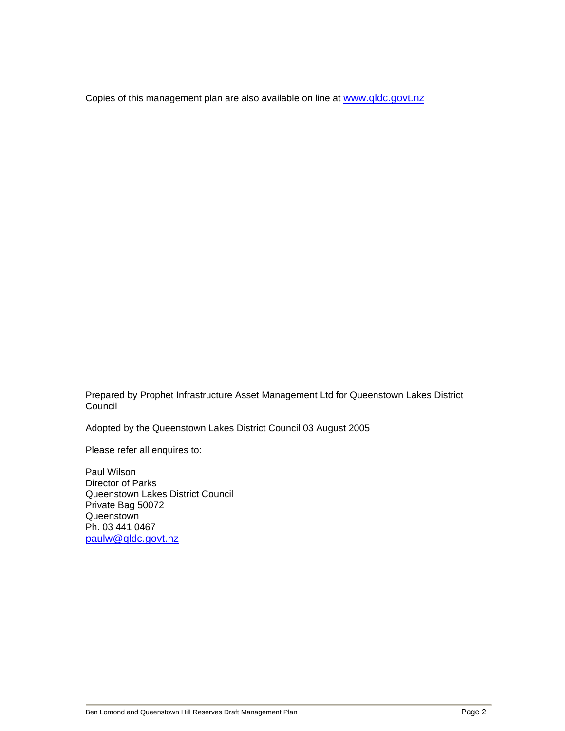Copies of this management plan are also available on line at [www.qldc.govt.nz](http://www.qldc.govt.nz)

Prepared by Prophet Infrastructure Asset Management Ltd for Queenstown Lakes District Council

Adopted by the Queenstown Lakes District Council 03 August 2005

Please refer all enquires to:

Paul Wilson
Director of Parks
Queenstown Lakes District Council
Private Bag 50072
Queenstown
Ph. 03 441 0467
[paulw@qldc.govt.nz](mailto:paulw@qldc.govt.nz)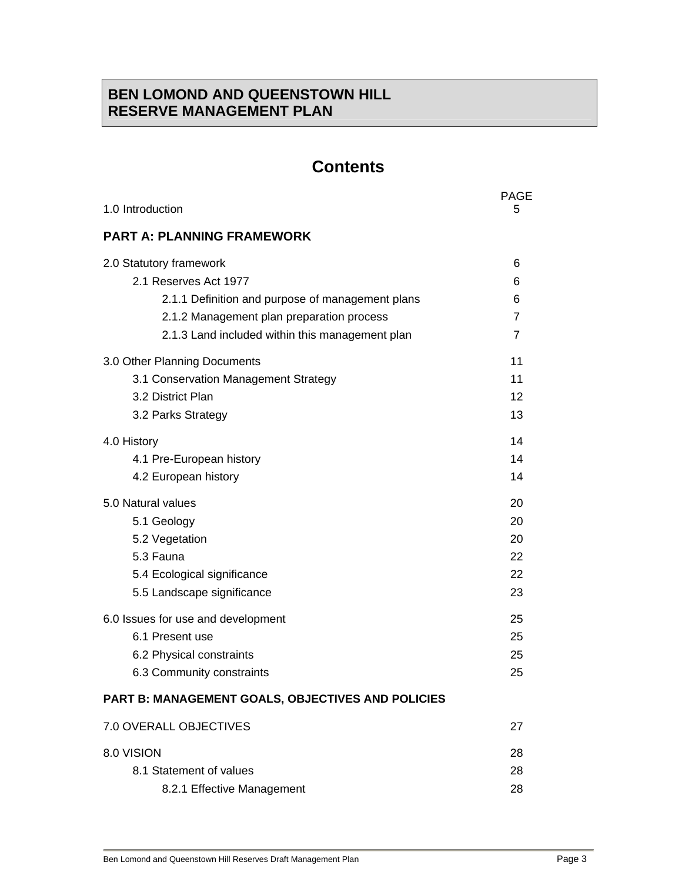# BEN LOMOND AND QUEENSTOWN HILL RESERVE MANAGEMENT PLAN

## Contents

| | PAGE |
|---|---|
| 1.0 Introduction | 5 |
| **PART A: PLANNING FRAMEWORK** | |
| 2.0 Statutory framework | 6 |
| 2.1 Reserves Act 1977 | 6 |
| 2.1.1 Definition and purpose of management plans | 6 |
| 2.1.2 Management plan preparation process | 7 |
| 2.1.3 Land included within this management plan | 7 |
| 3.0 Other Planning Documents | 11 |
| 3.1 Conservation Management Strategy | 11 |
| 3.2 District Plan | 12 |
| 3.2 Parks Strategy | 13 |
| 4.0 History | 14 |
| 4.1 Pre-European history | 14 |
| 4.2 European history | 14 |
| 5.0 Natural values | 20 |
| 5.1 Geology | 20 |
| 5.2 Vegetation | 20 |
| 5.3 Fauna | 22 |
| 5.4 Ecological significance | 22 |
| 5.5 Landscape significance | 23 |
| 6.0 Issues for use and development | 25 |
| 6.1 Present use | 25 |
| 6.2 Physical constraints | 25 |
| 6.3 Community constraints | 25 |
| **PART B: MANAGEMENT GOALS, OBJECTIVES AND POLICIES** | |
| 7.0 OVERALL OBJECTIVES | 27 |
| 8.0 VISION | 28 |
| 8.1 Statement of values | 28 |
| 8.2.1 Effective Management | 28 |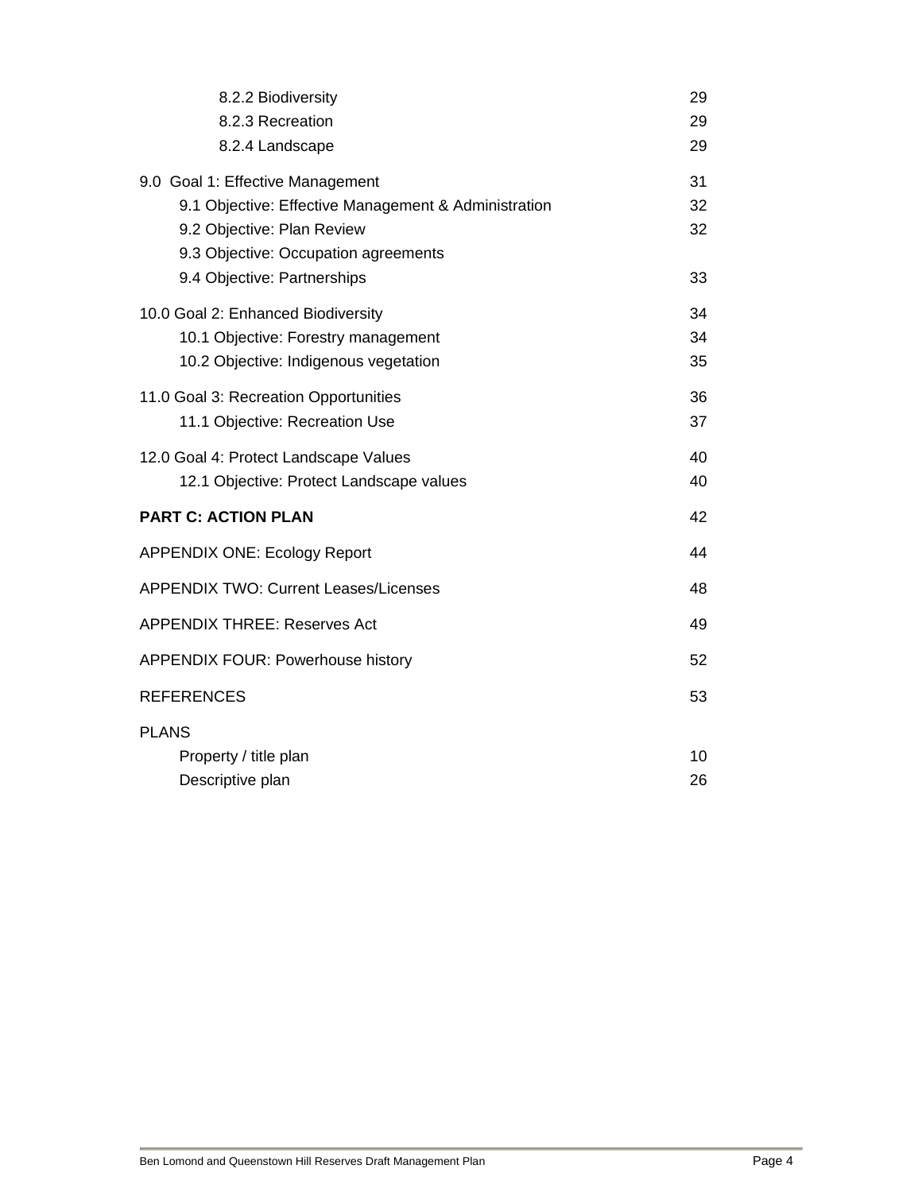| | |
|---|---|
| 8.2.2 Biodiversity | 29 |
| 8.2.3 Recreation | 29 |
| 8.2.4 Landscape | 29 |
| 9.0 Goal 1: Effective Management | 31 |
| 9.1 Objective: Effective Management & Administration | 32 |
| 9.2 Objective: Plan Review | 32 |
| 9.3 Objective: Occupation agreements | |
| 9.4 Objective: Partnerships | 33 |
| 10.0 Goal 2: Enhanced Biodiversity | 34 |
| 10.1 Objective: Forestry management | 34 |
| 10.2 Objective: Indigenous vegetation | 35 |
| 11.0 Goal 3: Recreation Opportunities | 36 |
| 11.1 Objective: Recreation Use | 37 |
| 12.0 Goal 4: Protect Landscape Values | 40 |
| 12.1 Objective: Protect Landscape values | 40 |
| **PART C: ACTION PLAN** | 42 |
| APPENDIX ONE: Ecology Report | 44 |
| APPENDIX TWO: Current Leases/Licenses | 48 |
| APPENDIX THREE: Reserves Act | 49 |
| APPENDIX FOUR: Powerhouse history | 52 |
| REFERENCES | 53 |
| PLANS | |
| Property / title plan | 10 |
| Descriptive plan | 26 |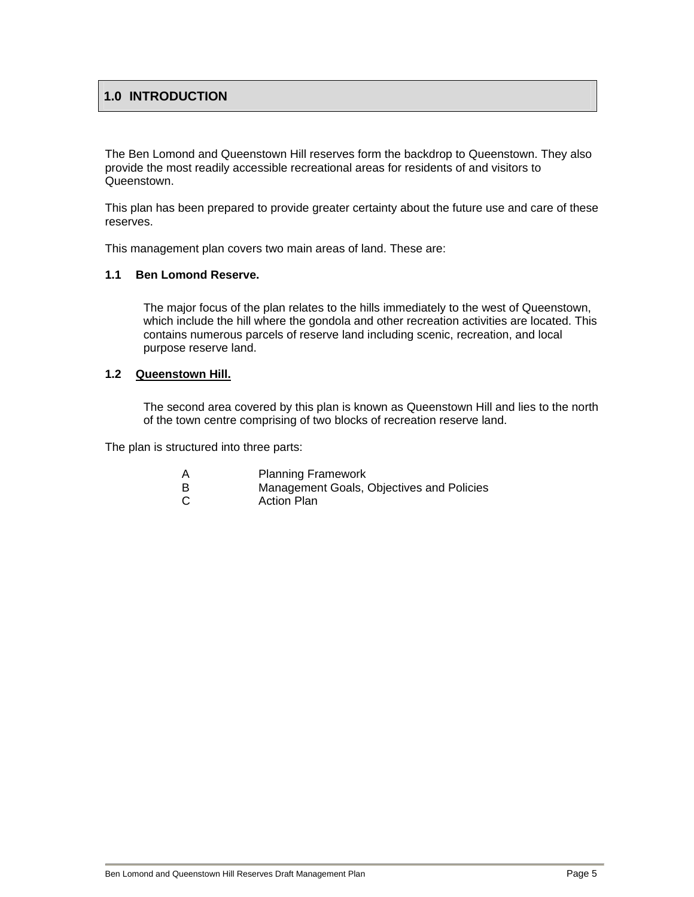# 1.0 INTRODUCTION

The Ben Lomond and Queenstown Hill reserves form the backdrop to Queenstown. They also provide the most readily accessible recreational areas for residents of and visitors to Queenstown.

This plan has been prepared to provide greater certainty about the future use and care of these reserves.

This management plan covers two main areas of land. These are:

## 1.1 Ben Lomond Reserve.

The major focus of the plan relates to the hills immediately to the west of Queenstown, which include the hill where the gondola and other recreation activities are located. This contains numerous parcels of reserve land including scenic, recreation, and local purpose reserve land.

## 1.2 <u>Queenstown Hill.</u>

The second area covered by this plan is known as Queenstown Hill and lies to the north of the town centre comprising of two blocks of recreation reserve land.

The plan is structured into three parts:

- A Planning Framework
- B Management Goals, Objectives and Policies
- C Action Plan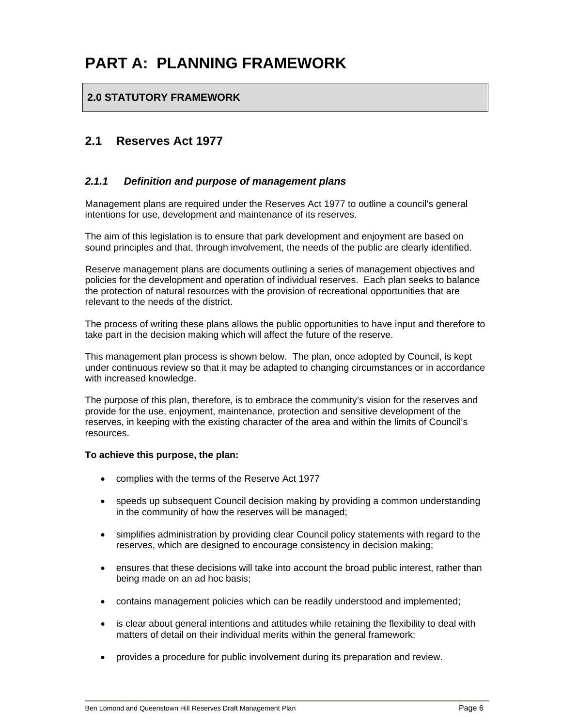# PART A: PLANNING FRAMEWORK

## 2.0 STATUTORY FRAMEWORK

## 2.1 Reserves Act 1977

### *2.1.1 Definition and purpose of management plans*

Management plans are required under the Reserves Act 1977 to outline a council's general intentions for use, development and maintenance of its reserves.

The aim of this legislation is to ensure that park development and enjoyment are based on sound principles and that, through involvement, the needs of the public are clearly identified.

Reserve management plans are documents outlining a series of management objectives and policies for the development and operation of individual reserves. Each plan seeks to balance the protection of natural resources with the provision of recreational opportunities that are relevant to the needs of the district.

The process of writing these plans allows the public opportunities to have input and therefore to take part in the decision making which will affect the future of the reserve.

This management plan process is shown below. The plan, once adopted by Council, is kept under continuous review so that it may be adapted to changing circumstances or in accordance with increased knowledge.

The purpose of this plan, therefore, is to embrace the community's vision for the reserves and provide for the use, enjoyment, maintenance, protection and sensitive development of the reserves, in keeping with the existing character of the area and within the limits of Council's resources.

**To achieve this purpose, the plan:**

- complies with the terms of the Reserve Act 1977
- speeds up subsequent Council decision making by providing a common understanding in the community of how the reserves will be managed;
- simplifies administration by providing clear Council policy statements with regard to the reserves, which are designed to encourage consistency in decision making;
- ensures that these decisions will take into account the broad public interest, rather than being made on an ad hoc basis;
- contains management policies which can be readily understood and implemented;
- is clear about general intentions and attitudes while retaining the flexibility to deal with matters of detail on their individual merits within the general framework;
- provides a procedure for public involvement during its preparation and review.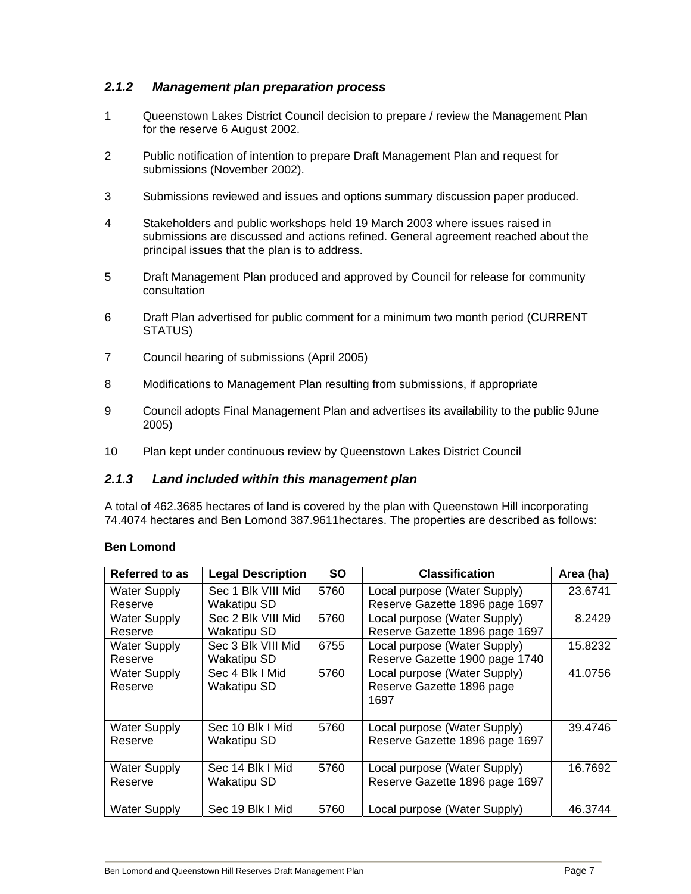### *2.1.2 Management plan preparation process*

1. Queenstown Lakes District Council decision to prepare / review the Management Plan for the reserve 6 August 2002.

2. Public notification of intention to prepare Draft Management Plan and request for submissions (November 2002).

3. Submissions reviewed and issues and options summary discussion paper produced.

4. Stakeholders and public workshops held 19 March 2003 where issues raised in submissions are discussed and actions refined. General agreement reached about the principal issues that the plan is to address.

5. Draft Management Plan produced and approved by Council for release for community consultation

6. Draft Plan advertised for public comment for a minimum two month period (CURRENT STATUS)

7. Council hearing of submissions (April 2005)

8. Modifications to Management Plan resulting from submissions, if appropriate

9. Council adopts Final Management Plan and advertises its availability to the public 9June 2005)

10. Plan kept under continuous review by Queenstown Lakes District Council

### *2.1.3 Land included within this management plan*

A total of 462.3685 hectares of land is covered by the plan with Queenstown Hill incorporating 74.4074 hectares and Ben Lomond 387.9611hectares. The properties are described as follows:

**Ben Lomond**

| Referred to as | Legal Description | SO | Classification | Area (ha) |
|---|---|---|---|---|
| Water Supply Reserve | Sec 1 Blk VIII Mid Wakatipu SD | 5760 | Local purpose (Water Supply) Reserve Gazette 1896 page 1697 | 23.6741 |
| Water Supply Reserve | Sec 2 Blk VIII Mid Wakatipu SD | 5760 | Local purpose (Water Supply) Reserve Gazette 1896 page 1697 | 8.2429 |
| Water Supply Reserve | Sec 3 Blk VIII Mid Wakatipu SD | 6755 | Local purpose (Water Supply) Reserve Gazette 1900 page 1740 | 15.8232 |
| Water Supply Reserve | Sec 4 Blk I Mid Wakatipu SD | 5760 | Local purpose (Water Supply) Reserve Gazette 1896 page 1697 | 41.0756 |
| Water Supply Reserve | Sec 10 Blk I Mid Wakatipu SD | 5760 | Local purpose (Water Supply) Reserve Gazette 1896 page 1697 | 39.4746 |
| Water Supply Reserve | Sec 14 Blk I Mid Wakatipu SD | 5760 | Local purpose (Water Supply) Reserve Gazette 1896 page 1697 | 16.7692 |
| Water Supply | Sec 19 Blk I Mid | 5760 | Local purpose (Water Supply) | 46.3744 |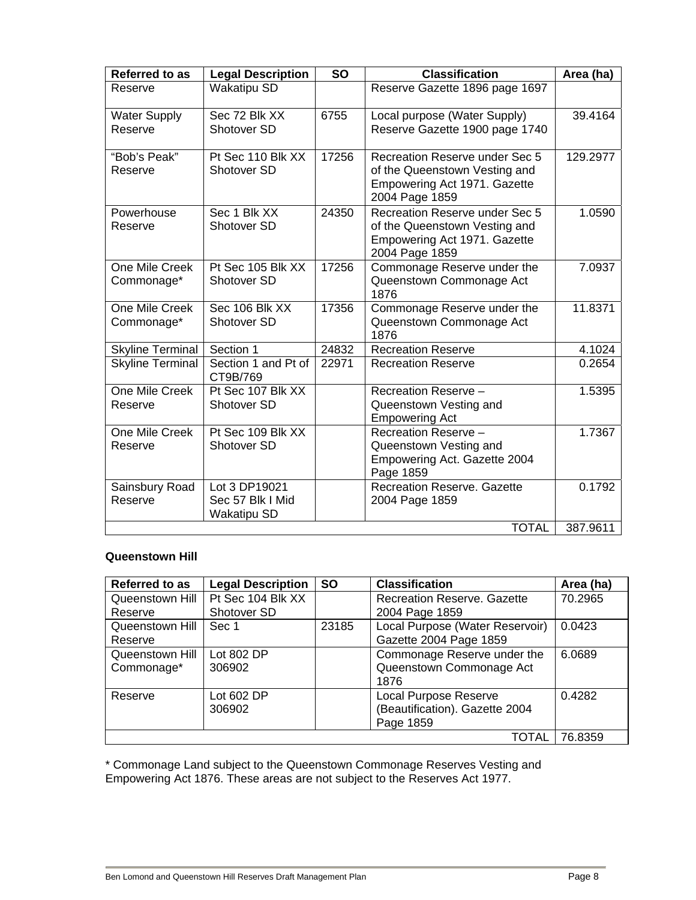| Referred to as | Legal Description | SO | Classification | Area (ha) |
|---|---|---|---|---|
| Reserve | Wakatipu SD | | Reserve Gazette 1896 page 1697 | |
| Water Supply Reserve | Sec 72 Blk XX Shotover SD | 6755 | Local purpose (Water Supply) Reserve Gazette 1900 page 1740 | 39.4164 |
| "Bob's Peak" Reserve | Pt Sec 110 Blk XX Shotover SD | 17256 | Recreation Reserve under Sec 5 of the Queenstown Vesting and Empowering Act 1971. Gazette 2004 Page 1859 | 129.2977 |
| Powerhouse Reserve | Sec 1 Blk XX Shotover SD | 24350 | Recreation Reserve under Sec 5 of the Queenstown Vesting and Empowering Act 1971. Gazette 2004 Page 1859 | 1.0590 |
| One Mile Creek Commonage* | Pt Sec 105 Blk XX Shotover SD | 17256 | Commonage Reserve under the Queenstown Commonage Act 1876 | 7.0937 |
| One Mile Creek Commonage* | Sec 106 Blk XX Shotover SD | 17356 | Commonage Reserve under the Queenstown Commonage Act 1876 | 11.8371 |
| Skyline Terminal | Section 1 | 24832 | Recreation Reserve | 4.1024 |
| Skyline Terminal | Section 1 and Pt of CT9B/769 | 22971 | Recreation Reserve | 0.2654 |
| One Mile Creek Reserve | Pt Sec 107 Blk XX Shotover SD | | Recreation Reserve – Queenstown Vesting and Empowering Act | 1.5395 |
| One Mile Creek Reserve | Pt Sec 109 Blk XX Shotover SD | | Recreation Reserve – Queenstown Vesting and Empowering Act. Gazette 2004 Page 1859 | 1.7367 |
| Sainsbury Road Reserve | Lot 3 DP19021 Sec 57 Blk I Mid Wakatipu SD | | Recreation Reserve. Gazette 2004 Page 1859 | 0.1792 |
| | | | TOTAL | 387.9611 |

**Queenstown Hill**

| Referred to as | Legal Description | SO | Classification | Area (ha) |
|---|---|---|---|---|
| Queenstown Hill Reserve | Pt Sec 104 Blk XX Shotover SD | | Recreation Reserve. Gazette 2004 Page 1859 | 70.2965 |
| Queenstown Hill Reserve | Sec 1 | 23185 | Local Purpose (Water Reservoir) Gazette 2004 Page 1859 | 0.0423 |
| Queenstown Hill Commonage* | Lot 802 DP 306902 | | Commonage Reserve under the Queenstown Commonage Act 1876 | 6.0689 |
| Reserve | Lot 602 DP 306902 | | Local Purpose Reserve (Beautification). Gazette 2004 Page 1859 | 0.4282 |
| | | | TOTAL | 76.8359 |

* Commonage Land subject to the Queenstown Commonage Reserves Vesting and Empowering Act 1876. These areas are not subject to the Reserves Act 1977.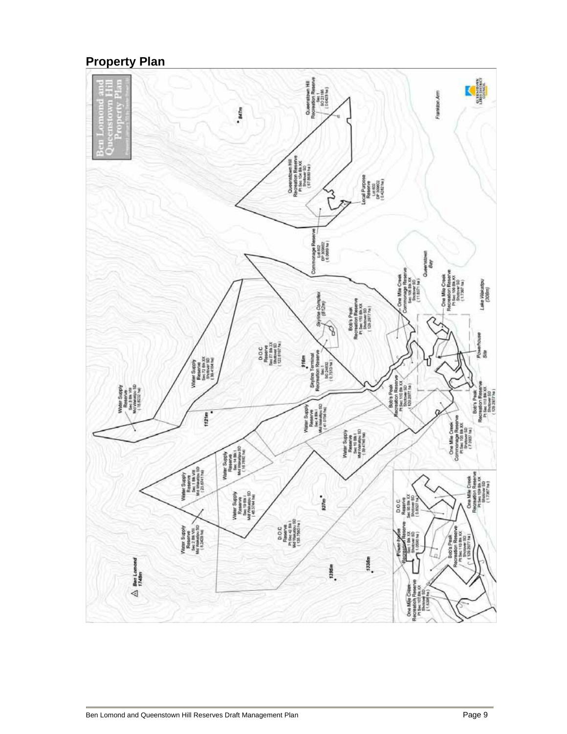## Property Plan

**Ben Lomond and Queenstown Hill Property Plan**

Queenstown Hill Recreation Reserve
Sec 1
SO 23180
(0.6623 ha)

Queenstown Hill Recreation Reserve
Pt Sec 104 Blk XX
Shotover SD
(67.8680 ha)

Local Purpose Reserve
Lot 602
DP 309602
(0.4282 ha)

Commonage Reserve
Lot 602
DP 309602
(6.6669 ha)

847m

Frankton Arm

One Mile Creek Commonage Reserve
Sec 106 Blk XX
Shotover SD
(11.8371 ha)

One Mile Creek Recreation Reserve
Pt Sec 109 Blk XX
Shotover SD
(1.7367 ha)

Queenstown Bay

Lake Wakatipu (308m)

Skyline Complex (812m)

Bob's Peak Recreation Reserve
Pt Sec 110 Blk XX
Shotover SD
(129.2877 ha)

Powerhouse Site

D.O.C Reserve
Sec 87 Blk XX
Shotover SD
(122.6187 ha)

916m

Skyline Terminal Recreation Reserve
Sec 1
SO 24833
(0.7513 ha)

Water Supply Reserve
Sec 3 Blk VIII
Mid Wakatipu SD
(15.6232 ha)

Water Supply Reserve
Sec 72 Blk XX
Shotover SD
(38.4164 ha)

1121m

Water Supply Reserve
Sec 4 Blk I
Mid Wakatipu SD
(41.0756 ha)

Water Supply Reserve
Sec 10 Blk I
Mid Wakatipu SD
(39.4740 ha)

Bob's Peak Recreation Reserve
Pt Sec 110 Blk XX
Shotover SD
(129.2877 ha)

One Mile Creek Commonage Reserve
Pt Sec 105 Blk XX
Shotover SD
(7.0937 ha)

Water Supply Reserve
Sec 1 Blk VIII
Mid Wakatipu SD
(23.8741 ha)

Water Supply Reserve
Sec 14 Blk I
Mid Wakatipu SD
(18.7692 ha)

Water Supply Reserve
Sec 19 Blk I
Mid Wakatipu SD
(45.3744 ha)

Water Supply Reserve
Sec 2 Blk VIII
Mid Wakatipu SD
(8.2429 ha)

927m

D.O.C Reserve
Pt Sec 42 Blk I
Mid Wakatipu SD
(155.7560 ha)

Ben Lomond 1748m

1395m

1335m

D.O.C Reserve
Sec 95 Blk XX
Shotover SD
(3.8327 ha)

One Mile Creek Recreation Reserve
Pt Sec 109 Blk XX
Shotover SD
(1.7367 ha)

Powerhouse Recreation Reserve
Sec 1 Blk XX
Shotover SD
(1.0956 ha)

Bob's Peak Recreation Reserve
Pt Sec 110 Blk XX
Shotover SD
(129.2877 ha)

One Mile Creek Recreation Reserve
Pt Sec 107 Blk XX
Shotover SD
(1.5395 ha)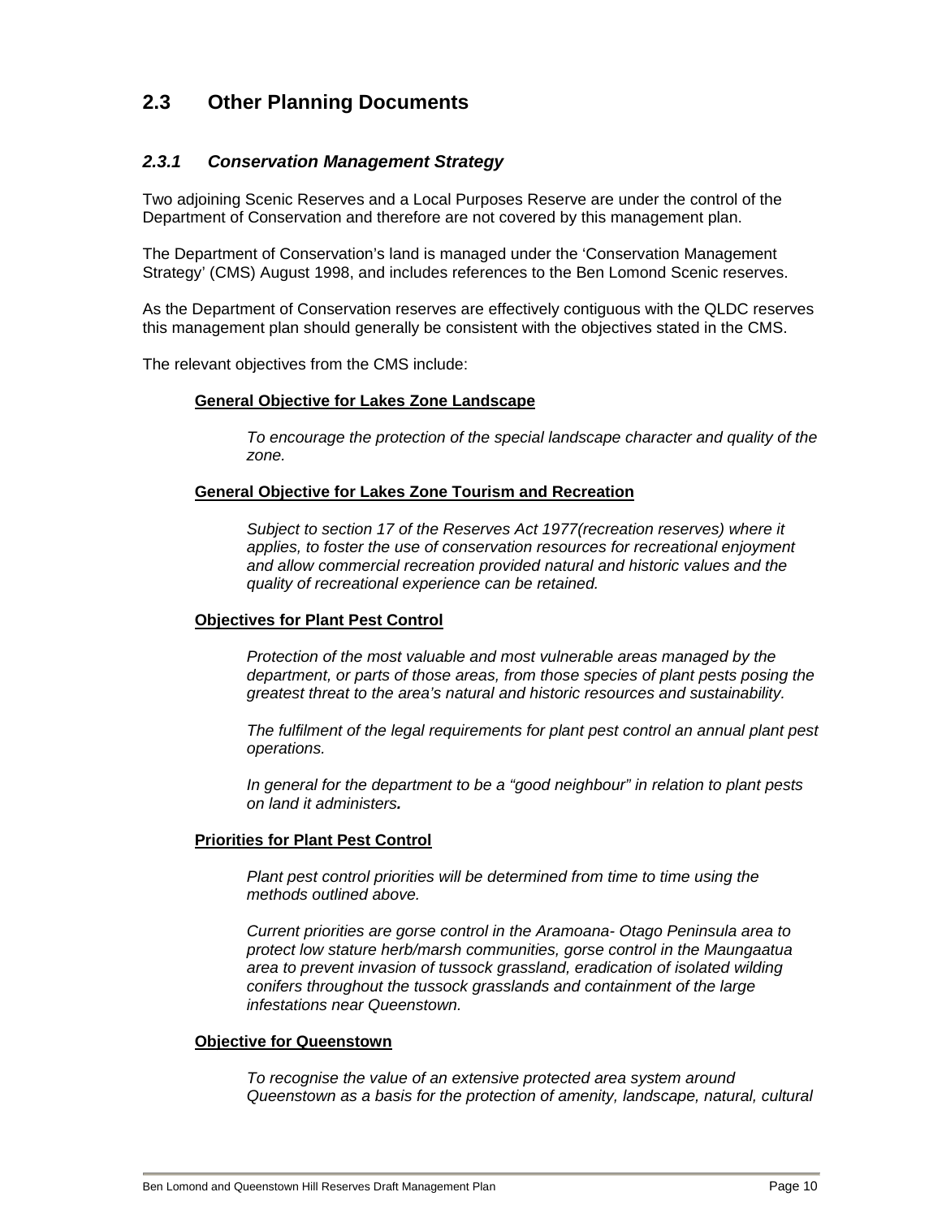## 2.3 Other Planning Documents

### *2.3.1 Conservation Management Strategy*

Two adjoining Scenic Reserves and a Local Purposes Reserve are under the control of the Department of Conservation and therefore are not covered by this management plan.

The Department of Conservation's land is managed under the 'Conservation Management Strategy' (CMS) August 1998, and includes references to the Ben Lomond Scenic reserves.

As the Department of Conservation reserves are effectively contiguous with the QLDC reserves this management plan should generally be consistent with the objectives stated in the CMS.

The relevant objectives from the CMS include:

**General Objective for Lakes Zone Landscape**

*To encourage the protection of the special landscape character and quality of the zone.*

**General Objective for Lakes Zone Tourism and Recreation**

*Subject to section 17 of the Reserves Act 1977(recreation reserves) where it applies, to foster the use of conservation resources for recreational enjoyment and allow commercial recreation provided natural and historic values and the quality of recreational experience can be retained.*

**Objectives for Plant Pest Control**

*Protection of the most valuable and most vulnerable areas managed by the department, or parts of those areas, from those species of plant pests posing the greatest threat to the area's natural and historic resources and sustainability.*

*The fulfilment of the legal requirements for plant pest control an annual plant pest operations.*

*In general for the department to be a "good neighbour" in relation to plant pests on land it administers.*

**Priorities for Plant Pest Control**

*Plant pest control priorities will be determined from time to time using the methods outlined above.*

*Current priorities are gorse control in the Aramoana- Otago Peninsula area to protect low stature herb/marsh communities, gorse control in the Maungaatua area to prevent invasion of tussock grassland, eradication of isolated wilding conifers throughout the tussock grasslands and containment of the large infestations near Queenstown.*

**Objective for Queenstown**

*To recognise the value of an extensive protected area system around Queenstown as a basis for the protection of amenity, landscape, natural, cultural*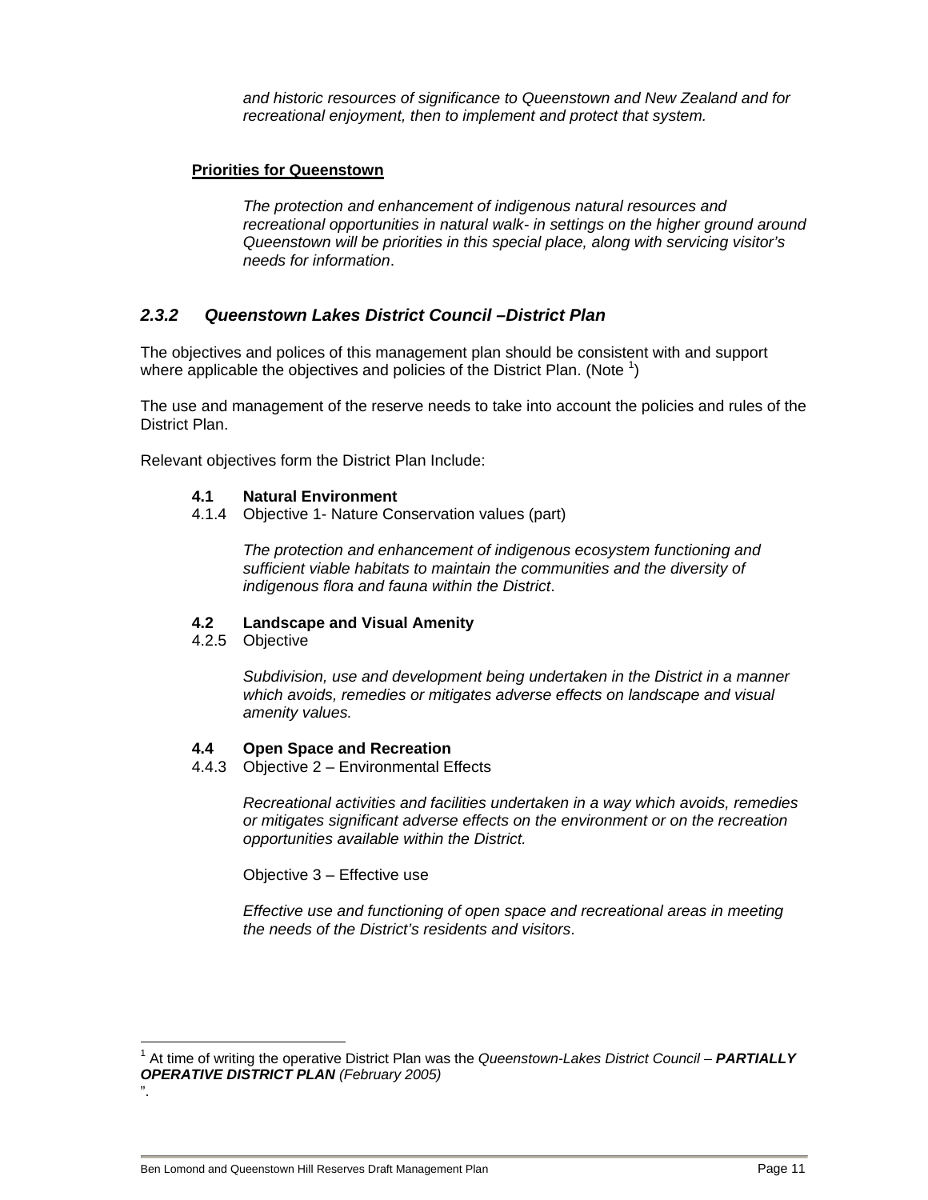*and historic resources of significance to Queenstown and New Zealand and for recreational enjoyment, then to implement and protect that system.*

**Priorities for Queenstown**

*The protection and enhancement of indigenous natural resources and recreational opportunities in natural walk- in settings on the higher ground around Queenstown will be priorities in this special place, along with servicing visitor's needs for information*.

### *2.3.2 Queenstown Lakes District Council –District Plan*

The objectives and polices of this management plan should be consistent with and support where applicable the objectives and policies of the District Plan. (Note [1])

The use and management of the reserve needs to take into account the policies and rules of the District Plan.

Relevant objectives form the District Plan Include:

**4.1 Natural Environment**
4.1.4 Objective 1- Nature Conservation values (part)

*The protection and enhancement of indigenous ecosystem functioning and sufficient viable habitats to maintain the communities and the diversity of indigenous flora and fauna within the District*.

**4.2 Landscape and Visual Amenity**
4.2.5 Objective

*Subdivision, use and development being undertaken in the District in a manner which avoids, remedies or mitigates adverse effects on landscape and visual amenity values.*

**4.4 Open Space and Recreation**
4.4.3 Objective 2 – Environmental Effects

*Recreational activities and facilities undertaken in a way which avoids, remedies or mitigates significant adverse effects on the environment or on the recreation opportunities available within the District.*

Objective 3 – Effective use

*Effective use and functioning of open space and recreational areas in meeting the needs of the District's residents and visitors*.

---

[1] At time of writing the operative District Plan was the *Queenstown-Lakes District Council –* ***PARTIALLY OPERATIVE DISTRICT PLAN*** *(February 2005)*
".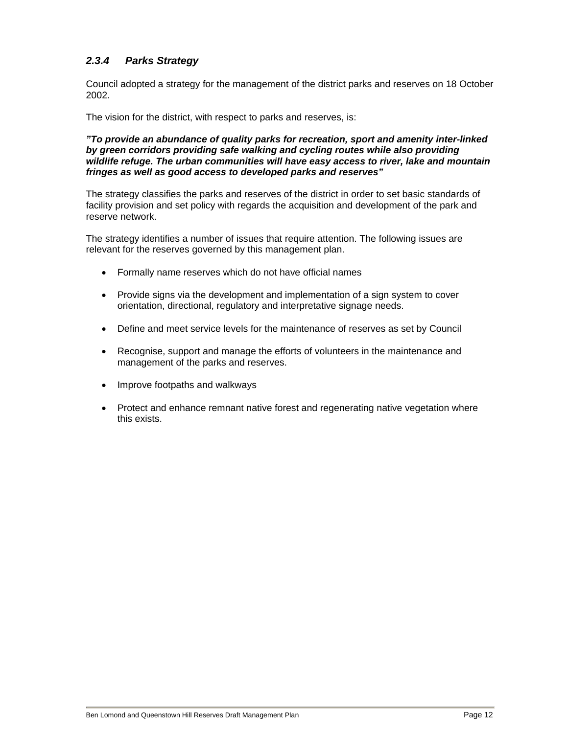### *2.3.4 Parks Strategy*

Council adopted a strategy for the management of the district parks and reserves on 18 October 2002.

The vision for the district, with respect to parks and reserves, is:

***"To provide an abundance of quality parks for recreation, sport and amenity inter-linked by green corridors providing safe walking and cycling routes while also providing wildlife refuge. The urban communities will have easy access to river, lake and mountain fringes as well as good access to developed parks and reserves"***

The strategy classifies the parks and reserves of the district in order to set basic standards of facility provision and set policy with regards the acquisition and development of the park and reserve network.

The strategy identifies a number of issues that require attention. The following issues are relevant for the reserves governed by this management plan.

- Formally name reserves which do not have official names
- Provide signs via the development and implementation of a sign system to cover orientation, directional, regulatory and interpretative signage needs.
- Define and meet service levels for the maintenance of reserves as set by Council
- Recognise, support and manage the efforts of volunteers in the maintenance and management of the parks and reserves.
- Improve footpaths and walkways
- Protect and enhance remnant native forest and regenerating native vegetation where this exists.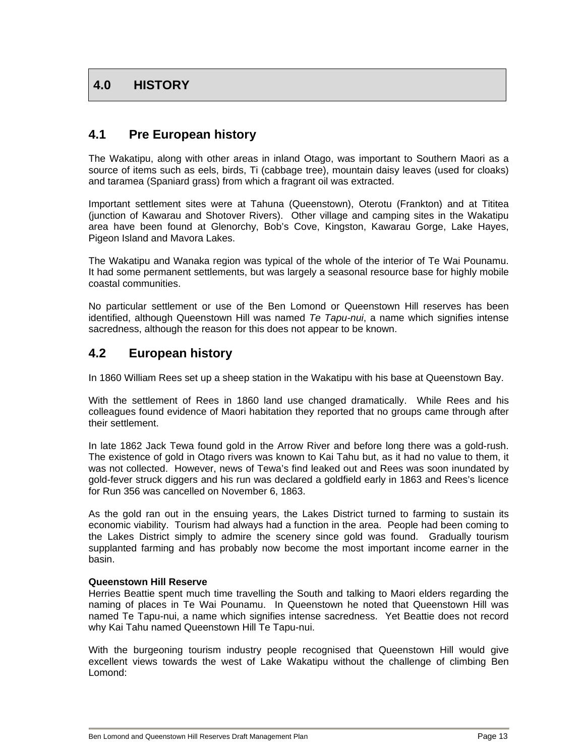# 4.0 HISTORY

## 4.1 Pre European history

The Wakatipu, along with other areas in inland Otago, was important to Southern Maori as a source of items such as eels, birds, Ti (cabbage tree), mountain daisy leaves (used for cloaks) and taramea (Spaniard grass) from which a fragrant oil was extracted.

Important settlement sites were at Tahuna (Queenstown), Oterotu (Frankton) and at Tititea (junction of Kawarau and Shotover Rivers). Other village and camping sites in the Wakatipu area have been found at Glenorchy, Bob's Cove, Kingston, Kawarau Gorge, Lake Hayes, Pigeon Island and Mavora Lakes.

The Wakatipu and Wanaka region was typical of the whole of the interior of Te Wai Pounamu. It had some permanent settlements, but was largely a seasonal resource base for highly mobile coastal communities.

No particular settlement or use of the Ben Lomond or Queenstown Hill reserves has been identified, although Queenstown Hill was named *Te Tapu-nui*, a name which signifies intense sacredness, although the reason for this does not appear to be known.

## 4.2 European history

In 1860 William Rees set up a sheep station in the Wakatipu with his base at Queenstown Bay.

With the settlement of Rees in 1860 land use changed dramatically. While Rees and his colleagues found evidence of Maori habitation they reported that no groups came through after their settlement.

In late 1862 Jack Tewa found gold in the Arrow River and before long there was a gold-rush. The existence of gold in Otago rivers was known to Kai Tahu but, as it had no value to them, it was not collected. However, news of Tewa's find leaked out and Rees was soon inundated by gold-fever struck diggers and his run was declared a goldfield early in 1863 and Rees's licence for Run 356 was cancelled on November 6, 1863.

As the gold ran out in the ensuing years, the Lakes District turned to farming to sustain its economic viability. Tourism had always had a function in the area. People had been coming to the Lakes District simply to admire the scenery since gold was found. Gradually tourism supplanted farming and has probably now become the most important income earner in the basin.

**Queenstown Hill Reserve**

Herries Beattie spent much time travelling the South and talking to Maori elders regarding the naming of places in Te Wai Pounamu. In Queenstown he noted that Queenstown Hill was named Te Tapu-nui, a name which signifies intense sacredness. Yet Beattie does not record why Kai Tahu named Queenstown Hill Te Tapu-nui.

With the burgeoning tourism industry people recognised that Queenstown Hill would give excellent views towards the west of Lake Wakatipu without the challenge of climbing Ben Lomond: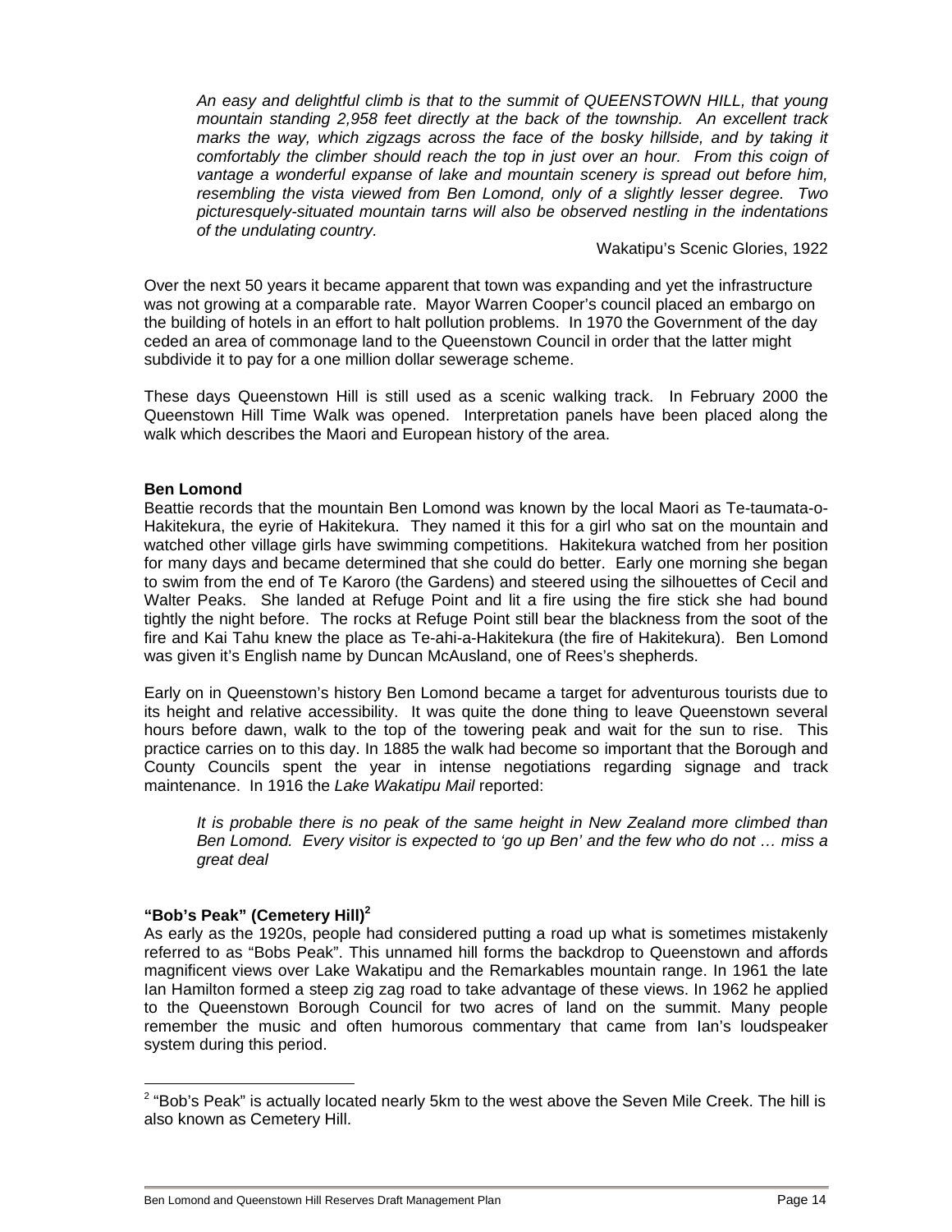*An easy and delightful climb is that to the summit of QUEENSTOWN HILL, that young mountain standing 2,958 feet directly at the back of the township. An excellent track marks the way, which zigzags across the face of the bosky hillside, and by taking it comfortably the climber should reach the top in just over an hour. From this coign of vantage a wonderful expanse of lake and mountain scenery is spread out before him, resembling the vista viewed from Ben Lomond, only of a slightly lesser degree. Two picturesquely-situated mountain tarns will also be observed nestling in the indentations of the undulating country.*

Wakatipu's Scenic Glories, 1922

Over the next 50 years it became apparent that town was expanding and yet the infrastructure was not growing at a comparable rate. Mayor Warren Cooper's council placed an embargo on the building of hotels in an effort to halt pollution problems. In 1970 the Government of the day ceded an area of commonage land to the Queenstown Council in order that the latter might subdivide it to pay for a one million dollar sewerage scheme.

These days Queenstown Hill is still used as a scenic walking track. In February 2000 the Queenstown Hill Time Walk was opened. Interpretation panels have been placed along the walk which describes the Maori and European history of the area.

**Ben Lomond**

Beattie records that the mountain Ben Lomond was known by the local Maori as Te-taumata-o-Hakitekura, the eyrie of Hakitekura. They named it this for a girl who sat on the mountain and watched other village girls have swimming competitions. Hakitekura watched from her position for many days and became determined that she could do better. Early one morning she began to swim from the end of Te Karoro (the Gardens) and steered using the silhouettes of Cecil and Walter Peaks. She landed at Refuge Point and lit a fire using the fire stick she had bound tightly the night before. The rocks at Refuge Point still bear the blackness from the soot of the fire and Kai Tahu knew the place as Te-ahi-a-Hakitekura (the fire of Hakitekura). Ben Lomond was given it's English name by Duncan McAusland, one of Rees's shepherds.

Early on in Queenstown's history Ben Lomond became a target for adventurous tourists due to its height and relative accessibility. It was quite the done thing to leave Queenstown several hours before dawn, walk to the top of the towering peak and wait for the sun to rise. This practice carries on to this day. In 1885 the walk had become so important that the Borough and County Councils spent the year in intense negotiations regarding signage and track maintenance. In 1916 the *Lake Wakatipu Mail* reported:

*It is probable there is no peak of the same height in New Zealand more climbed than Ben Lomond. Every visitor is expected to 'go up Ben' and the few who do not … miss a great deal*

**"Bob's Peak" (Cemetery Hill)[2]**

As early as the 1920s, people had considered putting a road up what is sometimes mistakenly referred to as "Bobs Peak". This unnamed hill forms the backdrop to Queenstown and affords magnificent views over Lake Wakatipu and the Remarkables mountain range. In 1961 the late Ian Hamilton formed a steep zig zag road to take advantage of these views. In 1962 he applied to the Queenstown Borough Council for two acres of land on the summit. Many people remember the music and often humorous commentary that came from Ian's loudspeaker system during this period.

[2] "Bob's Peak" is actually located nearly 5km to the west above the Seven Mile Creek. The hill is also known as Cemetery Hill.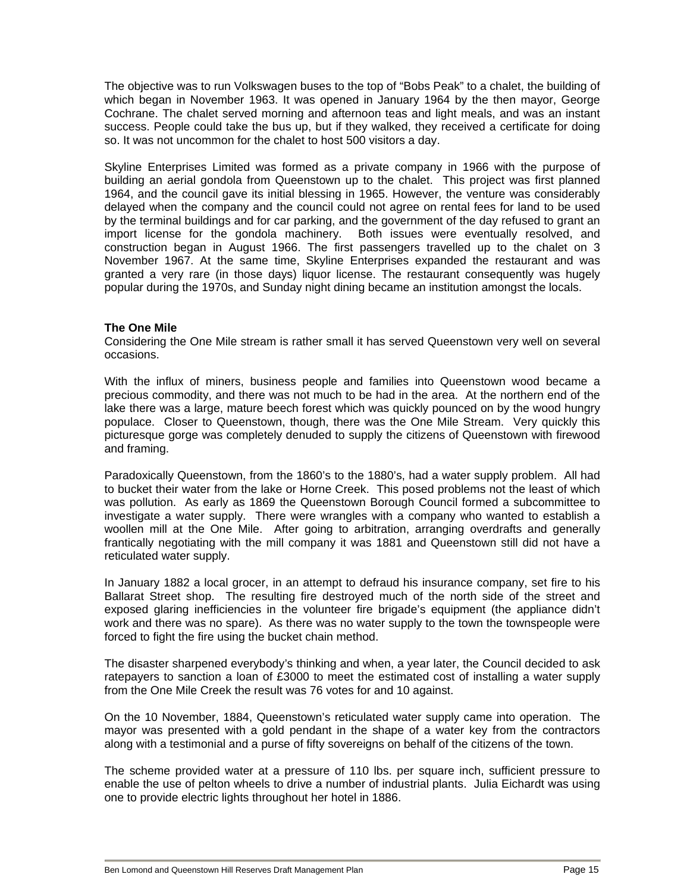The objective was to run Volkswagen buses to the top of "Bobs Peak" to a chalet, the building of which began in November 1963. It was opened in January 1964 by the then mayor, George Cochrane. The chalet served morning and afternoon teas and light meals, and was an instant success. People could take the bus up, but if they walked, they received a certificate for doing so. It was not uncommon for the chalet to host 500 visitors a day.

Skyline Enterprises Limited was formed as a private company in 1966 with the purpose of building an aerial gondola from Queenstown up to the chalet. This project was first planned 1964, and the council gave its initial blessing in 1965. However, the venture was considerably delayed when the company and the council could not agree on rental fees for land to be used by the terminal buildings and for car parking, and the government of the day refused to grant an import license for the gondola machinery. Both issues were eventually resolved, and construction began in August 1966. The first passengers travelled up to the chalet on 3 November 1967. At the same time, Skyline Enterprises expanded the restaurant and was granted a very rare (in those days) liquor license. The restaurant consequently was hugely popular during the 1970s, and Sunday night dining became an institution amongst the locals.

**The One Mile**

Considering the One Mile stream is rather small it has served Queenstown very well on several occasions.

With the influx of miners, business people and families into Queenstown wood became a precious commodity, and there was not much to be had in the area. At the northern end of the lake there was a large, mature beech forest which was quickly pounced on by the wood hungry populace. Closer to Queenstown, though, there was the One Mile Stream. Very quickly this picturesque gorge was completely denuded to supply the citizens of Queenstown with firewood and framing.

Paradoxically Queenstown, from the 1860's to the 1880's, had a water supply problem. All had to bucket their water from the lake or Horne Creek. This posed problems not the least of which was pollution. As early as 1869 the Queenstown Borough Council formed a subcommittee to investigate a water supply. There were wrangles with a company who wanted to establish a woollen mill at the One Mile. After going to arbitration, arranging overdrafts and generally frantically negotiating with the mill company it was 1881 and Queenstown still did not have a reticulated water supply.

In January 1882 a local grocer, in an attempt to defraud his insurance company, set fire to his Ballarat Street shop. The resulting fire destroyed much of the north side of the street and exposed glaring inefficiencies in the volunteer fire brigade's equipment (the appliance didn't work and there was no spare). As there was no water supply to the town the townspeople were forced to fight the fire using the bucket chain method.

The disaster sharpened everybody's thinking and when, a year later, the Council decided to ask ratepayers to sanction a loan of £3000 to meet the estimated cost of installing a water supply from the One Mile Creek the result was 76 votes for and 10 against.

On the 10 November, 1884, Queenstown's reticulated water supply came into operation. The mayor was presented with a gold pendant in the shape of a water key from the contractors along with a testimonial and a purse of fifty sovereigns on behalf of the citizens of the town.

The scheme provided water at a pressure of 110 lbs. per square inch, sufficient pressure to enable the use of pelton wheels to drive a number of industrial plants. Julia Eichardt was using one to provide electric lights throughout her hotel in 1886.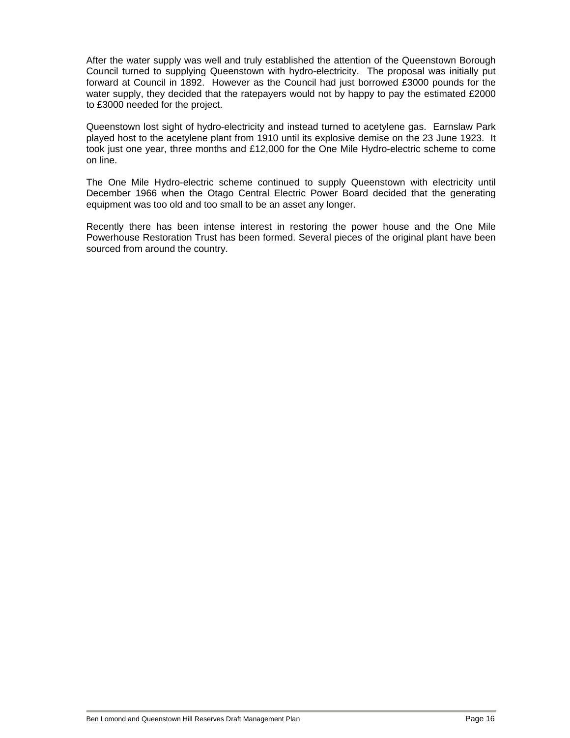After the water supply was well and truly established the attention of the Queenstown Borough Council turned to supplying Queenstown with hydro-electricity. The proposal was initially put forward at Council in 1892. However as the Council had just borrowed £3000 pounds for the water supply, they decided that the ratepayers would not by happy to pay the estimated £2000 to £3000 needed for the project.

Queenstown lost sight of hydro-electricity and instead turned to acetylene gas. Earnslaw Park played host to the acetylene plant from 1910 until its explosive demise on the 23 June 1923. It took just one year, three months and £12,000 for the One Mile Hydro-electric scheme to come on line.

The One Mile Hydro-electric scheme continued to supply Queenstown with electricity until December 1966 when the Otago Central Electric Power Board decided that the generating equipment was too old and too small to be an asset any longer.

Recently there has been intense interest in restoring the power house and the One Mile Powerhouse Restoration Trust has been formed. Several pieces of the original plant have been sourced from around the country.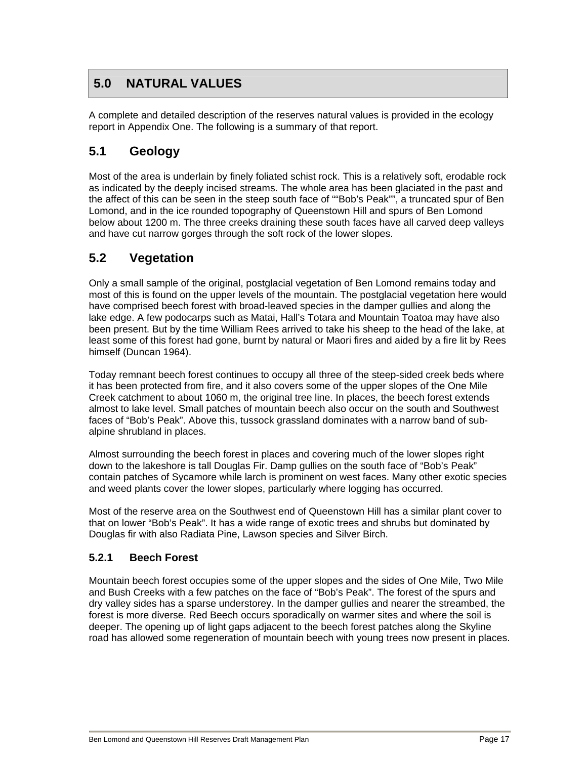# 5.0 NATURAL VALUES

A complete and detailed description of the reserves natural values is provided in the ecology report in Appendix One. The following is a summary of that report.

## 5.1 Geology

Most of the area is underlain by finely foliated schist rock. This is a relatively soft, erodable rock as indicated by the deeply incised streams. The whole area has been glaciated in the past and the affect of this can be seen in the steep south face of ""Bob's Peak"", a truncated spur of Ben Lomond, and in the ice rounded topography of Queenstown Hill and spurs of Ben Lomond below about 1200 m. The three creeks draining these south faces have all carved deep valleys and have cut narrow gorges through the soft rock of the lower slopes.

## 5.2 Vegetation

Only a small sample of the original, postglacial vegetation of Ben Lomond remains today and most of this is found on the upper levels of the mountain. The postglacial vegetation here would have comprised beech forest with broad-leaved species in the damper gullies and along the lake edge. A few podocarps such as Matai, Hall's Totara and Mountain Toatoa may have also been present. But by the time William Rees arrived to take his sheep to the head of the lake, at least some of this forest had gone, burnt by natural or Maori fires and aided by a fire lit by Rees himself (Duncan 1964).

Today remnant beech forest continues to occupy all three of the steep-sided creek beds where it has been protected from fire, and it also covers some of the upper slopes of the One Mile Creek catchment to about 1060 m, the original tree line. In places, the beech forest extends almost to lake level. Small patches of mountain beech also occur on the south and Southwest faces of "Bob's Peak". Above this, tussock grassland dominates with a narrow band of sub-alpine shrubland in places.

Almost surrounding the beech forest in places and covering much of the lower slopes right down to the lakeshore is tall Douglas Fir. Damp gullies on the south face of "Bob's Peak" contain patches of Sycamore while larch is prominent on west faces. Many other exotic species and weed plants cover the lower slopes, particularly where logging has occurred.

Most of the reserve area on the Southwest end of Queenstown Hill has a similar plant cover to that on lower "Bob's Peak". It has a wide range of exotic trees and shrubs but dominated by Douglas fir with also Radiata Pine, Lawson species and Silver Birch.

### 5.2.1 Beech Forest

Mountain beech forest occupies some of the upper slopes and the sides of One Mile, Two Mile and Bush Creeks with a few patches on the face of "Bob's Peak". The forest of the spurs and dry valley sides has a sparse understorey. In the damper gullies and nearer the streambed, the forest is more diverse. Red Beech occurs sporadically on warmer sites and where the soil is deeper. The opening up of light gaps adjacent to the beech forest patches along the Skyline road has allowed some regeneration of mountain beech with young trees now present in places.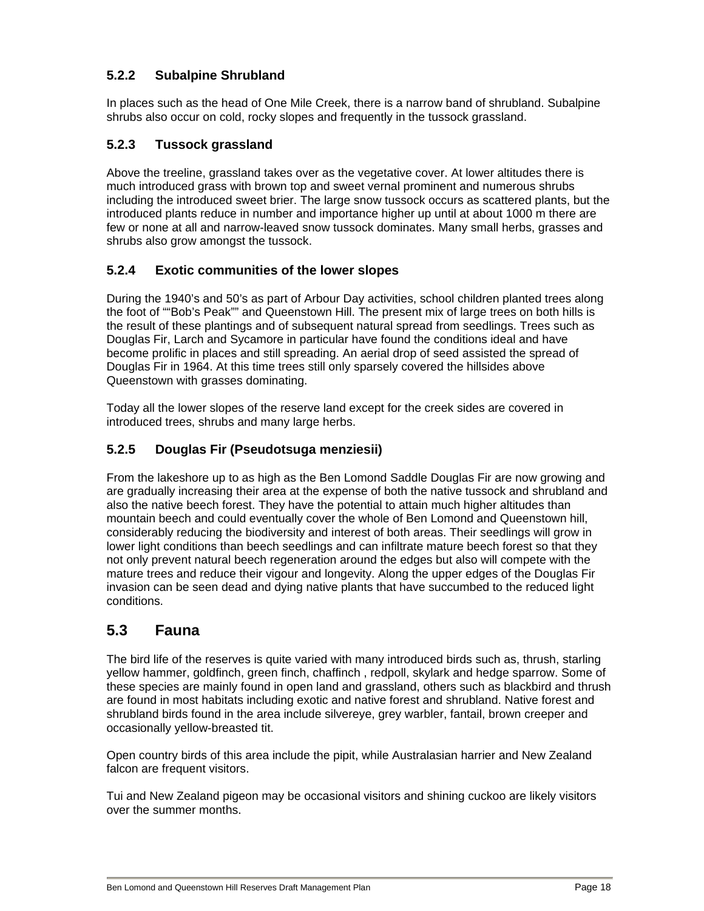### 5.2.2 Subalpine Shrubland

In places such as the head of One Mile Creek, there is a narrow band of shrubland. Subalpine shrubs also occur on cold, rocky slopes and frequently in the tussock grassland.

### 5.2.3 Tussock grassland

Above the treeline, grassland takes over as the vegetative cover. At lower altitudes there is much introduced grass with brown top and sweet vernal prominent and numerous shrubs including the introduced sweet brier. The large snow tussock occurs as scattered plants, but the introduced plants reduce in number and importance higher up until at about 1000 m there are few or none at all and narrow-leaved snow tussock dominates. Many small herbs, grasses and shrubs also grow amongst the tussock.

### 5.2.4 Exotic communities of the lower slopes

During the 1940's and 50's as part of Arbour Day activities, school children planted trees along the foot of ""Bob's Peak"" and Queenstown Hill. The present mix of large trees on both hills is the result of these plantings and of subsequent natural spread from seedlings. Trees such as Douglas Fir, Larch and Sycamore in particular have found the conditions ideal and have become prolific in places and still spreading. An aerial drop of seed assisted the spread of Douglas Fir in 1964. At this time trees still only sparsely covered the hillsides above Queenstown with grasses dominating.

Today all the lower slopes of the reserve land except for the creek sides are covered in introduced trees, shrubs and many large herbs.

### 5.2.5 Douglas Fir (Pseudotsuga menziesii)

From the lakeshore up to as high as the Ben Lomond Saddle Douglas Fir are now growing and are gradually increasing their area at the expense of both the native tussock and shrubland and also the native beech forest. They have the potential to attain much higher altitudes than mountain beech and could eventually cover the whole of Ben Lomond and Queenstown hill, considerably reducing the biodiversity and interest of both areas. Their seedlings will grow in lower light conditions than beech seedlings and can infiltrate mature beech forest so that they not only prevent natural beech regeneration around the edges but also will compete with the mature trees and reduce their vigour and longevity. Along the upper edges of the Douglas Fir invasion can be seen dead and dying native plants that have succumbed to the reduced light conditions.

## 5.3 Fauna

The bird life of the reserves is quite varied with many introduced birds such as, thrush, starling yellow hammer, goldfinch, green finch, chaffinch , redpoll, skylark and hedge sparrow. Some of these species are mainly found in open land and grassland, others such as blackbird and thrush are found in most habitats including exotic and native forest and shrubland. Native forest and shrubland birds found in the area include silvereye, grey warbler, fantail, brown creeper and occasionally yellow-breasted tit.

Open country birds of this area include the pipit, while Australasian harrier and New Zealand falcon are frequent visitors.

Tui and New Zealand pigeon may be occasional visitors and shining cuckoo are likely visitors over the summer months.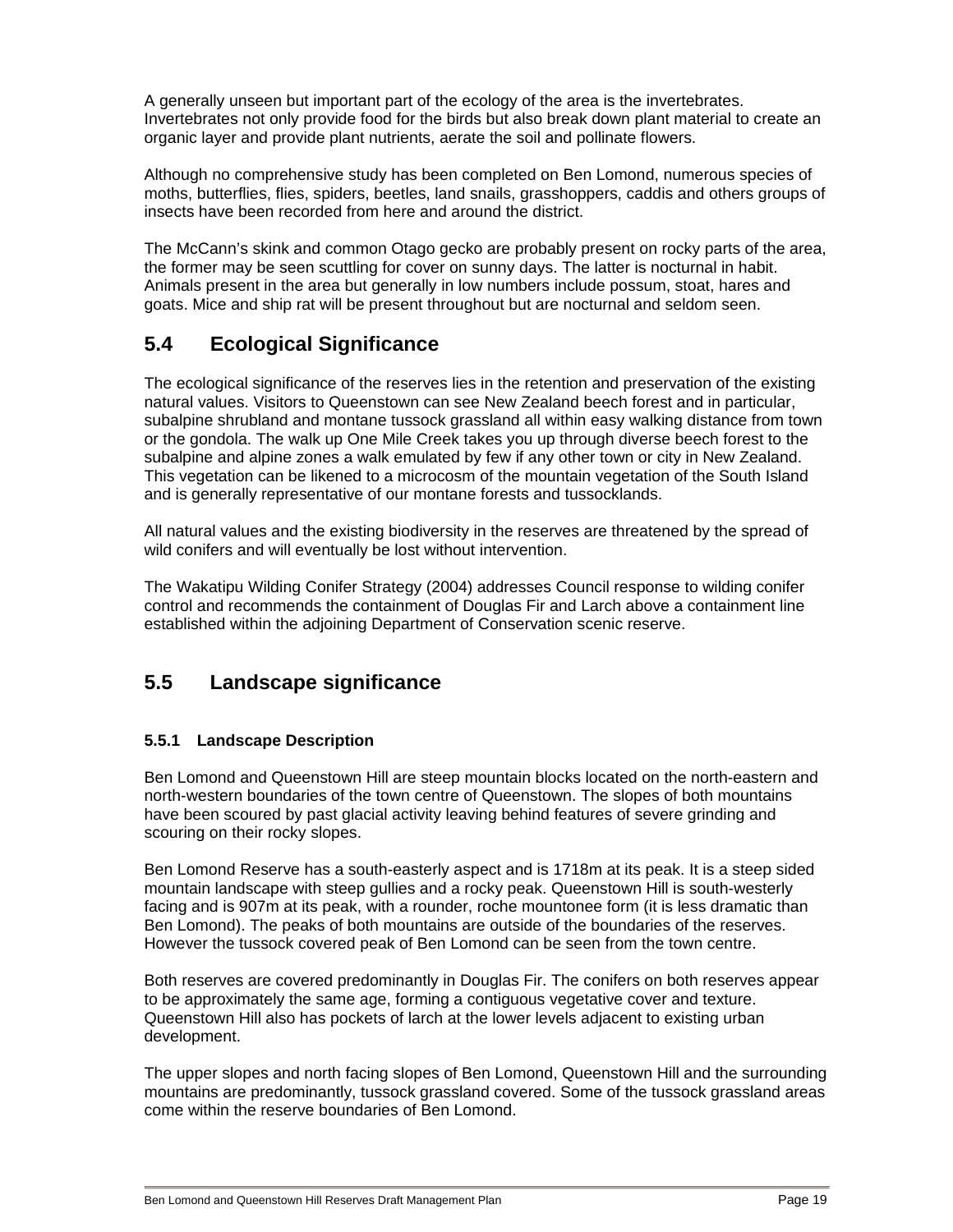A generally unseen but important part of the ecology of the area is the invertebrates. Invertebrates not only provide food for the birds but also break down plant material to create an organic layer and provide plant nutrients, aerate the soil and pollinate flowers.

Although no comprehensive study has been completed on Ben Lomond, numerous species of moths, butterflies, flies, spiders, beetles, land snails, grasshoppers, caddis and others groups of insects have been recorded from here and around the district.

The McCann's skink and common Otago gecko are probably present on rocky parts of the area, the former may be seen scuttling for cover on sunny days. The latter is nocturnal in habit. Animals present in the area but generally in low numbers include possum, stoat, hares and goats. Mice and ship rat will be present throughout but are nocturnal and seldom seen.

## 5.4 Ecological Significance

The ecological significance of the reserves lies in the retention and preservation of the existing natural values. Visitors to Queenstown can see New Zealand beech forest and in particular, subalpine shrubland and montane tussock grassland all within easy walking distance from town or the gondola. The walk up One Mile Creek takes you up through diverse beech forest to the subalpine and alpine zones a walk emulated by few if any other town or city in New Zealand. This vegetation can be likened to a microcosm of the mountain vegetation of the South Island and is generally representative of our montane forests and tussocklands.

All natural values and the existing biodiversity in the reserves are threatened by the spread of wild conifers and will eventually be lost without intervention.

The Wakatipu Wilding Conifer Strategy (2004) addresses Council response to wilding conifer control and recommends the containment of Douglas Fir and Larch above a containment line established within the adjoining Department of Conservation scenic reserve.

## 5.5 Landscape significance

### 5.5.1 Landscape Description

Ben Lomond and Queenstown Hill are steep mountain blocks located on the north-eastern and north-western boundaries of the town centre of Queenstown. The slopes of both mountains have been scoured by past glacial activity leaving behind features of severe grinding and scouring on their rocky slopes.

Ben Lomond Reserve has a south-easterly aspect and is 1718m at its peak. It is a steep sided mountain landscape with steep gullies and a rocky peak. Queenstown Hill is south-westerly facing and is 907m at its peak, with a rounder, roche mountonee form (it is less dramatic than Ben Lomond). The peaks of both mountains are outside of the boundaries of the reserves. However the tussock covered peak of Ben Lomond can be seen from the town centre.

Both reserves are covered predominantly in Douglas Fir. The conifers on both reserves appear to be approximately the same age, forming a contiguous vegetative cover and texture. Queenstown Hill also has pockets of larch at the lower levels adjacent to existing urban development.

The upper slopes and north facing slopes of Ben Lomond, Queenstown Hill and the surrounding mountains are predominantly, tussock grassland covered. Some of the tussock grassland areas come within the reserve boundaries of Ben Lomond.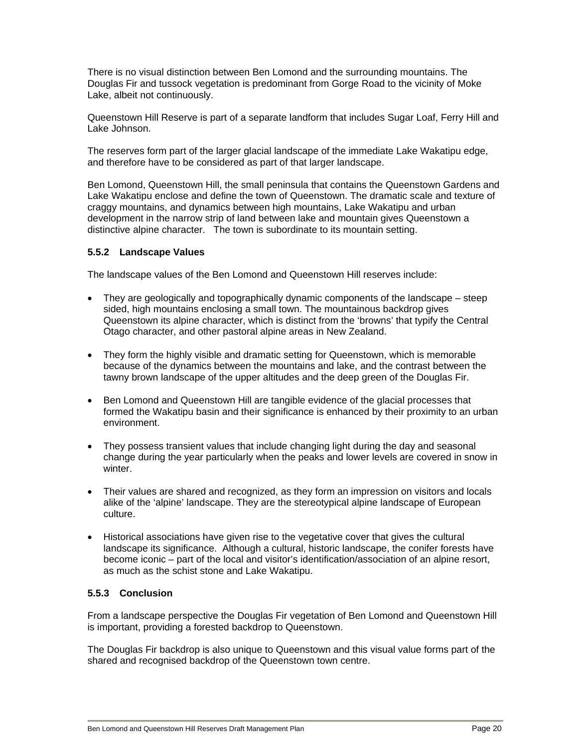There is no visual distinction between Ben Lomond and the surrounding mountains. The Douglas Fir and tussock vegetation is predominant from Gorge Road to the vicinity of Moke Lake, albeit not continuously.

Queenstown Hill Reserve is part of a separate landform that includes Sugar Loaf, Ferry Hill and Lake Johnson.

The reserves form part of the larger glacial landscape of the immediate Lake Wakatipu edge, and therefore have to be considered as part of that larger landscape.

Ben Lomond, Queenstown Hill, the small peninsula that contains the Queenstown Gardens and Lake Wakatipu enclose and define the town of Queenstown. The dramatic scale and texture of craggy mountains, and dynamics between high mountains, Lake Wakatipu and urban development in the narrow strip of land between lake and mountain gives Queenstown a distinctive alpine character. The town is subordinate to its mountain setting.

### 5.5.2 Landscape Values

The landscape values of the Ben Lomond and Queenstown Hill reserves include:

- They are geologically and topographically dynamic components of the landscape – steep sided, high mountains enclosing a small town. The mountainous backdrop gives Queenstown its alpine character, which is distinct from the 'browns' that typify the Central Otago character, and other pastoral alpine areas in New Zealand.

- They form the highly visible and dramatic setting for Queenstown, which is memorable because of the dynamics between the mountains and lake, and the contrast between the tawny brown landscape of the upper altitudes and the deep green of the Douglas Fir.

- Ben Lomond and Queenstown Hill are tangible evidence of the glacial processes that formed the Wakatipu basin and their significance is enhanced by their proximity to an urban environment.

- They possess transient values that include changing light during the day and seasonal change during the year particularly when the peaks and lower levels are covered in snow in winter.

- Their values are shared and recognized, as they form an impression on visitors and locals alike of the 'alpine' landscape. They are the stereotypical alpine landscape of European culture.

- Historical associations have given rise to the vegetative cover that gives the cultural landscape its significance. Although a cultural, historic landscape, the conifer forests have become iconic – part of the local and visitor's identification/association of an alpine resort, as much as the schist stone and Lake Wakatipu.

### 5.5.3 Conclusion

From a landscape perspective the Douglas Fir vegetation of Ben Lomond and Queenstown Hill is important, providing a forested backdrop to Queenstown.

The Douglas Fir backdrop is also unique to Queenstown and this visual value forms part of the shared and recognised backdrop of the Queenstown town centre.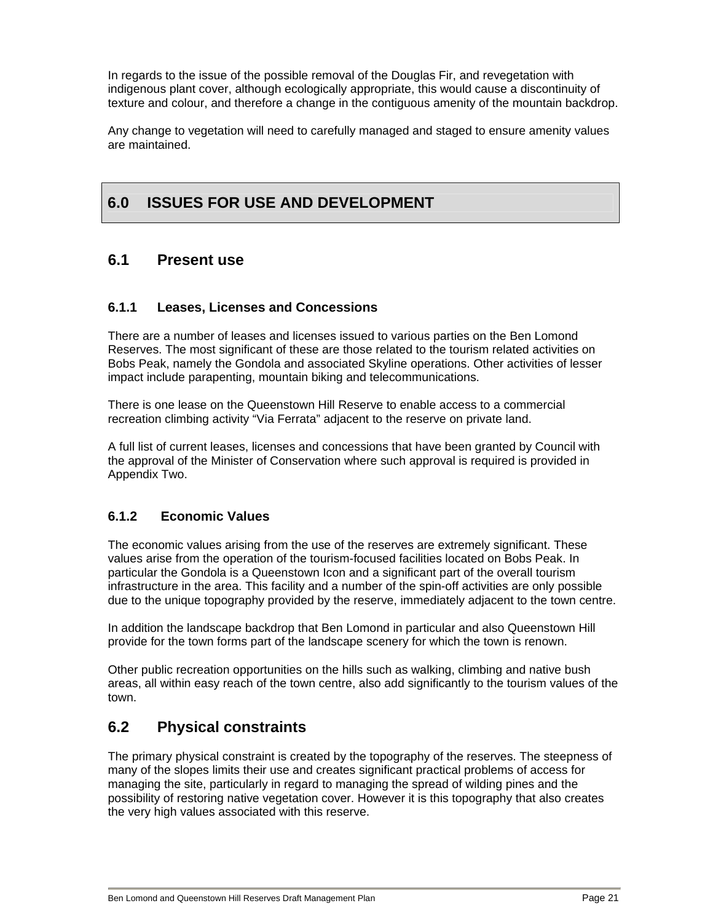In regards to the issue of the possible removal of the Douglas Fir, and revegetation with indigenous plant cover, although ecologically appropriate, this would cause a discontinuity of texture and colour, and therefore a change in the contiguous amenity of the mountain backdrop.

Any change to vegetation will need to carefully managed and staged to ensure amenity values are maintained.

# 6.0 ISSUES FOR USE AND DEVELOPMENT

## 6.1 Present use

### 6.1.1 Leases, Licenses and Concessions

There are a number of leases and licenses issued to various parties on the Ben Lomond Reserves. The most significant of these are those related to the tourism related activities on Bobs Peak, namely the Gondola and associated Skyline operations. Other activities of lesser impact include parapenting, mountain biking and telecommunications.

There is one lease on the Queenstown Hill Reserve to enable access to a commercial recreation climbing activity "Via Ferrata" adjacent to the reserve on private land.

A full list of current leases, licenses and concessions that have been granted by Council with the approval of the Minister of Conservation where such approval is required is provided in Appendix Two.

### 6.1.2 Economic Values

The economic values arising from the use of the reserves are extremely significant. These values arise from the operation of the tourism-focused facilities located on Bobs Peak. In particular the Gondola is a Queenstown Icon and a significant part of the overall tourism infrastructure in the area. This facility and a number of the spin-off activities are only possible due to the unique topography provided by the reserve, immediately adjacent to the town centre.

In addition the landscape backdrop that Ben Lomond in particular and also Queenstown Hill provide for the town forms part of the landscape scenery for which the town is renown.

Other public recreation opportunities on the hills such as walking, climbing and native bush areas, all within easy reach of the town centre, also add significantly to the tourism values of the town.

## 6.2 Physical constraints

The primary physical constraint is created by the topography of the reserves. The steepness of many of the slopes limits their use and creates significant practical problems of access for managing the site, particularly in regard to managing the spread of wilding pines and the possibility of restoring native vegetation cover. However it is this topography that also creates the very high values associated with this reserve.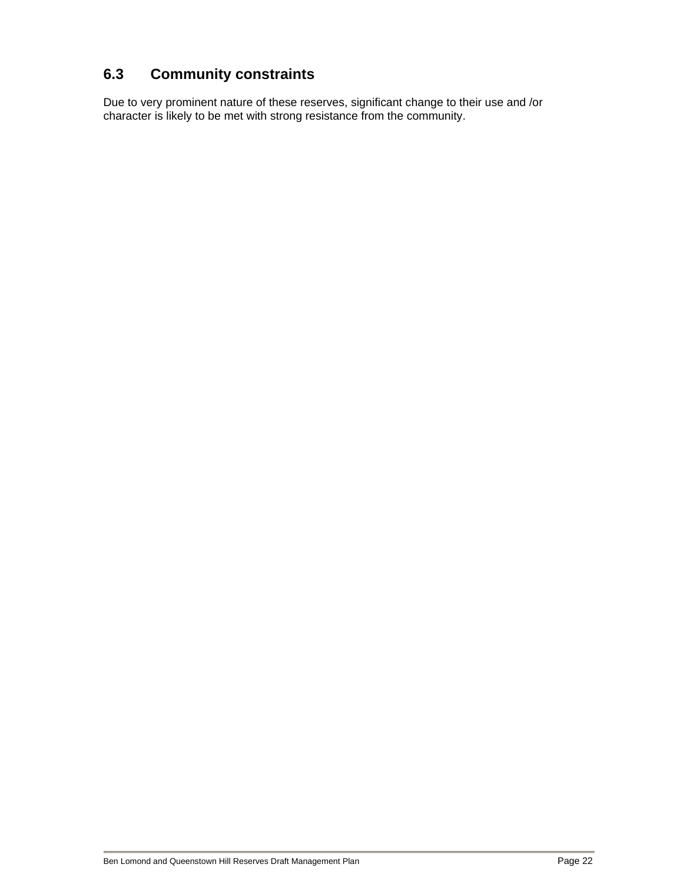## 6.3 Community constraints

Due to very prominent nature of these reserves, significant change to their use and /or character is likely to be met with strong resistance from the community.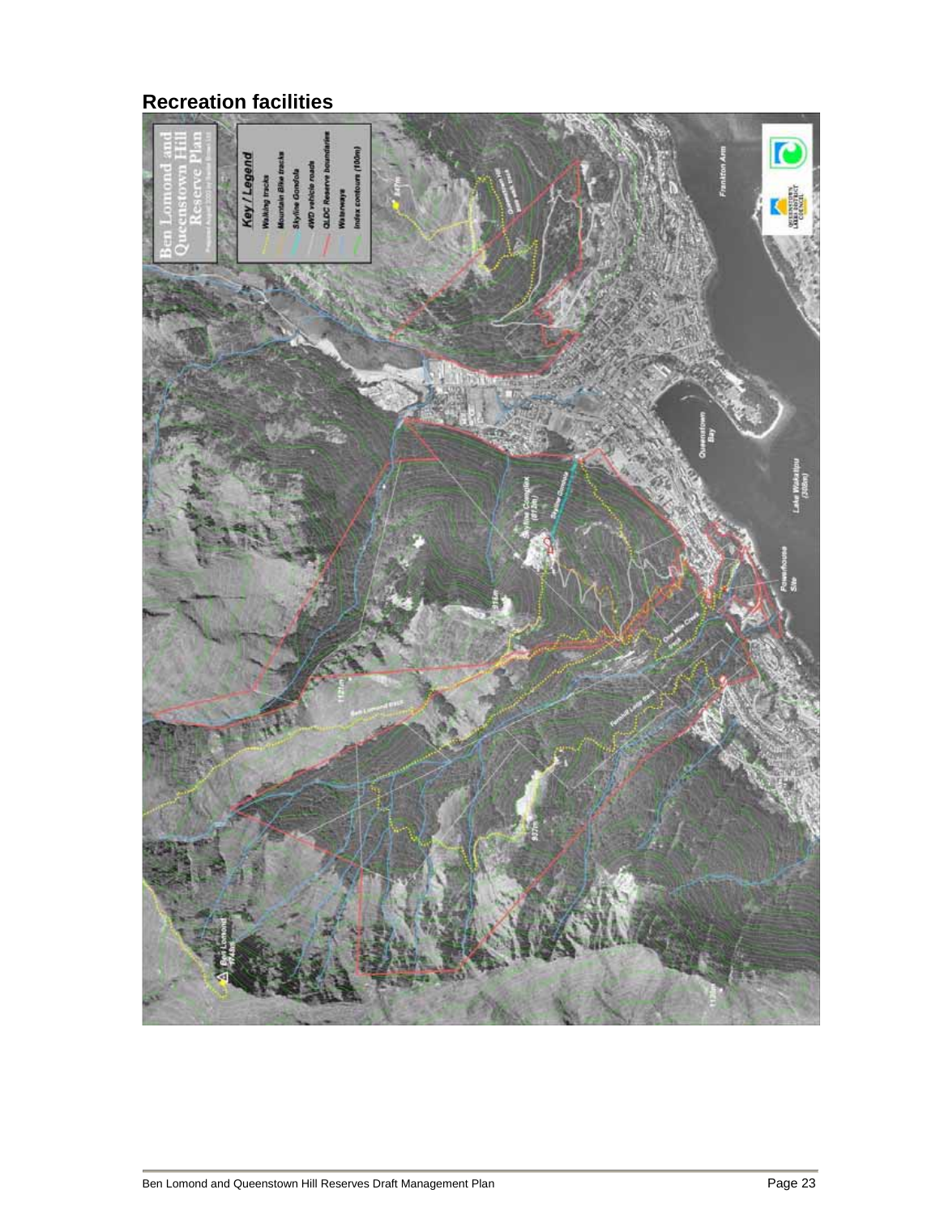## Recreation facilities

Ben Lomond and Queenstown Hill Reserve Plan

Key / Legend

Walking tracks

Mountain Bike tracks

Skyline Gondola

4WD vehicle roads

QLDC Reserve boundaries

Waterways

Index contours (100m)

Frankton Arm

Queenstown Bay

Lake Wakatipu

Skyline Complex

Skyline Gondola

Powerhouse Site

One Mile Creek

Ben Lomond track

Ben Lomond 1748m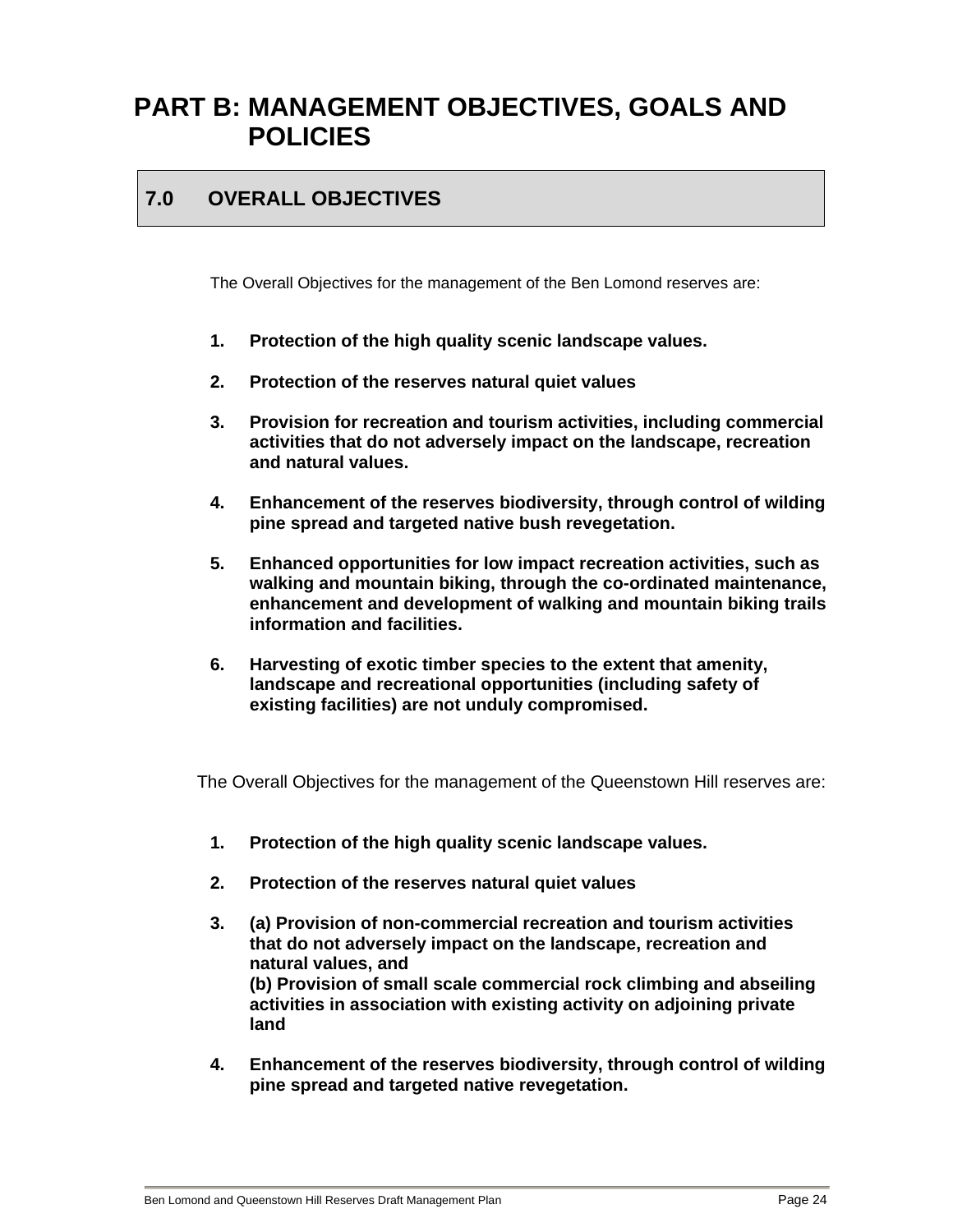# PART B: MANAGEMENT OBJECTIVES, GOALS AND POLICIES

## 7.0 OVERALL OBJECTIVES

The Overall Objectives for the management of the Ben Lomond reserves are:

1. **Protection of the high quality scenic landscape values.**

2. **Protection of the reserves natural quiet values**

3. **Provision for recreation and tourism activities, including commercial activities that do not adversely impact on the landscape, recreation and natural values.**

4. **Enhancement of the reserves biodiversity, through control of wilding pine spread and targeted native bush revegetation.**

5. **Enhanced opportunities for low impact recreation activities, such as walking and mountain biking, through the co-ordinated maintenance, enhancement and development of walking and mountain biking trails information and facilities.**

6. **Harvesting of exotic timber species to the extent that amenity, landscape and recreational opportunities (including safety of existing facilities) are not unduly compromised.**

The Overall Objectives for the management of the Queenstown Hill reserves are:

1. **Protection of the high quality scenic landscape values.**

2. **Protection of the reserves natural quiet values**

3. **(a) Provision of non-commercial recreation and tourism activities that do not adversely impact on the landscape, recreation and natural values, and**
   **(b) Provision of small scale commercial rock climbing and abseiling activities in association with existing activity on adjoining private land**

4. **Enhancement of the reserves biodiversity, through control of wilding pine spread and targeted native revegetation.**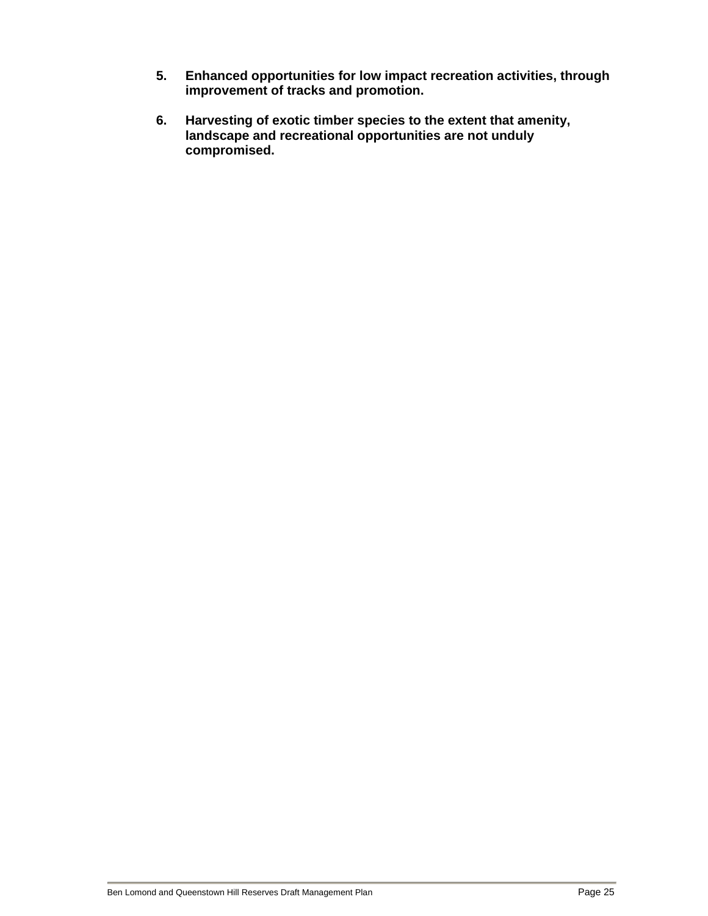5. **Enhanced opportunities for low impact recreation activities, through improvement of tracks and promotion.**

6. **Harvesting of exotic timber species to the extent that amenity, landscape and recreational opportunities are not unduly compromised.**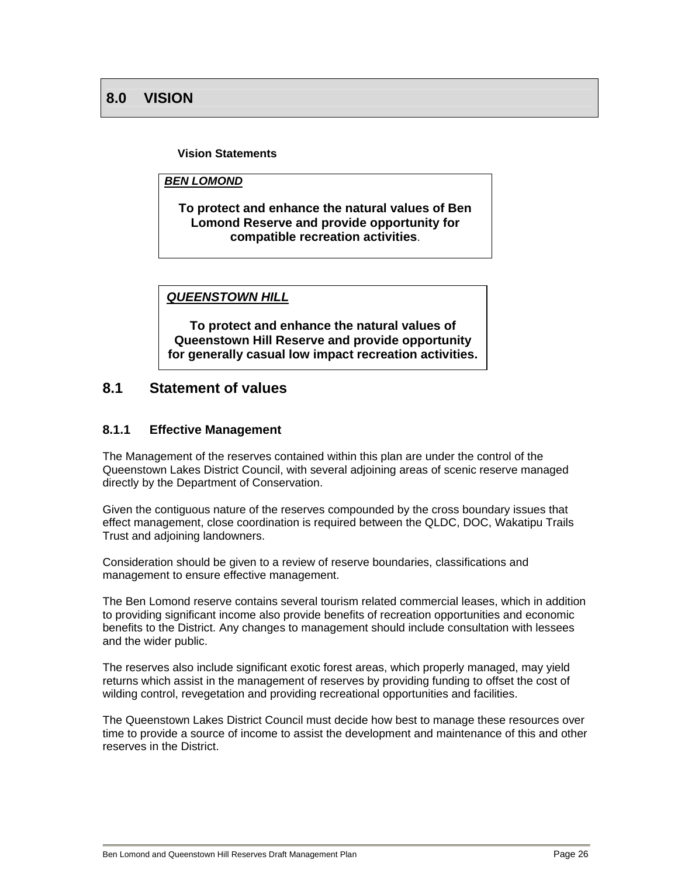# 8.0 VISION

**Vision Statements**

***BEN LOMOND***

**To protect and enhance the natural values of Ben Lomond Reserve and provide opportunity for compatible recreation activities**.

***QUEENSTOWN HILL***

**To protect and enhance the natural values of Queenstown Hill Reserve and provide opportunity for generally casual low impact recreation activities.**

## 8.1 Statement of values

### 8.1.1 Effective Management

The Management of the reserves contained within this plan are under the control of the Queenstown Lakes District Council, with several adjoining areas of scenic reserve managed directly by the Department of Conservation.

Given the contiguous nature of the reserves compounded by the cross boundary issues that effect management, close coordination is required between the QLDC, DOC, Wakatipu Trails Trust and adjoining landowners.

Consideration should be given to a review of reserve boundaries, classifications and management to ensure effective management.

The Ben Lomond reserve contains several tourism related commercial leases, which in addition to providing significant income also provide benefits of recreation opportunities and economic benefits to the District. Any changes to management should include consultation with lessees and the wider public.

The reserves also include significant exotic forest areas, which properly managed, may yield returns which assist in the management of reserves by providing funding to offset the cost of wilding control, revegetation and providing recreational opportunities and facilities.

The Queenstown Lakes District Council must decide how best to manage these resources over time to provide a source of income to assist the development and maintenance of this and other reserves in the District.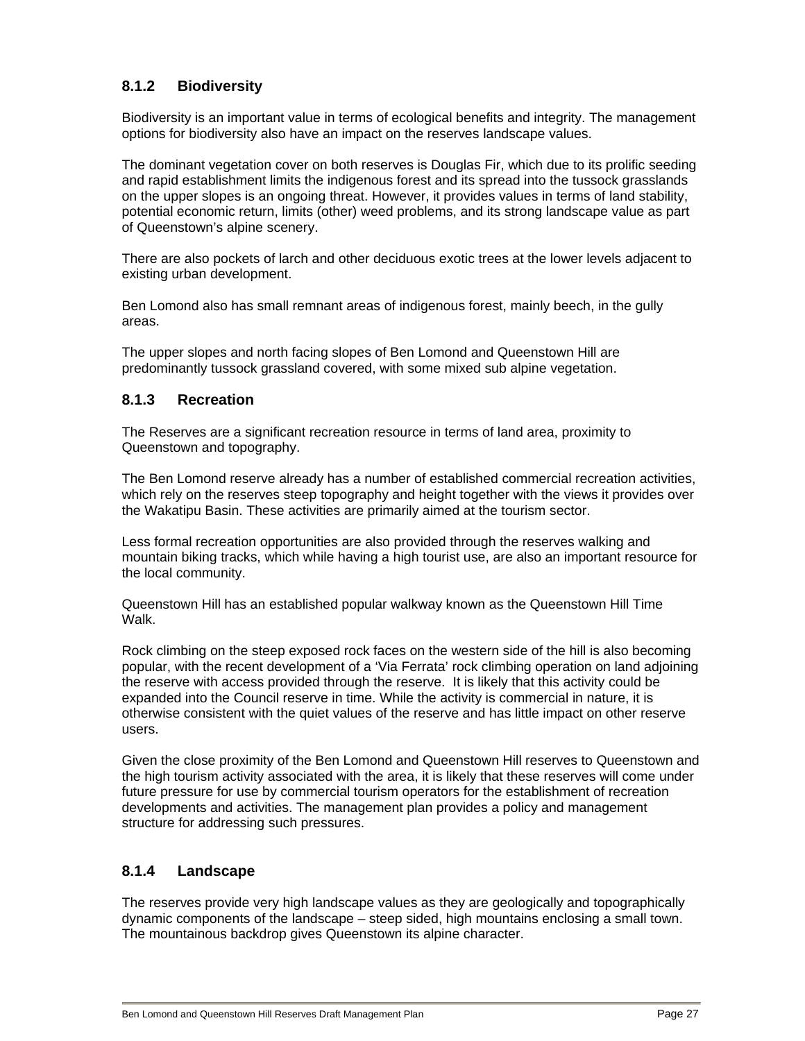### 8.1.2 Biodiversity

Biodiversity is an important value in terms of ecological benefits and integrity. The management options for biodiversity also have an impact on the reserves landscape values.

The dominant vegetation cover on both reserves is Douglas Fir, which due to its prolific seeding and rapid establishment limits the indigenous forest and its spread into the tussock grasslands on the upper slopes is an ongoing threat. However, it provides values in terms of land stability, potential economic return, limits (other) weed problems, and its strong landscape value as part of Queenstown's alpine scenery.

There are also pockets of larch and other deciduous exotic trees at the lower levels adjacent to existing urban development.

Ben Lomond also has small remnant areas of indigenous forest, mainly beech, in the gully areas.

The upper slopes and north facing slopes of Ben Lomond and Queenstown Hill are predominantly tussock grassland covered, with some mixed sub alpine vegetation.

### 8.1.3 Recreation

The Reserves are a significant recreation resource in terms of land area, proximity to Queenstown and topography.

The Ben Lomond reserve already has a number of established commercial recreation activities, which rely on the reserves steep topography and height together with the views it provides over the Wakatipu Basin. These activities are primarily aimed at the tourism sector.

Less formal recreation opportunities are also provided through the reserves walking and mountain biking tracks, which while having a high tourist use, are also an important resource for the local community.

Queenstown Hill has an established popular walkway known as the Queenstown Hill Time Walk.

Rock climbing on the steep exposed rock faces on the western side of the hill is also becoming popular, with the recent development of a 'Via Ferrata' rock climbing operation on land adjoining the reserve with access provided through the reserve. It is likely that this activity could be expanded into the Council reserve in time. While the activity is commercial in nature, it is otherwise consistent with the quiet values of the reserve and has little impact on other reserve users.

Given the close proximity of the Ben Lomond and Queenstown Hill reserves to Queenstown and the high tourism activity associated with the area, it is likely that these reserves will come under future pressure for use by commercial tourism operators for the establishment of recreation developments and activities. The management plan provides a policy and management structure for addressing such pressures.

### 8.1.4 Landscape

The reserves provide very high landscape values as they are geologically and topographically dynamic components of the landscape – steep sided, high mountains enclosing a small town. The mountainous backdrop gives Queenstown its alpine character.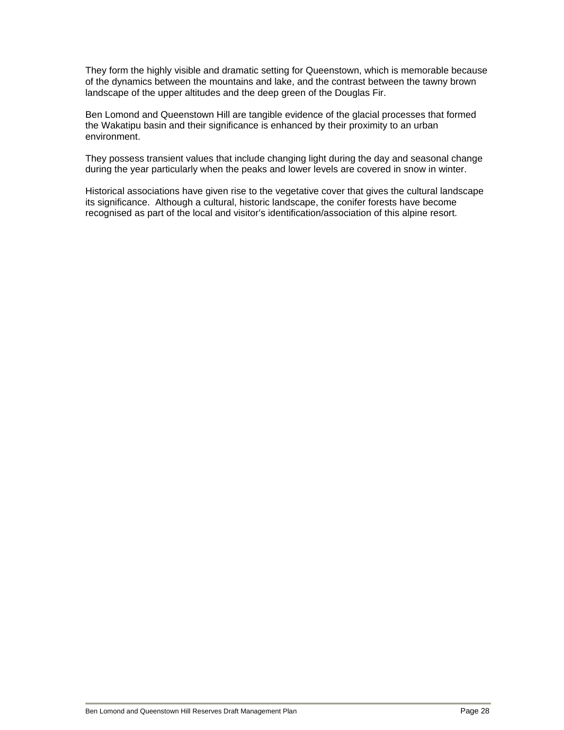They form the highly visible and dramatic setting for Queenstown, which is memorable because of the dynamics between the mountains and lake, and the contrast between the tawny brown landscape of the upper altitudes and the deep green of the Douglas Fir.

Ben Lomond and Queenstown Hill are tangible evidence of the glacial processes that formed the Wakatipu basin and their significance is enhanced by their proximity to an urban environment.

They possess transient values that include changing light during the day and seasonal change during the year particularly when the peaks and lower levels are covered in snow in winter.

Historical associations have given rise to the vegetative cover that gives the cultural landscape its significance. Although a cultural, historic landscape, the conifer forests have become recognised as part of the local and visitor's identification/association of this alpine resort.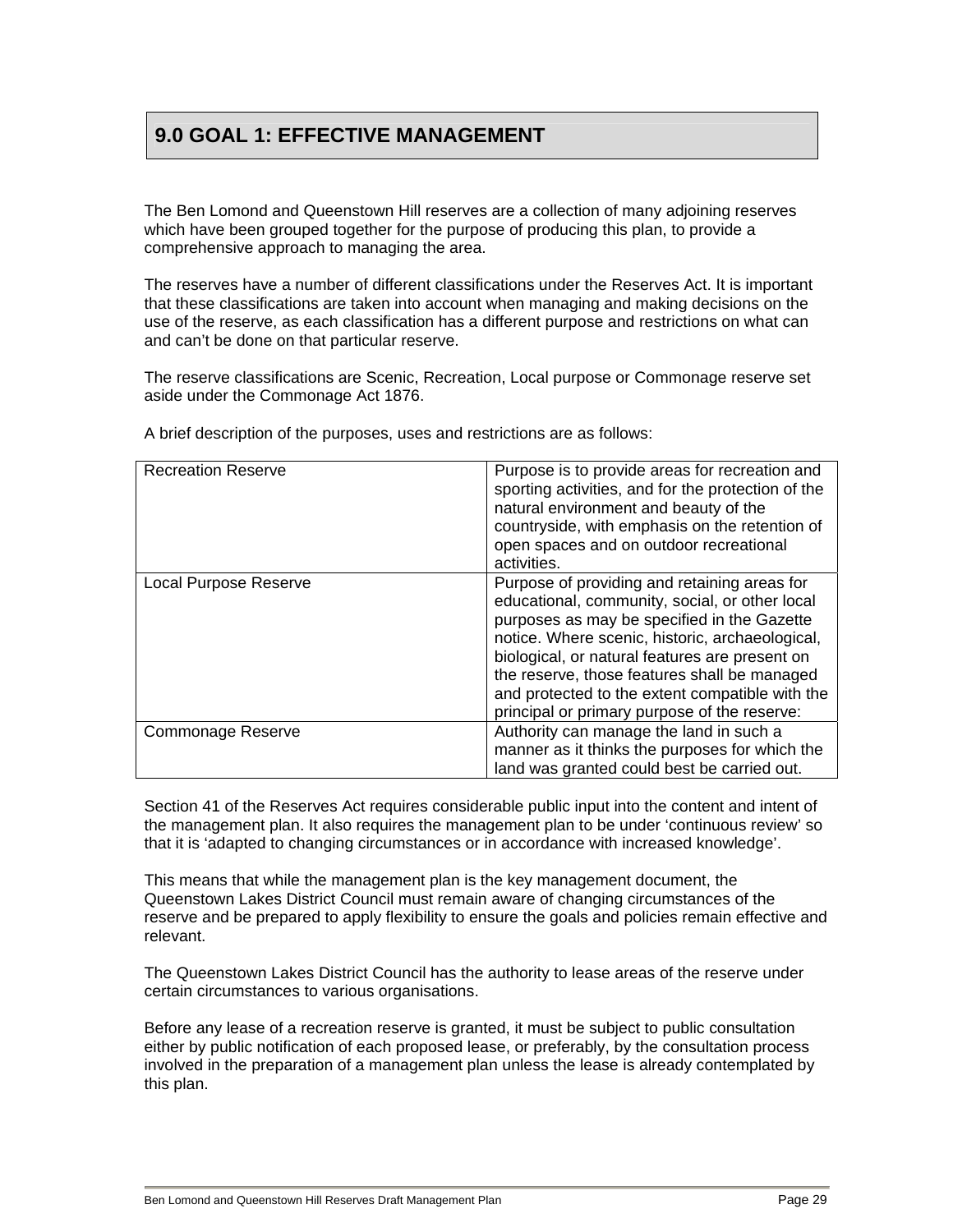# 9.0 GOAL 1: EFFECTIVE MANAGEMENT

The Ben Lomond and Queenstown Hill reserves are a collection of many adjoining reserves which have been grouped together for the purpose of producing this plan, to provide a comprehensive approach to managing the area.

The reserves have a number of different classifications under the Reserves Act. It is important that these classifications are taken into account when managing and making decisions on the use of the reserve, as each classification has a different purpose and restrictions on what can and can't be done on that particular reserve.

The reserve classifications are Scenic, Recreation, Local purpose or Commonage reserve set aside under the Commonage Act 1876.

A brief description of the purposes, uses and restrictions are as follows:

| | |
|---|---|
| Recreation Reserve | Purpose is to provide areas for recreation and sporting activities, and for the protection of the natural environment and beauty of the countryside, with emphasis on the retention of open spaces and on outdoor recreational activities. |
| Local Purpose Reserve | Purpose of providing and retaining areas for educational, community, social, or other local purposes as may be specified in the Gazette notice. Where scenic, historic, archaeological, biological, or natural features are present on the reserve, those features shall be managed and protected to the extent compatible with the principal or primary purpose of the reserve: |
| Commonage Reserve | Authority can manage the land in such a manner as it thinks the purposes for which the land was granted could best be carried out. |

Section 41 of the Reserves Act requires considerable public input into the content and intent of the management plan. It also requires the management plan to be under 'continuous review' so that it is 'adapted to changing circumstances or in accordance with increased knowledge'.

This means that while the management plan is the key management document, the Queenstown Lakes District Council must remain aware of changing circumstances of the reserve and be prepared to apply flexibility to ensure the goals and policies remain effective and relevant.

The Queenstown Lakes District Council has the authority to lease areas of the reserve under certain circumstances to various organisations.

Before any lease of a recreation reserve is granted, it must be subject to public consultation either by public notification of each proposed lease, or preferably, by the consultation process involved in the preparation of a management plan unless the lease is already contemplated by this plan.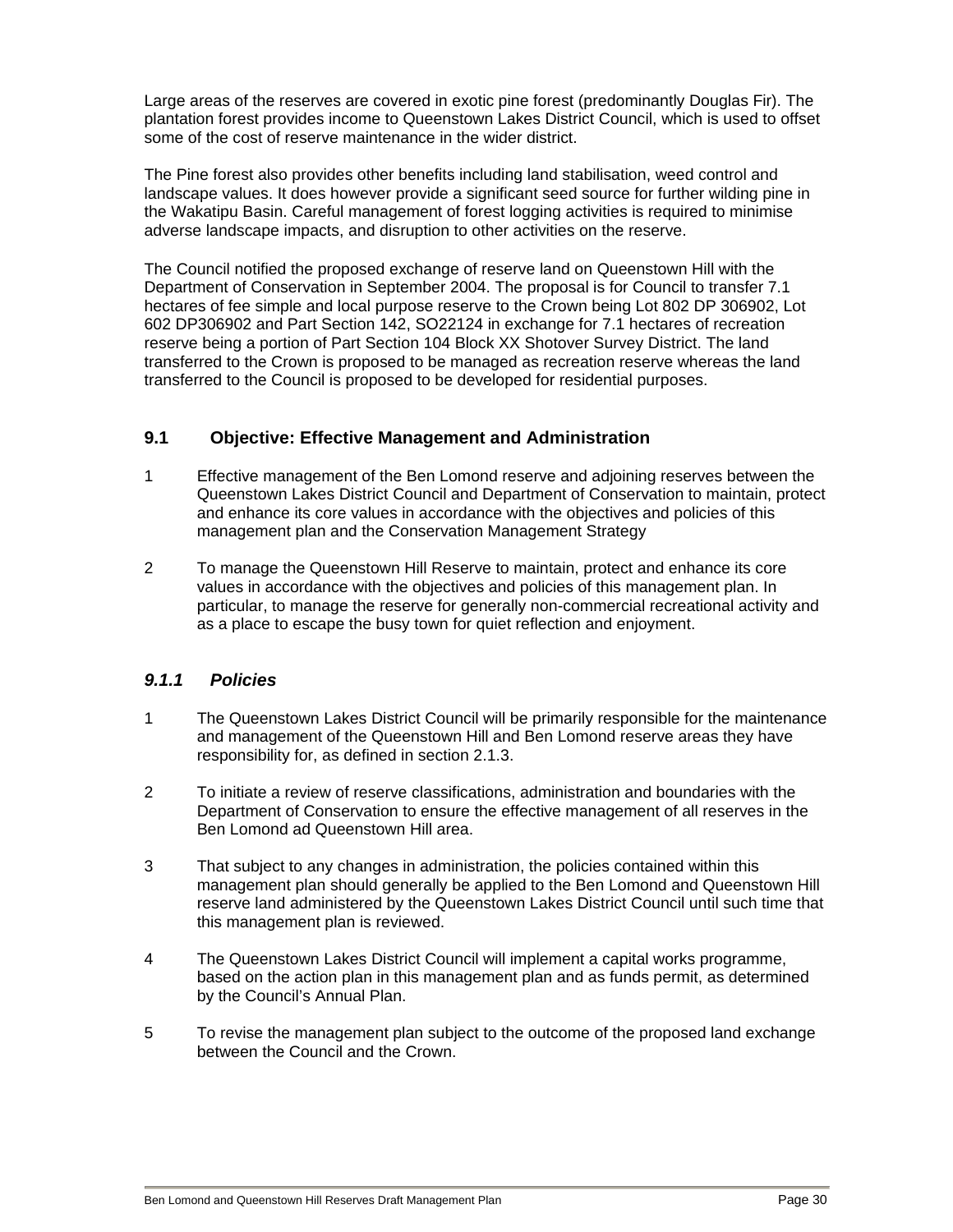Large areas of the reserves are covered in exotic pine forest (predominantly Douglas Fir). The plantation forest provides income to Queenstown Lakes District Council, which is used to offset some of the cost of reserve maintenance in the wider district.

The Pine forest also provides other benefits including land stabilisation, weed control and landscape values. It does however provide a significant seed source for further wilding pine in the Wakatipu Basin. Careful management of forest logging activities is required to minimise adverse landscape impacts, and disruption to other activities on the reserve.

The Council notified the proposed exchange of reserve land on Queenstown Hill with the Department of Conservation in September 2004. The proposal is for Council to transfer 7.1 hectares of fee simple and local purpose reserve to the Crown being Lot 802 DP 306902, Lot 602 DP306902 and Part Section 142, SO22124 in exchange for 7.1 hectares of recreation reserve being a portion of Part Section 104 Block XX Shotover Survey District. The land transferred to the Crown is proposed to be managed as recreation reserve whereas the land transferred to the Council is proposed to be developed for residential purposes.

## 9.1 Objective: Effective Management and Administration

1. Effective management of the Ben Lomond reserve and adjoining reserves between the Queenstown Lakes District Council and Department of Conservation to maintain, protect and enhance its core values in accordance with the objectives and policies of this management plan and the Conservation Management Strategy

2. To manage the Queenstown Hill Reserve to maintain, protect and enhance its core values in accordance with the objectives and policies of this management plan. In particular, to manage the reserve for generally non-commercial recreational activity and as a place to escape the busy town for quiet reflection and enjoyment.

### *9.1.1 Policies*

1. The Queenstown Lakes District Council will be primarily responsible for the maintenance and management of the Queenstown Hill and Ben Lomond reserve areas they have responsibility for, as defined in section 2.1.3.

2. To initiate a review of reserve classifications, administration and boundaries with the Department of Conservation to ensure the effective management of all reserves in the Ben Lomond ad Queenstown Hill area.

3. That subject to any changes in administration, the policies contained within this management plan should generally be applied to the Ben Lomond and Queenstown Hill reserve land administered by the Queenstown Lakes District Council until such time that this management plan is reviewed.

4. The Queenstown Lakes District Council will implement a capital works programme, based on the action plan in this management plan and as funds permit, as determined by the Council's Annual Plan.

5. To revise the management plan subject to the outcome of the proposed land exchange between the Council and the Crown.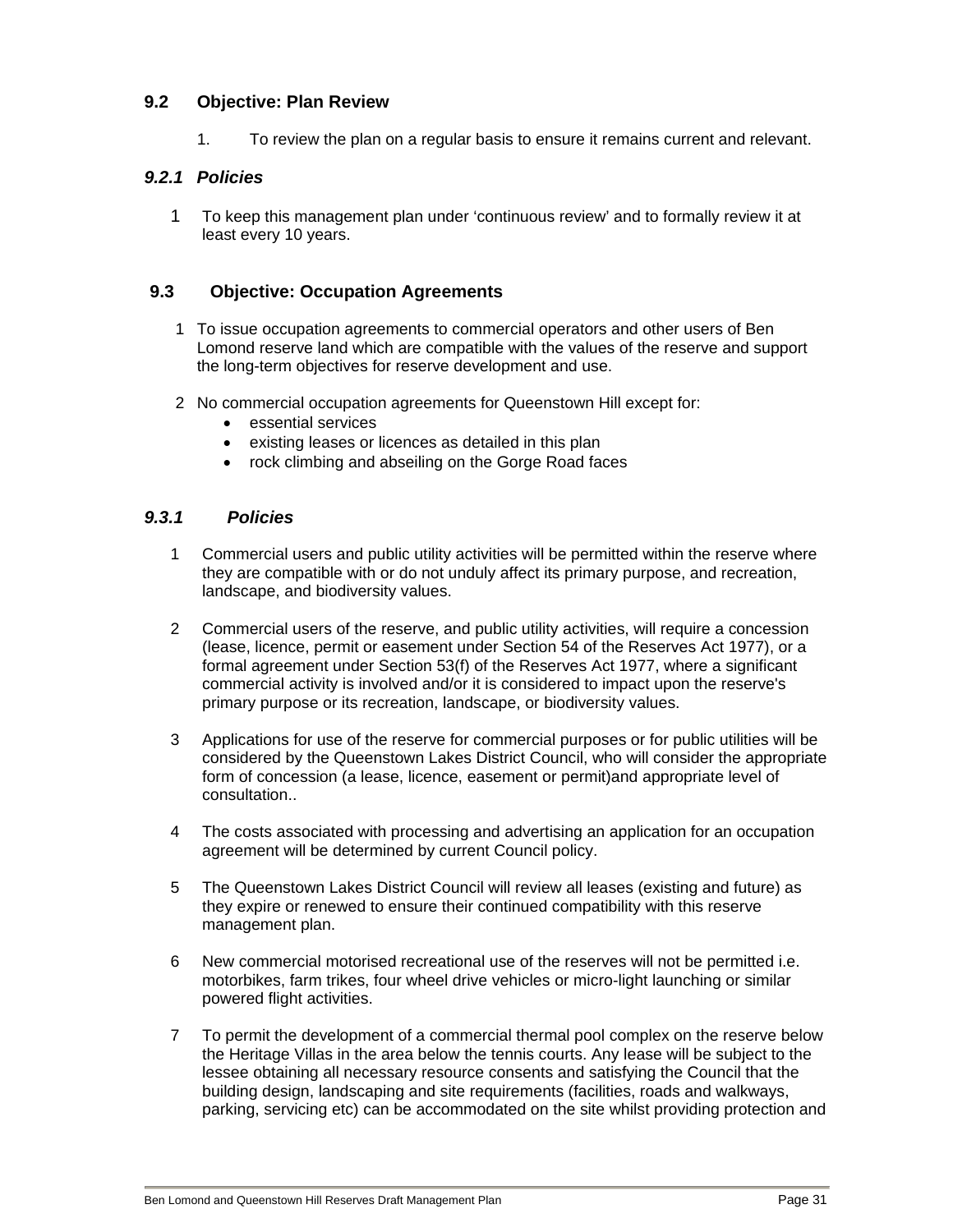## 9.2 Objective: Plan Review

1. To review the plan on a regular basis to ensure it remains current and relevant.

### *9.2.1 Policies*

1 To keep this management plan under 'continuous review' and to formally review it at least every 10 years.

## 9.3 Objective: Occupation Agreements

1 To issue occupation agreements to commercial operators and other users of Ben Lomond reserve land which are compatible with the values of the reserve and support the long-term objectives for reserve development and use.

2 No commercial occupation agreements for Queenstown Hill except for:

- essential services
- existing leases or licences as detailed in this plan
- rock climbing and abseiling on the Gorge Road faces

### *9.3.1 Policies*

1 Commercial users and public utility activities will be permitted within the reserve where they are compatible with or do not unduly affect its primary purpose, and recreation, landscape, and biodiversity values.

2 Commercial users of the reserve, and public utility activities, will require a concession (lease, licence, permit or easement under Section 54 of the Reserves Act 1977), or a formal agreement under Section 53(f) of the Reserves Act 1977, where a significant commercial activity is involved and/or it is considered to impact upon the reserve's primary purpose or its recreation, landscape, or biodiversity values.

3 Applications for use of the reserve for commercial purposes or for public utilities will be considered by the Queenstown Lakes District Council, who will consider the appropriate form of concession (a lease, licence, easement or permit)and appropriate level of consultation..

4 The costs associated with processing and advertising an application for an occupation agreement will be determined by current Council policy.

5 The Queenstown Lakes District Council will review all leases (existing and future) as they expire or renewed to ensure their continued compatibility with this reserve management plan.

6 New commercial motorised recreational use of the reserves will not be permitted i.e. motorbikes, farm trikes, four wheel drive vehicles or micro-light launching or similar powered flight activities.

7 To permit the development of a commercial thermal pool complex on the reserve below the Heritage Villas in the area below the tennis courts. Any lease will be subject to the lessee obtaining all necessary resource consents and satisfying the Council that the building design, landscaping and site requirements (facilities, roads and walkways, parking, servicing etc) can be accommodated on the site whilst providing protection and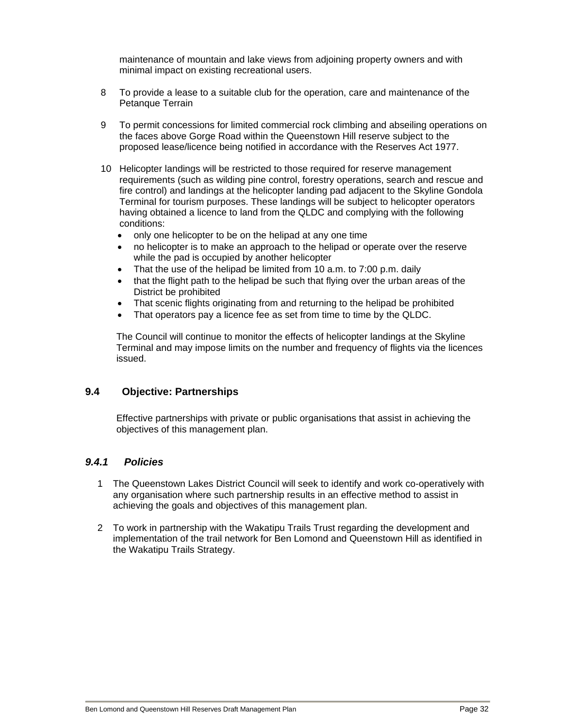maintenance of mountain and lake views from adjoining property owners and with minimal impact on existing recreational users.

8. To provide a lease to a suitable club for the operation, care and maintenance of the Petanque Terrain

9. To permit concessions for limited commercial rock climbing and abseiling operations on the faces above Gorge Road within the Queenstown Hill reserve subject to the proposed lease/licence being notified in accordance with the Reserves Act 1977.

10. Helicopter landings will be restricted to those required for reserve management requirements (such as wilding pine control, forestry operations, search and rescue and fire control) and landings at the helicopter landing pad adjacent to the Skyline Gondola Terminal for tourism purposes. These landings will be subject to helicopter operators having obtained a licence to land from the QLDC and complying with the following conditions:
    - only one helicopter to be on the helipad at any one time
    - no helicopter is to make an approach to the helipad or operate over the reserve while the pad is occupied by another helicopter
    - That the use of the helipad be limited from 10 a.m. to 7:00 p.m. daily
    - that the flight path to the helipad be such that flying over the urban areas of the District be prohibited
    - That scenic flights originating from and returning to the helipad be prohibited
    - That operators pay a licence fee as set from time to time by the QLDC.

    The Council will continue to monitor the effects of helicopter landings at the Skyline Terminal and may impose limits on the number and frequency of flights via the licences issued.

## 9.4 Objective: Partnerships

Effective partnerships with private or public organisations that assist in achieving the objectives of this management plan.

### *9.4.1 Policies*

1. The Queenstown Lakes District Council will seek to identify and work co-operatively with any organisation where such partnership results in an effective method to assist in achieving the goals and objectives of this management plan.

2. To work in partnership with the Wakatipu Trails Trust regarding the development and implementation of the trail network for Ben Lomond and Queenstown Hill as identified in the Wakatipu Trails Strategy.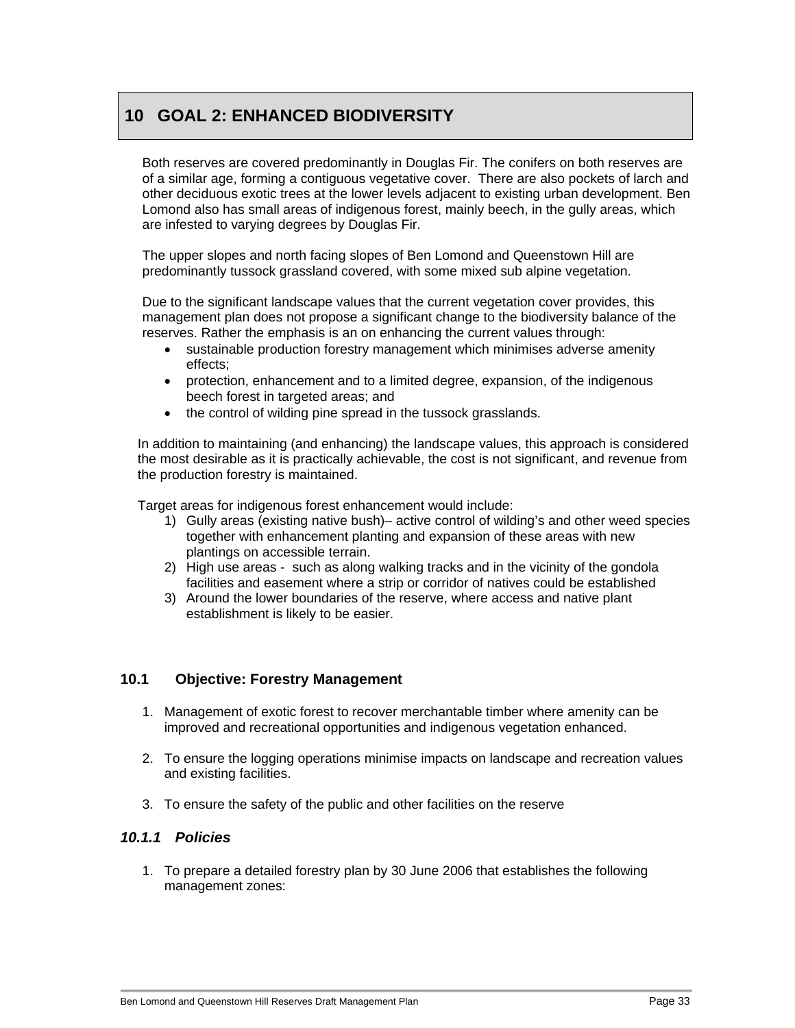# 10 GOAL 2: ENHANCED BIODIVERSITY

Both reserves are covered predominantly in Douglas Fir. The conifers on both reserves are of a similar age, forming a contiguous vegetative cover. There are also pockets of larch and other deciduous exotic trees at the lower levels adjacent to existing urban development. Ben Lomond also has small areas of indigenous forest, mainly beech, in the gully areas, which are infested to varying degrees by Douglas Fir.

The upper slopes and north facing slopes of Ben Lomond and Queenstown Hill are predominantly tussock grassland covered, with some mixed sub alpine vegetation.

Due to the significant landscape values that the current vegetation cover provides, this management plan does not propose a significant change to the biodiversity balance of the reserves. Rather the emphasis is an on enhancing the current values through:

- sustainable production forestry management which minimises adverse amenity effects;
- protection, enhancement and to a limited degree, expansion, of the indigenous beech forest in targeted areas; and
- the control of wilding pine spread in the tussock grasslands.

In addition to maintaining (and enhancing) the landscape values, this approach is considered the most desirable as it is practically achievable, the cost is not significant, and revenue from the production forestry is maintained.

Target areas for indigenous forest enhancement would include:

1) Gully areas (existing native bush)– active control of wilding's and other weed species together with enhancement planting and expansion of these areas with new plantings on accessible terrain.
2) High use areas - such as along walking tracks and in the vicinity of the gondola facilities and easement where a strip or corridor of natives could be established
3) Around the lower boundaries of the reserve, where access and native plant establishment is likely to be easier.

## 10.1 Objective: Forestry Management

1. Management of exotic forest to recover merchantable timber where amenity can be improved and recreational opportunities and indigenous vegetation enhanced.
2. To ensure the logging operations minimise impacts on landscape and recreation values and existing facilities.
3. To ensure the safety of the public and other facilities on the reserve

### *10.1.1 Policies*

1. To prepare a detailed forestry plan by 30 June 2006 that establishes the following management zones: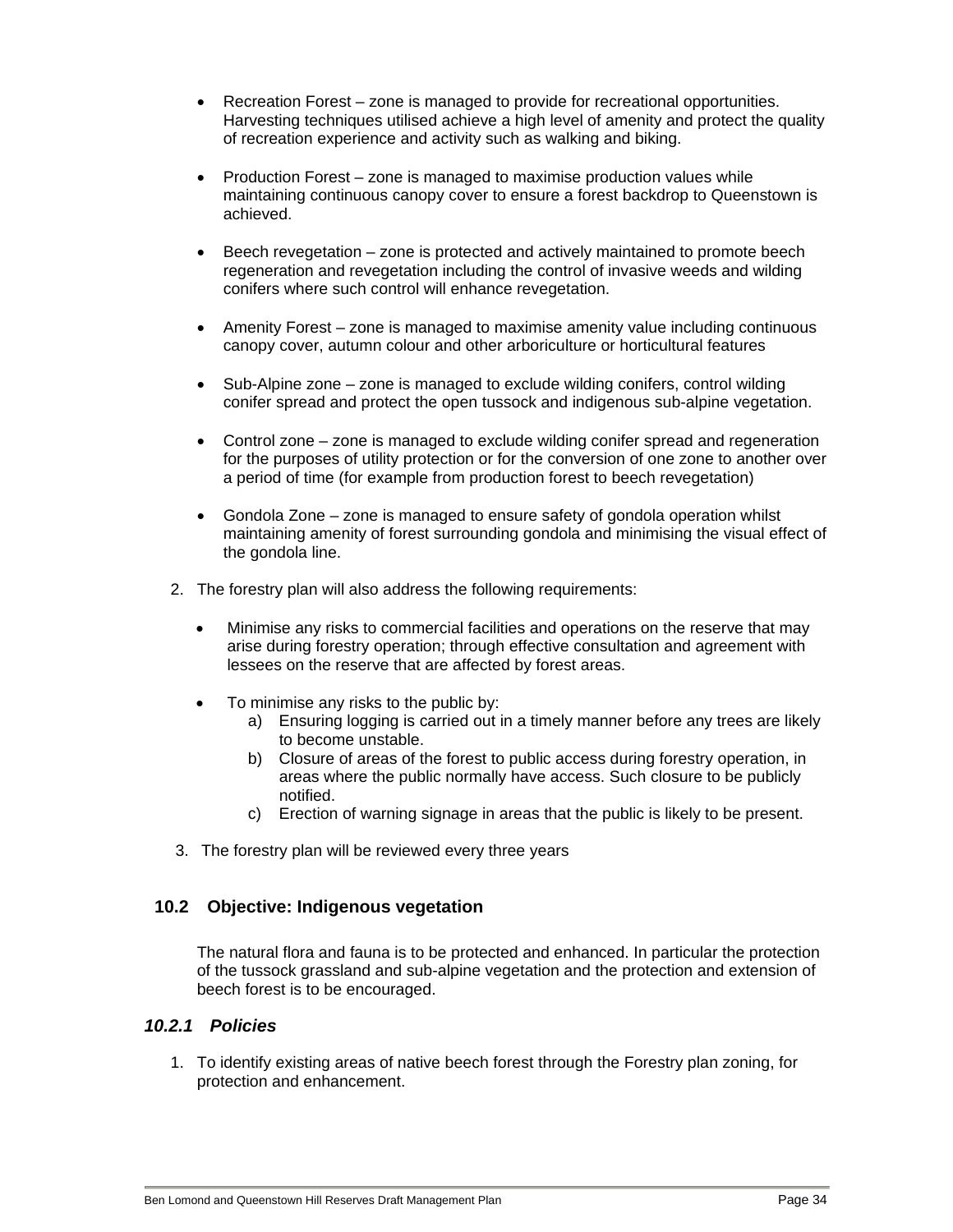- Recreation Forest – zone is managed to provide for recreational opportunities. Harvesting techniques utilised achieve a high level of amenity and protect the quality of recreation experience and activity such as walking and biking.

- Production Forest – zone is managed to maximise production values while maintaining continuous canopy cover to ensure a forest backdrop to Queenstown is achieved.

- Beech revegetation – zone is protected and actively maintained to promote beech regeneration and revegetation including the control of invasive weeds and wilding conifers where such control will enhance revegetation.

- Amenity Forest – zone is managed to maximise amenity value including continuous canopy cover, autumn colour and other arboriculture or horticultural features

- Sub-Alpine zone – zone is managed to exclude wilding conifers, control wilding conifer spread and protect the open tussock and indigenous sub-alpine vegetation.

- Control zone – zone is managed to exclude wilding conifer spread and regeneration for the purposes of utility protection or for the conversion of one zone to another over a period of time (for example from production forest to beech revegetation)

- Gondola Zone – zone is managed to ensure safety of gondola operation whilst maintaining amenity of forest surrounding gondola and minimising the visual effect of the gondola line.

2. The forestry plan will also address the following requirements:

   - Minimise any risks to commercial facilities and operations on the reserve that may arise during forestry operation; through effective consultation and agreement with lessees on the reserve that are affected by forest areas.

   - To minimise any risks to the public by:
     a) Ensuring logging is carried out in a timely manner before any trees are likely to become unstable.
     b) Closure of areas of the forest to public access during forestry operation, in areas where the public normally have access. Such closure to be publicly notified.
     c) Erection of warning signage in areas that the public is likely to be present.

3. The forestry plan will be reviewed every three years

## 10.2 Objective: Indigenous vegetation

The natural flora and fauna is to be protected and enhanced. In particular the protection of the tussock grassland and sub-alpine vegetation and the protection and extension of beech forest is to be encouraged.

### *10.2.1 Policies*

1. To identify existing areas of native beech forest through the Forestry plan zoning, for protection and enhancement.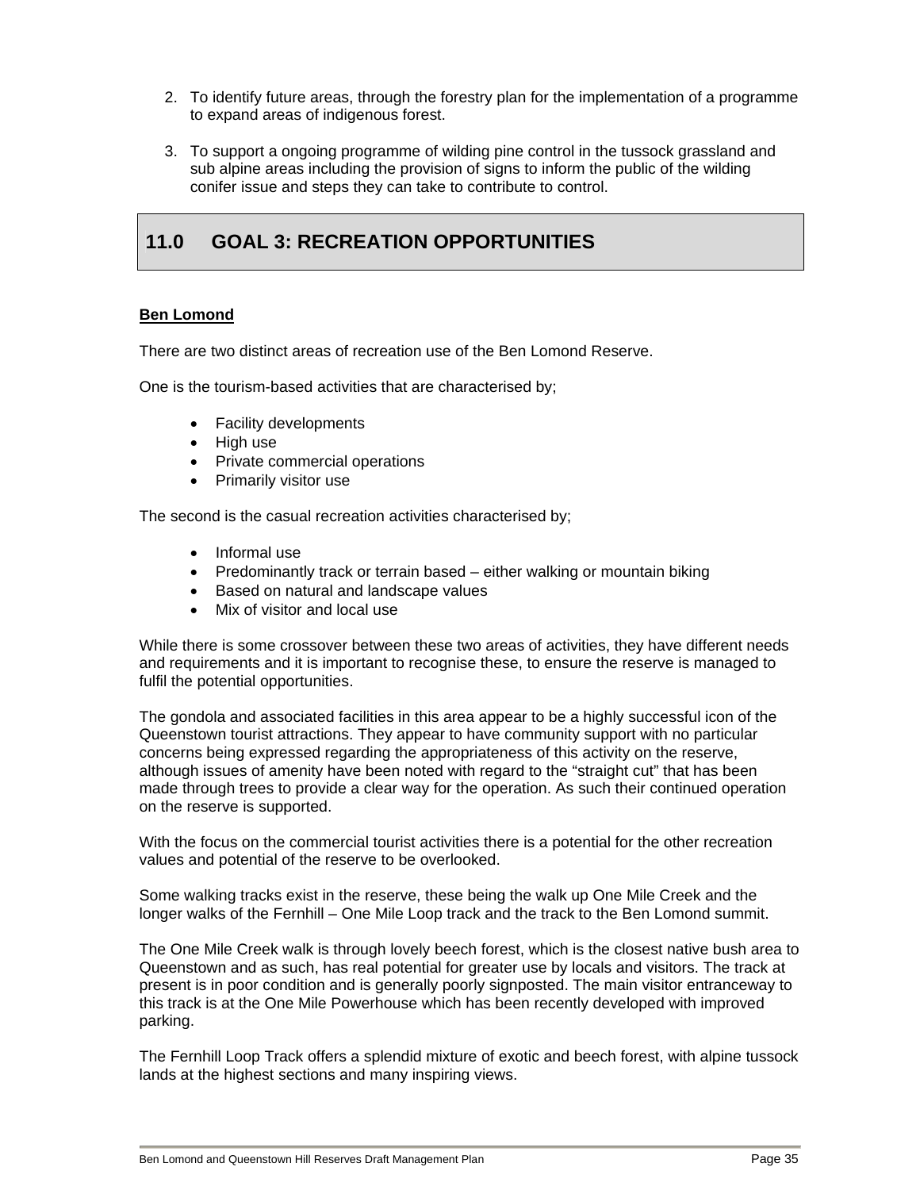2. To identify future areas, through the forestry plan for the implementation of a programme to expand areas of indigenous forest.

3. To support a ongoing programme of wilding pine control in the tussock grassland and sub alpine areas including the provision of signs to inform the public of the wilding conifer issue and steps they can take to contribute to control.

## 11.0 GOAL 3: RECREATION OPPORTUNITIES

**Ben Lomond**

There are two distinct areas of recreation use of the Ben Lomond Reserve.

One is the tourism-based activities that are characterised by;

- Facility developments
- High use
- Private commercial operations
- Primarily visitor use

The second is the casual recreation activities characterised by;

- Informal use
- Predominantly track or terrain based – either walking or mountain biking
- Based on natural and landscape values
- Mix of visitor and local use

While there is some crossover between these two areas of activities, they have different needs and requirements and it is important to recognise these, to ensure the reserve is managed to fulfil the potential opportunities.

The gondola and associated facilities in this area appear to be a highly successful icon of the Queenstown tourist attractions. They appear to have community support with no particular concerns being expressed regarding the appropriateness of this activity on the reserve, although issues of amenity have been noted with regard to the "straight cut" that has been made through trees to provide a clear way for the operation. As such their continued operation on the reserve is supported.

With the focus on the commercial tourist activities there is a potential for the other recreation values and potential of the reserve to be overlooked.

Some walking tracks exist in the reserve, these being the walk up One Mile Creek and the longer walks of the Fernhill – One Mile Loop track and the track to the Ben Lomond summit.

The One Mile Creek walk is through lovely beech forest, which is the closest native bush area to Queenstown and as such, has real potential for greater use by locals and visitors. The track at present is in poor condition and is generally poorly signposted. The main visitor entranceway to this track is at the One Mile Powerhouse which has been recently developed with improved parking.

The Fernhill Loop Track offers a splendid mixture of exotic and beech forest, with alpine tussock lands at the highest sections and many inspiring views.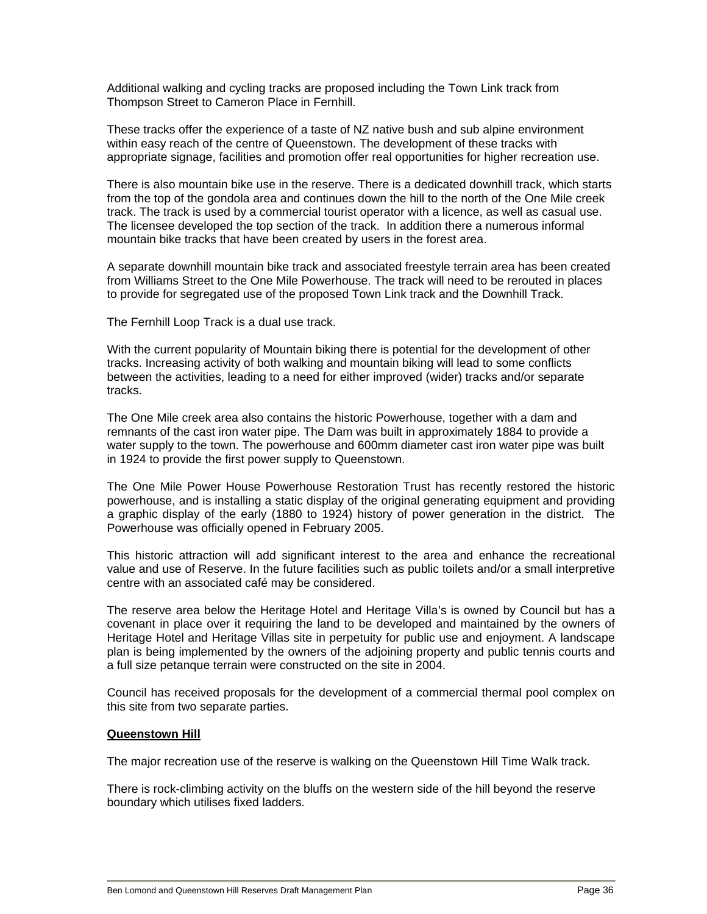Additional walking and cycling tracks are proposed including the Town Link track from Thompson Street to Cameron Place in Fernhill.

These tracks offer the experience of a taste of NZ native bush and sub alpine environment within easy reach of the centre of Queenstown. The development of these tracks with appropriate signage, facilities and promotion offer real opportunities for higher recreation use.

There is also mountain bike use in the reserve. There is a dedicated downhill track, which starts from the top of the gondola area and continues down the hill to the north of the One Mile creek track. The track is used by a commercial tourist operator with a licence, as well as casual use. The licensee developed the top section of the track. In addition there a numerous informal mountain bike tracks that have been created by users in the forest area.

A separate downhill mountain bike track and associated freestyle terrain area has been created from Williams Street to the One Mile Powerhouse. The track will need to be rerouted in places to provide for segregated use of the proposed Town Link track and the Downhill Track.

The Fernhill Loop Track is a dual use track.

With the current popularity of Mountain biking there is potential for the development of other tracks. Increasing activity of both walking and mountain biking will lead to some conflicts between the activities, leading to a need for either improved (wider) tracks and/or separate tracks.

The One Mile creek area also contains the historic Powerhouse, together with a dam and remnants of the cast iron water pipe. The Dam was built in approximately 1884 to provide a water supply to the town. The powerhouse and 600mm diameter cast iron water pipe was built in 1924 to provide the first power supply to Queenstown.

The One Mile Power House Powerhouse Restoration Trust has recently restored the historic powerhouse, and is installing a static display of the original generating equipment and providing a graphic display of the early (1880 to 1924) history of power generation in the district. The Powerhouse was officially opened in February 2005.

This historic attraction will add significant interest to the area and enhance the recreational value and use of Reserve. In the future facilities such as public toilets and/or a small interpretive centre with an associated café may be considered.

The reserve area below the Heritage Hotel and Heritage Villa's is owned by Council but has a covenant in place over it requiring the land to be developed and maintained by the owners of Heritage Hotel and Heritage Villas site in perpetuity for public use and enjoyment. A landscape plan is being implemented by the owners of the adjoining property and public tennis courts and a full size petanque terrain were constructed on the site in 2004.

Council has received proposals for the development of a commercial thermal pool complex on this site from two separate parties.

**Queenstown Hill**

The major recreation use of the reserve is walking on the Queenstown Hill Time Walk track.

There is rock-climbing activity on the bluffs on the western side of the hill beyond the reserve boundary which utilises fixed ladders.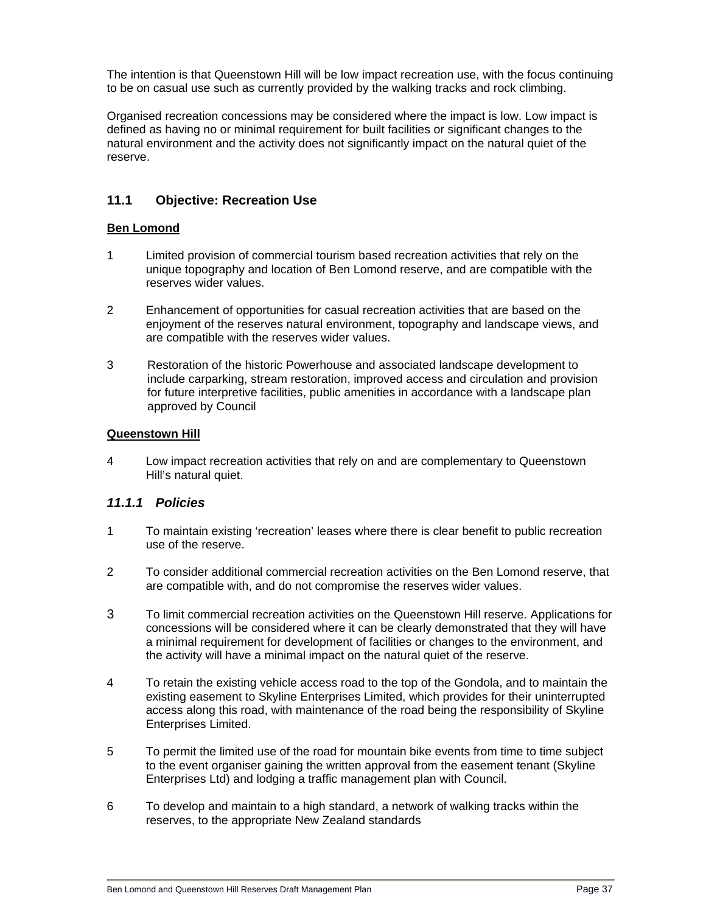The intention is that Queenstown Hill will be low impact recreation use, with the focus continuing to be on casual use such as currently provided by the walking tracks and rock climbing.

Organised recreation concessions may be considered where the impact is low. Low impact is defined as having no or minimal requirement for built facilities or significant changes to the natural environment and the activity does not significantly impact on the natural quiet of the reserve.

## 11.1 Objective: Recreation Use

**Ben Lomond**

1. Limited provision of commercial tourism based recreation activities that rely on the unique topography and location of Ben Lomond reserve, and are compatible with the reserves wider values.

2. Enhancement of opportunities for casual recreation activities that are based on the enjoyment of the reserves natural environment, topography and landscape views, and are compatible with the reserves wider values.

3. Restoration of the historic Powerhouse and associated landscape development to include carparking, stream restoration, improved access and circulation and provision for future interpretive facilities, public amenities in accordance with a landscape plan approved by Council

**Queenstown Hill**

4. Low impact recreation activities that rely on and are complementary to Queenstown Hill's natural quiet.

### *11.1.1 Policies*

1. To maintain existing 'recreation' leases where there is clear benefit to public recreation use of the reserve.

2. To consider additional commercial recreation activities on the Ben Lomond reserve, that are compatible with, and do not compromise the reserves wider values.

3. To limit commercial recreation activities on the Queenstown Hill reserve. Applications for concessions will be considered where it can be clearly demonstrated that they will have a minimal requirement for development of facilities or changes to the environment, and the activity will have a minimal impact on the natural quiet of the reserve.

4. To retain the existing vehicle access road to the top of the Gondola, and to maintain the existing easement to Skyline Enterprises Limited, which provides for their uninterrupted access along this road, with maintenance of the road being the responsibility of Skyline Enterprises Limited.

5. To permit the limited use of the road for mountain bike events from time to time subject to the event organiser gaining the written approval from the easement tenant (Skyline Enterprises Ltd) and lodging a traffic management plan with Council.

6. To develop and maintain to a high standard, a network of walking tracks within the reserves, to the appropriate New Zealand standards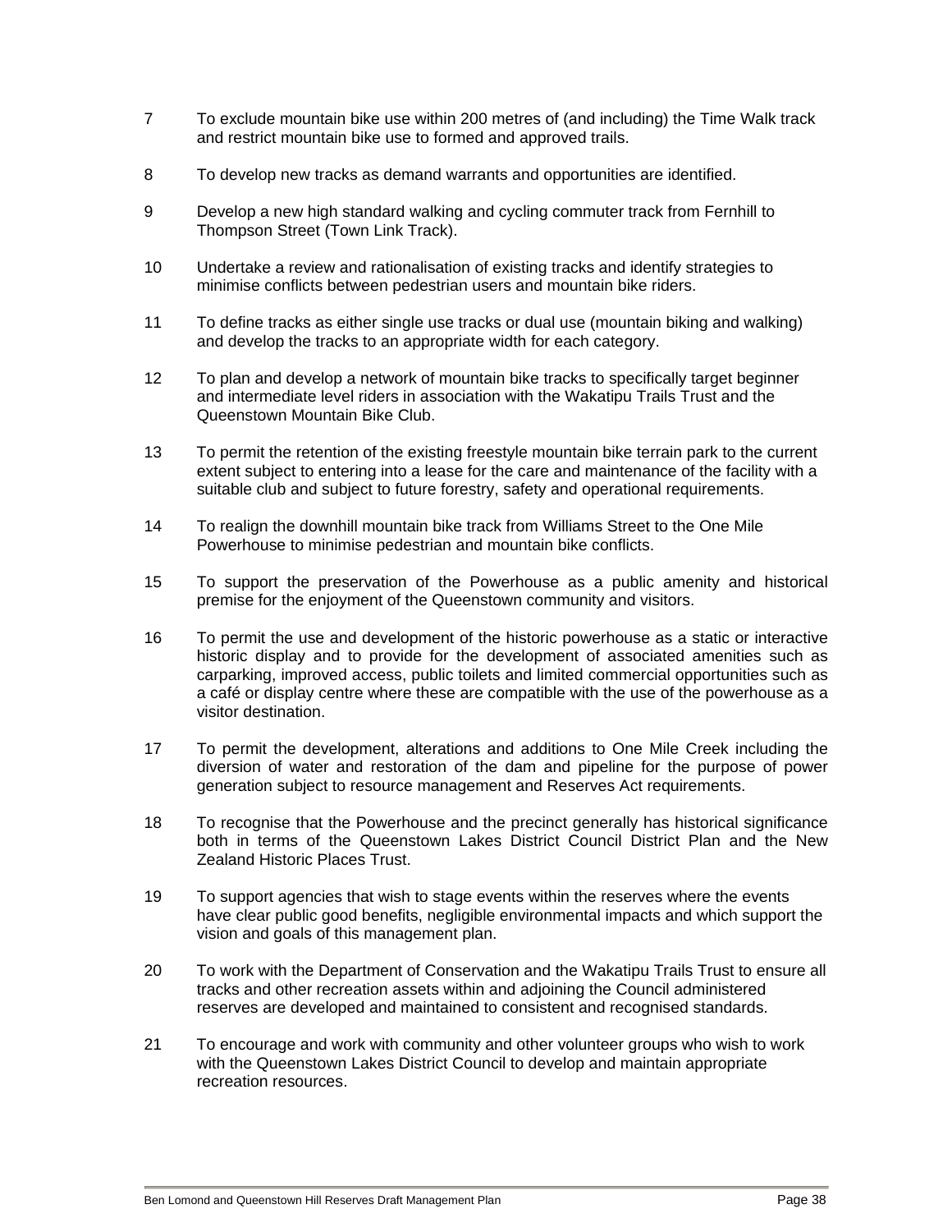7 To exclude mountain bike use within 200 metres of (and including) the Time Walk track and restrict mountain bike use to formed and approved trails.

8 To develop new tracks as demand warrants and opportunities are identified.

9 Develop a new high standard walking and cycling commuter track from Fernhill to Thompson Street (Town Link Track).

10 Undertake a review and rationalisation of existing tracks and identify strategies to minimise conflicts between pedestrian users and mountain bike riders.

11 To define tracks as either single use tracks or dual use (mountain biking and walking) and develop the tracks to an appropriate width for each category.

12 To plan and develop a network of mountain bike tracks to specifically target beginner and intermediate level riders in association with the Wakatipu Trails Trust and the Queenstown Mountain Bike Club.

13 To permit the retention of the existing freestyle mountain bike terrain park to the current extent subject to entering into a lease for the care and maintenance of the facility with a suitable club and subject to future forestry, safety and operational requirements.

14 To realign the downhill mountain bike track from Williams Street to the One Mile Powerhouse to minimise pedestrian and mountain bike conflicts.

15 To support the preservation of the Powerhouse as a public amenity and historical premise for the enjoyment of the Queenstown community and visitors.

16 To permit the use and development of the historic powerhouse as a static or interactive historic display and to provide for the development of associated amenities such as carparking, improved access, public toilets and limited commercial opportunities such as a café or display centre where these are compatible with the use of the powerhouse as a visitor destination.

17 To permit the development, alterations and additions to One Mile Creek including the diversion of water and restoration of the dam and pipeline for the purpose of power generation subject to resource management and Reserves Act requirements.

18 To recognise that the Powerhouse and the precinct generally has historical significance both in terms of the Queenstown Lakes District Council District Plan and the New Zealand Historic Places Trust.

19 To support agencies that wish to stage events within the reserves where the events have clear public good benefits, negligible environmental impacts and which support the vision and goals of this management plan.

20 To work with the Department of Conservation and the Wakatipu Trails Trust to ensure all tracks and other recreation assets within and adjoining the Council administered reserves are developed and maintained to consistent and recognised standards.

21 To encourage and work with community and other volunteer groups who wish to work with the Queenstown Lakes District Council to develop and maintain appropriate recreation resources.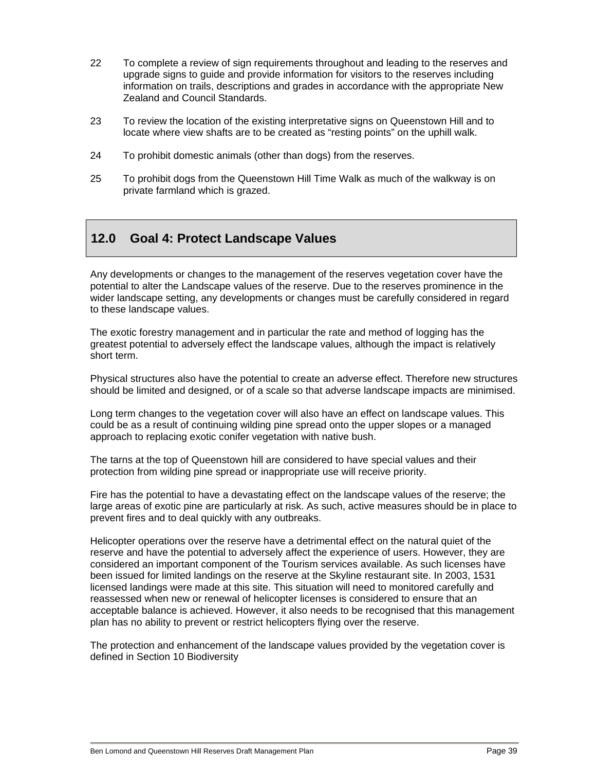22 To complete a review of sign requirements throughout and leading to the reserves and upgrade signs to guide and provide information for visitors to the reserves including information on trails, descriptions and grades in accordance with the appropriate New Zealand and Council Standards.

23 To review the location of the existing interpretative signs on Queenstown Hill and to locate where view shafts are to be created as “resting points” on the uphill walk.

24 To prohibit domestic animals (other than dogs) from the reserves.

25 To prohibit dogs from the Queenstown Hill Time Walk as much of the walkway is on private farmland which is grazed.

## 12.0 Goal 4: Protect Landscape Values

Any developments or changes to the management of the reserves vegetation cover have the potential to alter the Landscape values of the reserve. Due to the reserves prominence in the wider landscape setting, any developments or changes must be carefully considered in regard to these landscape values.

The exotic forestry management and in particular the rate and method of logging has the greatest potential to adversely effect the landscape values, although the impact is relatively short term.

Physical structures also have the potential to create an adverse effect. Therefore new structures should be limited and designed, or of a scale so that adverse landscape impacts are minimised.

Long term changes to the vegetation cover will also have an effect on landscape values. This could be as a result of continuing wilding pine spread onto the upper slopes or a managed approach to replacing exotic conifer vegetation with native bush.

The tarns at the top of Queenstown hill are considered to have special values and their protection from wilding pine spread or inappropriate use will receive priority.

Fire has the potential to have a devastating effect on the landscape values of the reserve; the large areas of exotic pine are particularly at risk. As such, active measures should be in place to prevent fires and to deal quickly with any outbreaks.

Helicopter operations over the reserve have a detrimental effect on the natural quiet of the reserve and have the potential to adversely affect the experience of users. However, they are considered an important component of the Tourism services available. As such licenses have been issued for limited landings on the reserve at the Skyline restaurant site. In 2003, 1531 licensed landings were made at this site. This situation will need to monitored carefully and reassessed when new or renewal of helicopter licenses is considered to ensure that an acceptable balance is achieved. However, it also needs to be recognised that this management plan has no ability to prevent or restrict helicopters flying over the reserve.

The protection and enhancement of the landscape values provided by the vegetation cover is defined in Section 10 Biodiversity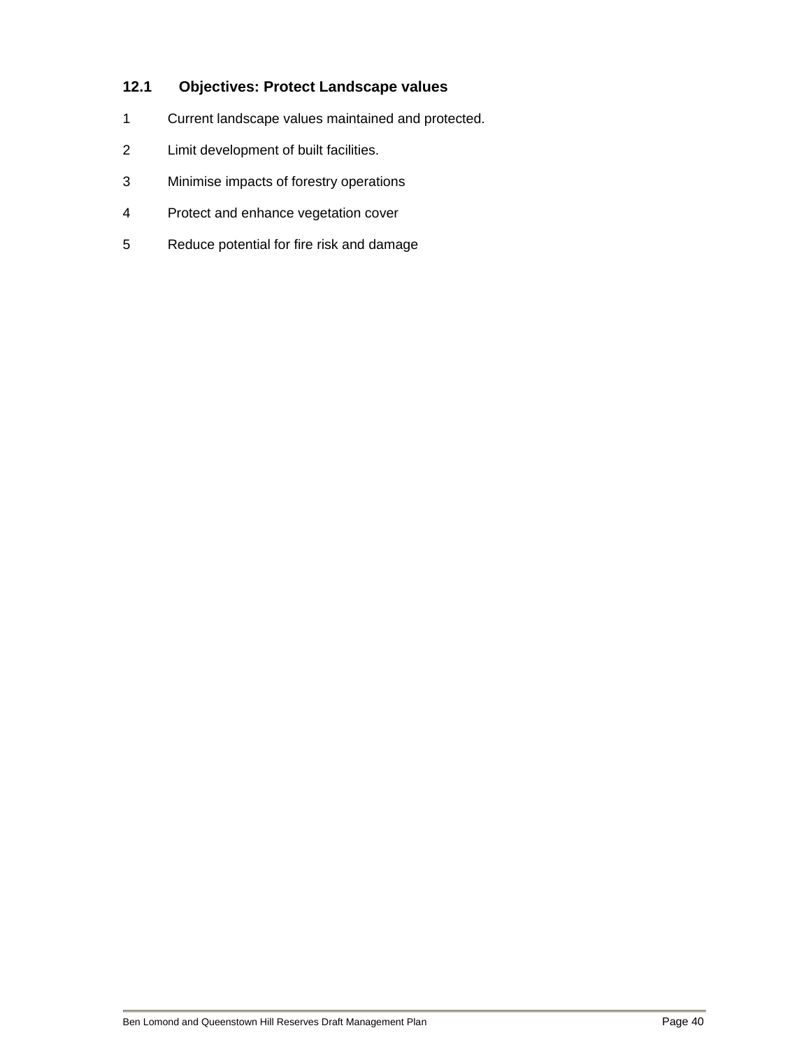### 12.1 Objectives: Protect Landscape values

1. Current landscape values maintained and protected.
2. Limit development of built facilities.
3. Minimise impacts of forestry operations
4. Protect and enhance vegetation cover
5. Reduce potential for fire risk and damage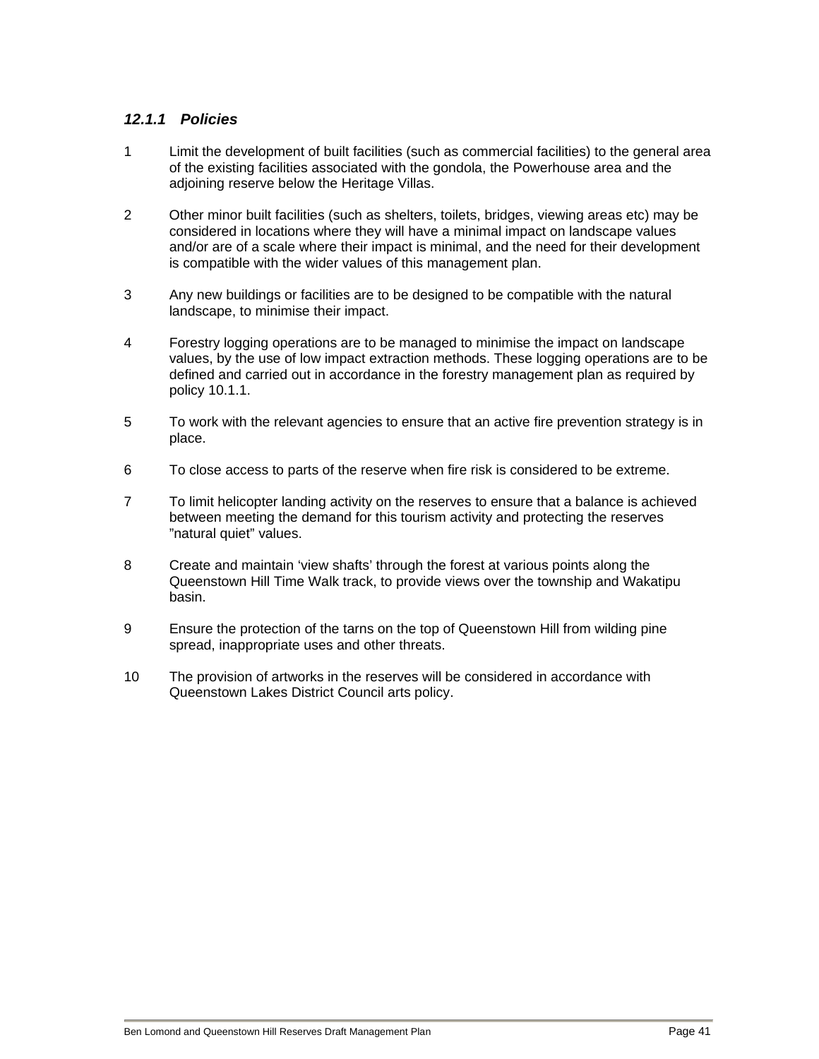#### *12.1.1 Policies*

1. Limit the development of built facilities (such as commercial facilities) to the general area of the existing facilities associated with the gondola, the Powerhouse area and the adjoining reserve below the Heritage Villas.

2. Other minor built facilities (such as shelters, toilets, bridges, viewing areas etc) may be considered in locations where they will have a minimal impact on landscape values and/or are of a scale where their impact is minimal, and the need for their development is compatible with the wider values of this management plan.

3. Any new buildings or facilities are to be designed to be compatible with the natural landscape, to minimise their impact.

4. Forestry logging operations are to be managed to minimise the impact on landscape values, by the use of low impact extraction methods. These logging operations are to be defined and carried out in accordance in the forestry management plan as required by policy 10.1.1.

5. To work with the relevant agencies to ensure that an active fire prevention strategy is in place.

6. To close access to parts of the reserve when fire risk is considered to be extreme.

7. To limit helicopter landing activity on the reserves to ensure that a balance is achieved between meeting the demand for this tourism activity and protecting the reserves "natural quiet" values.

8. Create and maintain 'view shafts' through the forest at various points along the Queenstown Hill Time Walk track, to provide views over the township and Wakatipu basin.

9. Ensure the protection of the tarns on the top of Queenstown Hill from wilding pine spread, inappropriate uses and other threats.

10. The provision of artworks in the reserves will be considered in accordance with Queenstown Lakes District Council arts policy.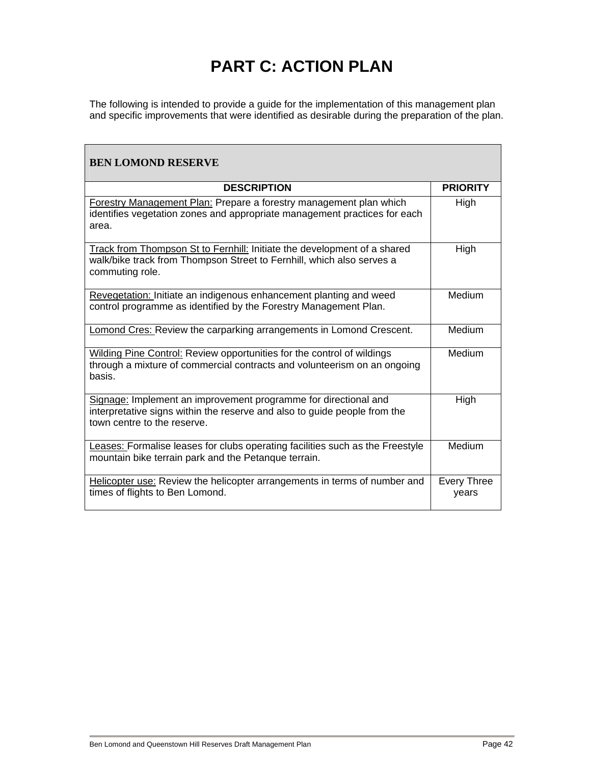# PART C: ACTION PLAN

The following is intended to provide a guide for the implementation of this management plan and specific improvements that were identified as desirable during the preparation of the plan.

| **BEN LOMOND RESERVE** | |
|---|---|
| **DESCRIPTION** | **PRIORITY** |
| Forestry Management Plan: Prepare a forestry management plan which identifies vegetation zones and appropriate management practices for each area. | High |
| Track from Thompson St to Fernhill: Initiate the development of a shared walk/bike track from Thompson Street to Fernhill, which also serves a commuting role. | High |
| Revegetation: Initiate an indigenous enhancement planting and weed control programme as identified by the Forestry Management Plan. | Medium |
| Lomond Cres: Review the carparking arrangements in Lomond Crescent. | Medium |
| Wilding Pine Control: Review opportunities for the control of wildings through a mixture of commercial contracts and volunteerism on an ongoing basis. | Medium |
| Signage: Implement an improvement programme for directional and interpretative signs within the reserve and also to guide people from the town centre to the reserve. | High |
| Leases: Formalise leases for clubs operating facilities such as the Freestyle mountain bike terrain park and the Petanque terrain. | Medium |
| Helicopter use: Review the helicopter arrangements in terms of number and times of flights to Ben Lomond. | Every Three years |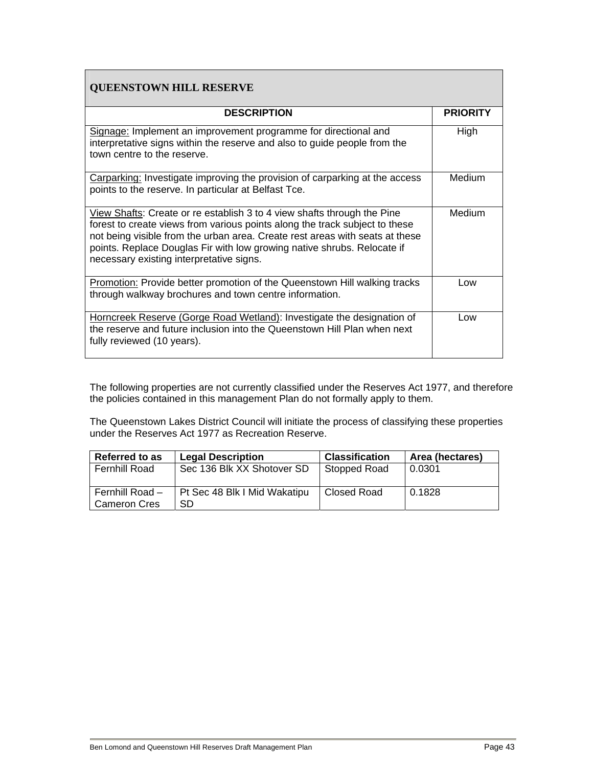| QUEENSTOWN HILL RESERVE | |
|---|---|
| **DESCRIPTION** | **PRIORITY** |
| Signage: Implement an improvement programme for directional and interpretative signs within the reserve and also to guide people from the town centre to the reserve. | High |
| Carparking: Investigate improving the provision of carparking at the access points to the reserve. In particular at Belfast Tce. | Medium |
| View Shafts: Create or re establish 3 to 4 view shafts through the Pine forest to create views from various points along the track subject to these not being visible from the urban area. Create rest areas with seats at these points. Replace Douglas Fir with low growing native shrubs. Relocate if necessary existing interpretative signs. | Medium |
| Promotion: Provide better promotion of the Queenstown Hill walking tracks through walkway brochures and town centre information. | Low |
| Horncreek Reserve (Gorge Road Wetland): Investigate the designation of the reserve and future inclusion into the Queenstown Hill Plan when next fully reviewed (10 years). | Low |

The following properties are not currently classified under the Reserves Act 1977, and therefore the policies contained in this management Plan do not formally apply to them.

The Queenstown Lakes District Council will initiate the process of classifying these properties under the Reserves Act 1977 as Recreation Reserve.

| Referred to as | Legal Description | Classification | Area (hectares) |
|---|---|---|---|
| Fernhill Road | Sec 136 Blk XX Shotover SD | Stopped Road | 0.0301 |
| Fernhill Road – Cameron Cres | Pt Sec 48 Blk I Mid Wakatipu SD | Closed Road | 0.1828 |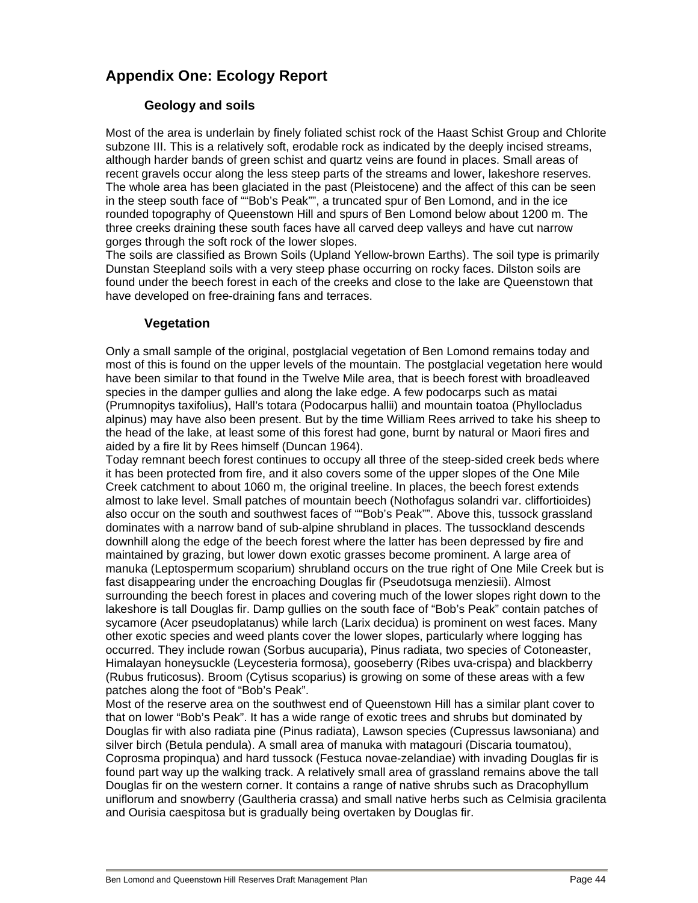# Appendix One: Ecology Report

## Geology and soils

Most of the area is underlain by finely foliated schist rock of the Haast Schist Group and Chlorite subzone III. This is a relatively soft, erodable rock as indicated by the deeply incised streams, although harder bands of green schist and quartz veins are found in places. Small areas of recent gravels occur along the less steep parts of the streams and lower, lakeshore reserves. The whole area has been glaciated in the past (Pleistocene) and the affect of this can be seen in the steep south face of ""Bob's Peak"", a truncated spur of Ben Lomond, and in the ice rounded topography of Queenstown Hill and spurs of Ben Lomond below about 1200 m. The three creeks draining these south faces have all carved deep valleys and have cut narrow gorges through the soft rock of the lower slopes.

The soils are classified as Brown Soils (Upland Yellow-brown Earths). The soil type is primarily Dunstan Steepland soils with a very steep phase occurring on rocky faces. Dilston soils are found under the beech forest in each of the creeks and close to the lake are Queenstown that have developed on free-draining fans and terraces.

## Vegetation

Only a small sample of the original, postglacial vegetation of Ben Lomond remains today and most of this is found on the upper levels of the mountain. The postglacial vegetation here would have been similar to that found in the Twelve Mile area, that is beech forest with broadleaved species in the damper gullies and along the lake edge. A few podocarps such as matai (Prumnopitys taxifolius), Hall's totara (Podocarpus hallii) and mountain toatoa (Phyllocladus alpinus) may have also been present. But by the time William Rees arrived to take his sheep to the head of the lake, at least some of this forest had gone, burnt by natural or Maori fires and aided by a fire lit by Rees himself (Duncan 1964).

Today remnant beech forest continues to occupy all three of the steep-sided creek beds where it has been protected from fire, and it also covers some of the upper slopes of the One Mile Creek catchment to about 1060 m, the original treeline. In places, the beech forest extends almost to lake level. Small patches of mountain beech (Nothofagus solandri var. cliffortioides) also occur on the south and southwest faces of ""Bob's Peak"". Above this, tussock grassland dominates with a narrow band of sub-alpine shrubland in places. The tussockland descends downhill along the edge of the beech forest where the latter has been depressed by fire and maintained by grazing, but lower down exotic grasses become prominent. A large area of manuka (Leptospermum scoparium) shrubland occurs on the true right of One Mile Creek but is fast disappearing under the encroaching Douglas fir (Pseudotsuga menziesii). Almost surrounding the beech forest in places and covering much of the lower slopes right down to the lakeshore is tall Douglas fir. Damp gullies on the south face of "Bob's Peak" contain patches of sycamore (Acer pseudoplatanus) while larch (Larix decidua) is prominent on west faces. Many other exotic species and weed plants cover the lower slopes, particularly where logging has occurred. They include rowan (Sorbus aucuparia), Pinus radiata, two species of Cotoneaster, Himalayan honeysuckle (Leycesteria formosa), gooseberry (Ribes uva-crispa) and blackberry (Rubus fruticosus). Broom (Cytisus scoparius) is growing on some of these areas with a few patches along the foot of "Bob's Peak".

Most of the reserve area on the southwest end of Queenstown Hill has a similar plant cover to that on lower "Bob's Peak". It has a wide range of exotic trees and shrubs but dominated by Douglas fir with also radiata pine (Pinus radiata), Lawson species (Cupressus lawsoniana) and silver birch (Betula pendula). A small area of manuka with matagouri (Discaria toumatou), Coprosma propinqua) and hard tussock (Festuca novae-zelandiae) with invading Douglas fir is found part way up the walking track. A relatively small area of grassland remains above the tall Douglas fir on the western corner. It contains a range of native shrubs such as Dracophyllum uniflorum and snowberry (Gaultheria crassa) and small native herbs such as Celmisia gracilenta and Ourisia caespitosa but is gradually being overtaken by Douglas fir.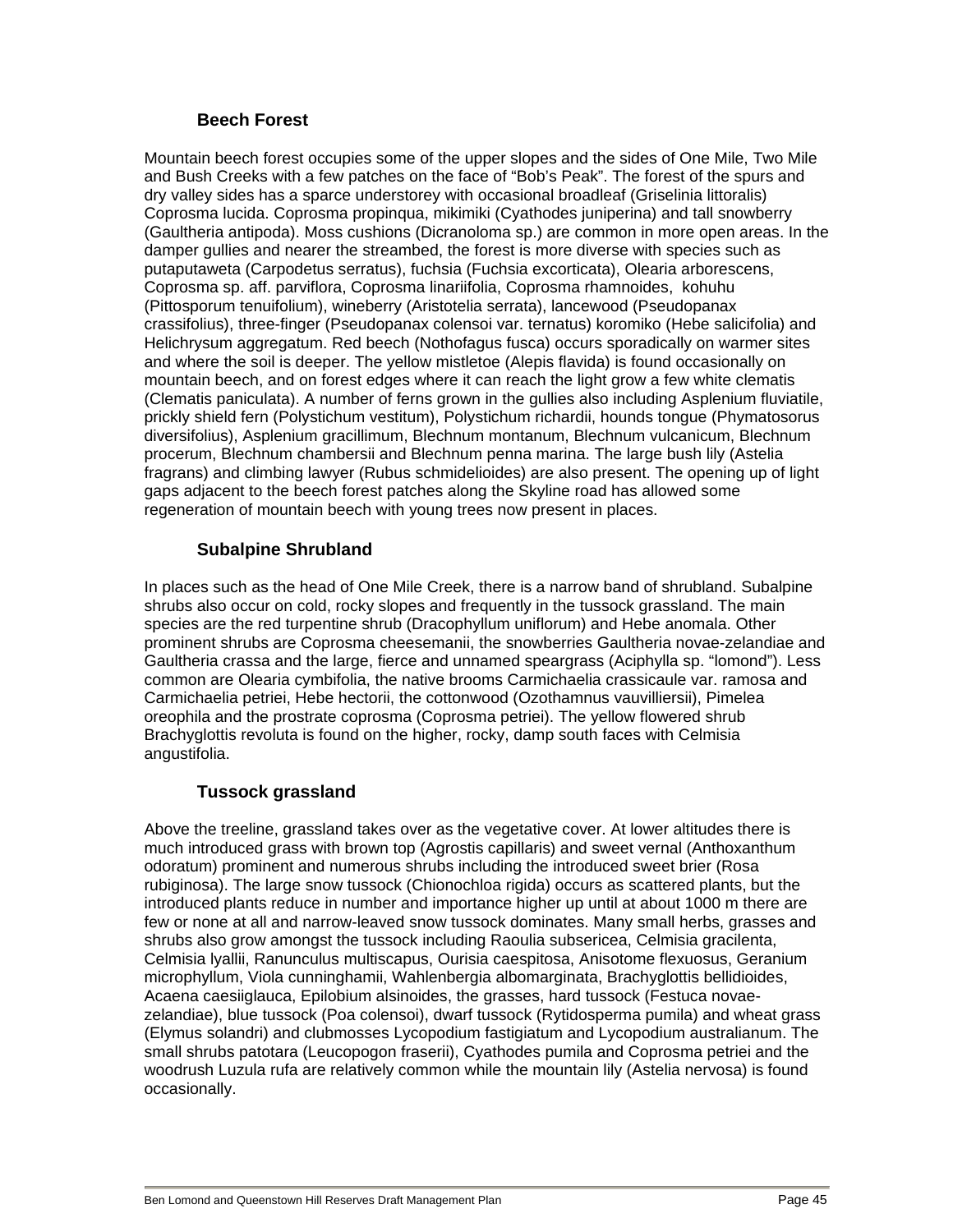### Beech Forest

Mountain beech forest occupies some of the upper slopes and the sides of One Mile, Two Mile and Bush Creeks with a few patches on the face of "Bob's Peak". The forest of the spurs and dry valley sides has a sparce understorey with occasional broadleaf (Griselinia littoralis) Coprosma lucida. Coprosma propinqua, mikimiki (Cyathodes juniperina) and tall snowberry (Gaultheria antipoda). Moss cushions (Dicranoloma sp.) are common in more open areas. In the damper gullies and nearer the streambed, the forest is more diverse with species such as putaputaweta (Carpodetus serratus), fuchsia (Fuchsia excorticata), Olearia arborescens, Coprosma sp. aff. parviflora, Coprosma linariifolia, Coprosma rhamnoides, kohuhu (Pittosporum tenuifolium), wineberry (Aristotelia serrata), lancewood (Pseudopanax crassifolius), three-finger (Pseudopanax colensoi var. ternatus) koromiko (Hebe salicifolia) and Helichrysum aggregatum. Red beech (Nothofagus fusca) occurs sporadically on warmer sites and where the soil is deeper. The yellow mistletoe (Alepis flavida) is found occasionally on mountain beech, and on forest edges where it can reach the light grow a few white clematis (Clematis paniculata). A number of ferns grown in the gullies also including Asplenium fluviatile, prickly shield fern (Polystichum vestitum), Polystichum richardii, hounds tongue (Phymatosorus diversifolius), Asplenium gracillimum, Blechnum montanum, Blechnum vulcanicum, Blechnum procerum, Blechnum chambersii and Blechnum penna marina. The large bush lily (Astelia fragrans) and climbing lawyer (Rubus schmidelioides) are also present. The opening up of light gaps adjacent to the beech forest patches along the Skyline road has allowed some regeneration of mountain beech with young trees now present in places.

### Subalpine Shrubland

In places such as the head of One Mile Creek, there is a narrow band of shrubland. Subalpine shrubs also occur on cold, rocky slopes and frequently in the tussock grassland. The main species are the red turpentine shrub (Dracophyllum uniflorum) and Hebe anomala. Other prominent shrubs are Coprosma cheesemanii, the snowberries Gaultheria novae-zelandiae and Gaultheria crassa and the large, fierce and unnamed speargrass (Aciphylla sp. "lomond"). Less common are Olearia cymbifolia, the native brooms Carmichaelia crassicaule var. ramosa and Carmichaelia petriei, Hebe hectorii, the cottonwood (Ozothamnus vauvilliersii), Pimelea oreophila and the prostrate coprosma (Coprosma petriei). The yellow flowered shrub Brachyglottis revoluta is found on the higher, rocky, damp south faces with Celmisia angustifolia.

### Tussock grassland

Above the treeline, grassland takes over as the vegetative cover. At lower altitudes there is much introduced grass with brown top (Agrostis capillaris) and sweet vernal (Anthoxanthum odoratum) prominent and numerous shrubs including the introduced sweet brier (Rosa rubiginosa). The large snow tussock (Chionochloa rigida) occurs as scattered plants, but the introduced plants reduce in number and importance higher up until at about 1000 m there are few or none at all and narrow-leaved snow tussock dominates. Many small herbs, grasses and shrubs also grow amongst the tussock including Raoulia subsericea, Celmisia gracilenta, Celmisia lyallii, Ranunculus multiscapus, Ourisia caespitosa, Anisotome flexuosus, Geranium microphyllum, Viola cunninghamii, Wahlenbergia albomarginata, Brachyglottis bellidioides, Acaena caesiiglauca, Epilobium alsinoides, the grasses, hard tussock (Festuca novae-zelandiae), blue tussock (Poa colensoi), dwarf tussock (Rytidosperma pumila) and wheat grass (Elymus solandri) and clubmosses Lycopodium fastigiatum and Lycopodium australianum. The small shrubs patotara (Leucopogon fraserii), Cyathodes pumila and Coprosma petriei and the woodrush Luzula rufa are relatively common while the mountain lily (Astelia nervosa) is found occasionally.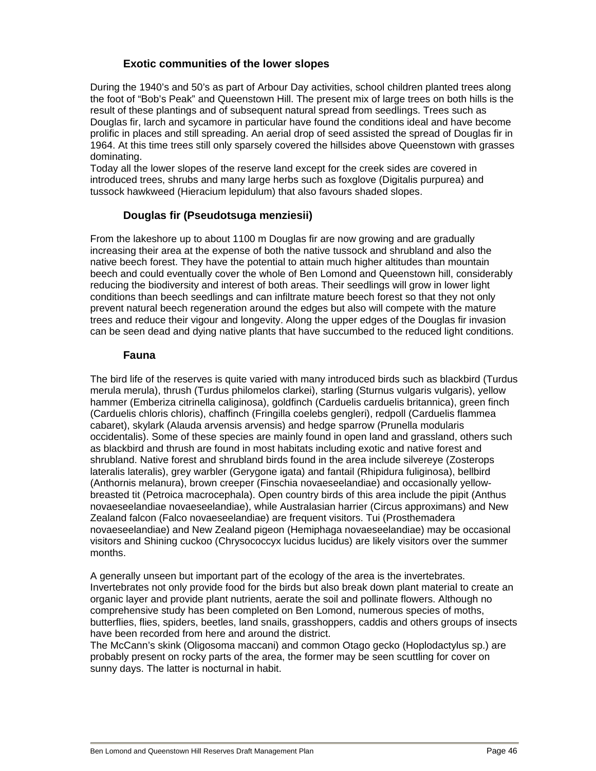### Exotic communities of the lower slopes

During the 1940's and 50's as part of Arbour Day activities, school children planted trees along the foot of "Bob's Peak" and Queenstown Hill. The present mix of large trees on both hills is the result of these plantings and of subsequent natural spread from seedlings. Trees such as Douglas fir, larch and sycamore in particular have found the conditions ideal and have become prolific in places and still spreading. An aerial drop of seed assisted the spread of Douglas fir in 1964. At this time trees still only sparsely covered the hillsides above Queenstown with grasses dominating.

Today all the lower slopes of the reserve land except for the creek sides are covered in introduced trees, shrubs and many large herbs such as foxglove (Digitalis purpurea) and tussock hawkweed (Hieracium lepidulum) that also favours shaded slopes.

### Douglas fir (Pseudotsuga menziesii)

From the lakeshore up to about 1100 m Douglas fir are now growing and are gradually increasing their area at the expense of both the native tussock and shrubland and also the native beech forest. They have the potential to attain much higher altitudes than mountain beech and could eventually cover the whole of Ben Lomond and Queenstown hill, considerably reducing the biodiversity and interest of both areas. Their seedlings will grow in lower light conditions than beech seedlings and can infiltrate mature beech forest so that they not only prevent natural beech regeneration around the edges but also will compete with the mature trees and reduce their vigour and longevity. Along the upper edges of the Douglas fir invasion can be seen dead and dying native plants that have succumbed to the reduced light conditions.

### Fauna

The bird life of the reserves is quite varied with many introduced birds such as blackbird (Turdus merula merula), thrush (Turdus philomelos clarkei), starling (Sturnus vulgaris vulgaris), yellow hammer (Emberiza citrinella caliginosa), goldfinch (Carduelis carduelis britannica), green finch (Carduelis chloris chloris), chaffinch (Fringilla coelebs gengleri), redpoll (Carduelis flammea cabaret), skylark (Alauda arvensis arvensis) and hedge sparrow (Prunella modularis occidentalis). Some of these species are mainly found in open land and grassland, others such as blackbird and thrush are found in most habitats including exotic and native forest and shrubland. Native forest and shrubland birds found in the area include silvereye (Zosterops lateralis lateralis), grey warbler (Gerygone igata) and fantail (Rhipidura fuliginosa), bellbird (Anthornis melanura), brown creeper (Finschia novaeseelandiae) and occasionally yellow-breasted tit (Petroica macrocephala). Open country birds of this area include the pipit (Anthus novaeseelandiae novaeseelandiae), while Australasian harrier (Circus approximans) and New Zealand falcon (Falco novaeseelandiae) are frequent visitors. Tui (Prosthemadera novaeseelandiae) and New Zealand pigeon (Hemiphaga novaeseelandiae) may be occasional visitors and Shining cuckoo (Chrysococcyx lucidus lucidus) are likely visitors over the summer months.

A generally unseen but important part of the ecology of the area is the invertebrates. Invertebrates not only provide food for the birds but also break down plant material to create an organic layer and provide plant nutrients, aerate the soil and pollinate flowers. Although no comprehensive study has been completed on Ben Lomond, numerous species of moths, butterflies, flies, spiders, beetles, land snails, grasshoppers, caddis and others groups of insects have been recorded from here and around the district.

The McCann's skink (Oligosoma maccani) and common Otago gecko (Hoplodactylus sp.) are probably present on rocky parts of the area, the former may be seen scuttling for cover on sunny days. The latter is nocturnal in habit.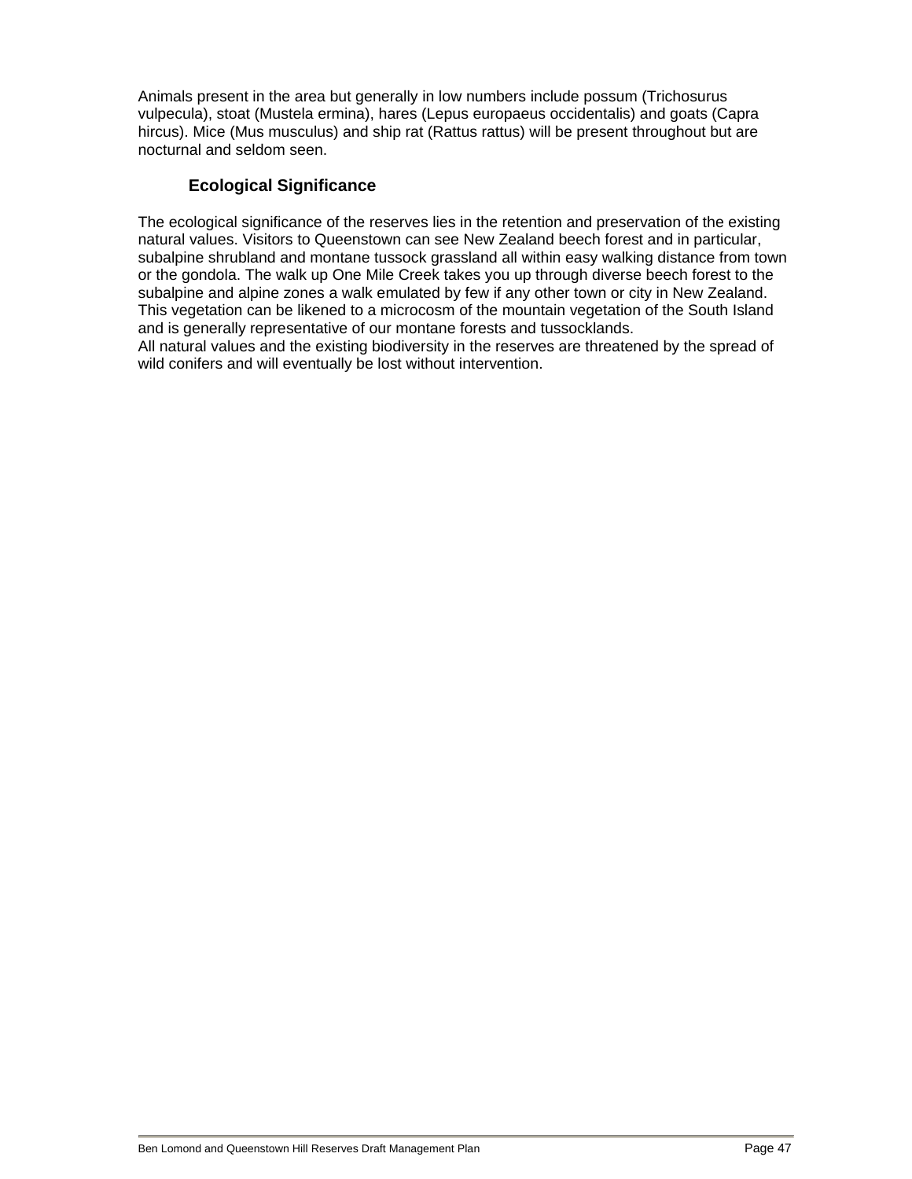Animals present in the area but generally in low numbers include possum (Trichosurus vulpecula), stoat (Mustela ermina), hares (Lepus europaeus occidentalis) and goats (Capra hircus). Mice (Mus musculus) and ship rat (Rattus rattus) will be present throughout but are nocturnal and seldom seen.

### Ecological Significance

The ecological significance of the reserves lies in the retention and preservation of the existing natural values. Visitors to Queenstown can see New Zealand beech forest and in particular, subalpine shrubland and montane tussock grassland all within easy walking distance from town or the gondola. The walk up One Mile Creek takes you up through diverse beech forest to the subalpine and alpine zones a walk emulated by few if any other town or city in New Zealand. This vegetation can be likened to a microcosm of the mountain vegetation of the South Island and is generally representative of our montane forests and tussocklands.
All natural values and the existing biodiversity in the reserves are threatened by the spread of wild conifers and will eventually be lost without intervention.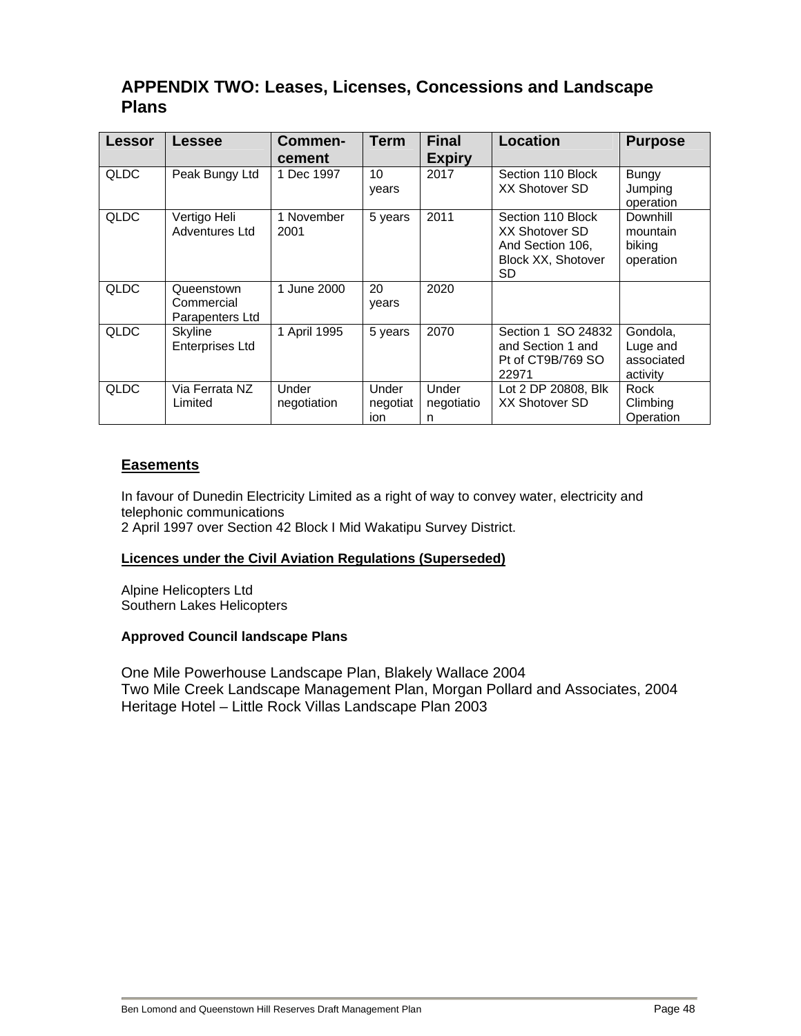## APPENDIX TWO: Leases, Licenses, Concessions and Landscape Plans

| Lessor | Lessee | Commen-cement | Term | Final Expiry | Location | Purpose |
|---|---|---|---|---|---|---|
| QLDC | Peak Bungy Ltd | 1 Dec 1997 | 10 years | 2017 | Section 110 Block XX Shotover SD | Bungy Jumping operation |
| QLDC | Vertigo Heli Adventures Ltd | 1 November 2001 | 5 years | 2011 | Section 110 Block XX Shotover SD And Section 106, Block XX, Shotover SD | Downhill mountain biking operation |
| QLDC | Queenstown Commercial Parapenters Ltd | 1 June 2000 | 20 years | 2020 | | |
| QLDC | Skyline Enterprises Ltd | 1 April 1995 | 5 years | 2070 | Section 1 SO 24832 and Section 1 and Pt of CT9B/769 SO 22971 | Gondola, Luge and associated activity |
| QLDC | Via Ferrata NZ Limited | Under negotiation | Under negotiation | Under negotiation | Lot 2 DP 20808, Blk XX Shotover SD | Rock Climbing Operation |

**Easements**

In favour of Dunedin Electricity Limited as a right of way to convey water, electricity and telephonic communications
2 April 1997 over Section 42 Block I Mid Wakatipu Survey District.

**Licences under the Civil Aviation Regulations (Superseded)**

Alpine Helicopters Ltd
Southern Lakes Helicopters

**Approved Council landscape Plans**

One Mile Powerhouse Landscape Plan, Blakely Wallace 2004
Two Mile Creek Landscape Management Plan, Morgan Pollard and Associates, 2004
Heritage Hotel – Little Rock Villas Landscape Plan 2003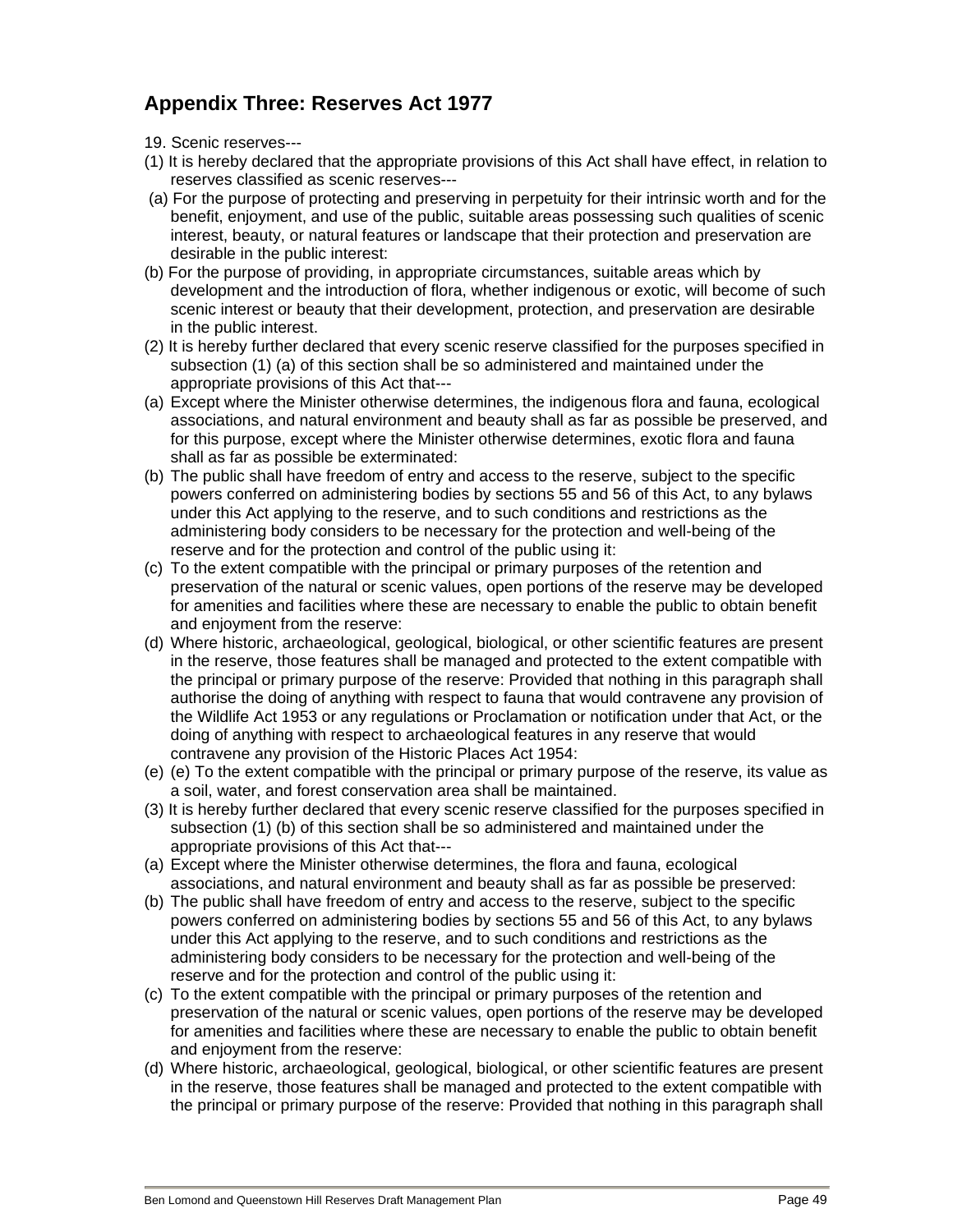## Appendix Three: Reserves Act 1977

19. Scenic reserves---

(1) It is hereby declared that the appropriate provisions of this Act shall have effect, in relation to reserves classified as scenic reserves---

(a) For the purpose of protecting and preserving in perpetuity for their intrinsic worth and for the benefit, enjoyment, and use of the public, suitable areas possessing such qualities of scenic interest, beauty, or natural features or landscape that their protection and preservation are desirable in the public interest:

(b) For the purpose of providing, in appropriate circumstances, suitable areas which by development and the introduction of flora, whether indigenous or exotic, will become of such scenic interest or beauty that their development, protection, and preservation are desirable in the public interest.

(2) It is hereby further declared that every scenic reserve classified for the purposes specified in subsection (1) (a) of this section shall be so administered and maintained under the appropriate provisions of this Act that---

(a) Except where the Minister otherwise determines, the indigenous flora and fauna, ecological associations, and natural environment and beauty shall as far as possible be preserved, and for this purpose, except where the Minister otherwise determines, exotic flora and fauna shall as far as possible be exterminated:

(b) The public shall have freedom of entry and access to the reserve, subject to the specific powers conferred on administering bodies by sections 55 and 56 of this Act, to any bylaws under this Act applying to the reserve, and to such conditions and restrictions as the administering body considers to be necessary for the protection and well-being of the reserve and for the protection and control of the public using it:

(c) To the extent compatible with the principal or primary purposes of the retention and preservation of the natural or scenic values, open portions of the reserve may be developed for amenities and facilities where these are necessary to enable the public to obtain benefit and enjoyment from the reserve:

(d) Where historic, archaeological, geological, biological, or other scientific features are present in the reserve, those features shall be managed and protected to the extent compatible with the principal or primary purpose of the reserve: Provided that nothing in this paragraph shall authorise the doing of anything with respect to fauna that would contravene any provision of the Wildlife Act 1953 or any regulations or Proclamation or notification under that Act, or the doing of anything with respect to archaeological features in any reserve that would contravene any provision of the Historic Places Act 1954:

(e) (e) To the extent compatible with the principal or primary purpose of the reserve, its value as a soil, water, and forest conservation area shall be maintained.

(3) It is hereby further declared that every scenic reserve classified for the purposes specified in subsection (1) (b) of this section shall be so administered and maintained under the appropriate provisions of this Act that---

(a) Except where the Minister otherwise determines, the flora and fauna, ecological associations, and natural environment and beauty shall as far as possible be preserved:

(b) The public shall have freedom of entry and access to the reserve, subject to the specific powers conferred on administering bodies by sections 55 and 56 of this Act, to any bylaws under this Act applying to the reserve, and to such conditions and restrictions as the administering body considers to be necessary for the protection and well-being of the reserve and for the protection and control of the public using it:

(c) To the extent compatible with the principal or primary purposes of the retention and preservation of the natural or scenic values, open portions of the reserve may be developed for amenities and facilities where these are necessary to enable the public to obtain benefit and enjoyment from the reserve:

(d) Where historic, archaeological, geological, biological, or other scientific features are present in the reserve, those features shall be managed and protected to the extent compatible with the principal or primary purpose of the reserve: Provided that nothing in this paragraph shall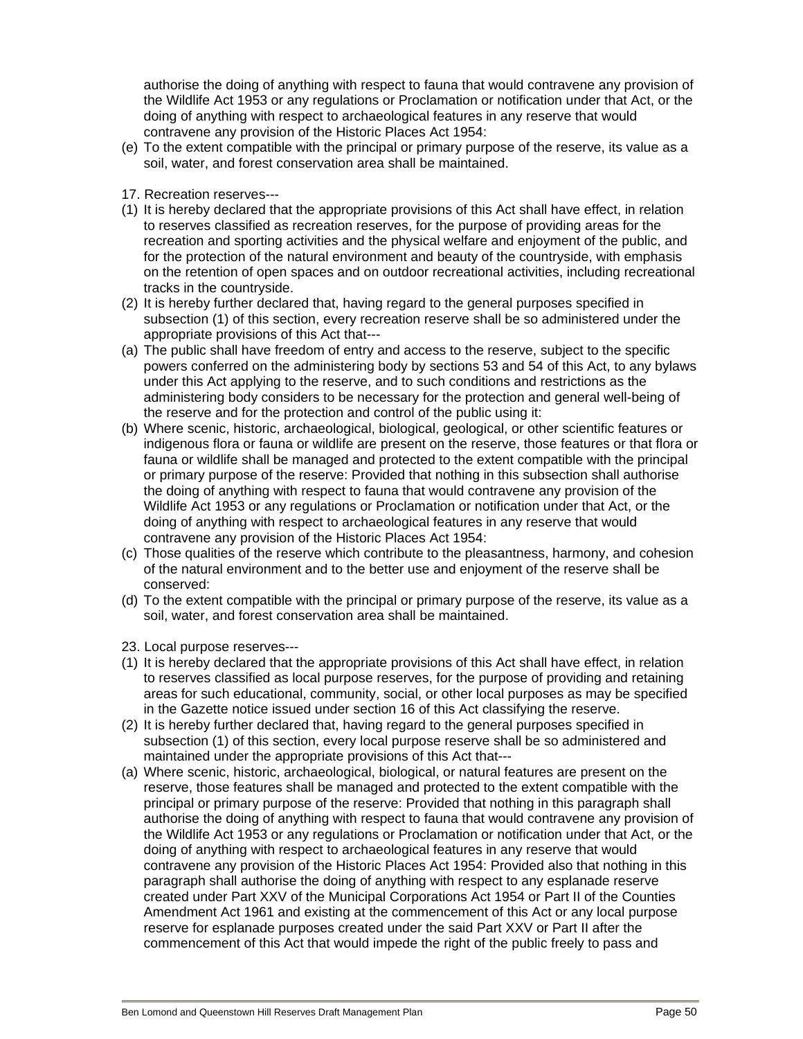authorise the doing of anything with respect to fauna that would contravene any provision of the Wildlife Act 1953 or any regulations or Proclamation or notification under that Act, or the doing of anything with respect to archaeological features in any reserve that would contravene any provision of the Historic Places Act 1954:

(e) To the extent compatible with the principal or primary purpose of the reserve, its value as a soil, water, and forest conservation area shall be maintained.

17. Recreation reserves---

(1) It is hereby declared that the appropriate provisions of this Act shall have effect, in relation to reserves classified as recreation reserves, for the purpose of providing areas for the recreation and sporting activities and the physical welfare and enjoyment of the public, and for the protection of the natural environment and beauty of the countryside, with emphasis on the retention of open spaces and on outdoor recreational activities, including recreational tracks in the countryside.

(2) It is hereby further declared that, having regard to the general purposes specified in subsection (1) of this section, every recreation reserve shall be so administered under the appropriate provisions of this Act that---

(a) The public shall have freedom of entry and access to the reserve, subject to the specific powers conferred on the administering body by sections 53 and 54 of this Act, to any bylaws under this Act applying to the reserve, and to such conditions and restrictions as the administering body considers to be necessary for the protection and general well-being of the reserve and for the protection and control of the public using it:

(b) Where scenic, historic, archaeological, biological, geological, or other scientific features or indigenous flora or fauna or wildlife are present on the reserve, those features or that flora or fauna or wildlife shall be managed and protected to the extent compatible with the principal or primary purpose of the reserve: Provided that nothing in this subsection shall authorise the doing of anything with respect to fauna that would contravene any provision of the Wildlife Act 1953 or any regulations or Proclamation or notification under that Act, or the doing of anything with respect to archaeological features in any reserve that would contravene any provision of the Historic Places Act 1954:

(c) Those qualities of the reserve which contribute to the pleasantness, harmony, and cohesion of the natural environment and to the better use and enjoyment of the reserve shall be conserved:

(d) To the extent compatible with the principal or primary purpose of the reserve, its value as a soil, water, and forest conservation area shall be maintained.

23. Local purpose reserves---

(1) It is hereby declared that the appropriate provisions of this Act shall have effect, in relation to reserves classified as local purpose reserves, for the purpose of providing and retaining areas for such educational, community, social, or other local purposes as may be specified in the Gazette notice issued under section 16 of this Act classifying the reserve.

(2) It is hereby further declared that, having regard to the general purposes specified in subsection (1) of this section, every local purpose reserve shall be so administered and maintained under the appropriate provisions of this Act that---

(a) Where scenic, historic, archaeological, biological, or natural features are present on the reserve, those features shall be managed and protected to the extent compatible with the principal or primary purpose of the reserve: Provided that nothing in this paragraph shall authorise the doing of anything with respect to fauna that would contravene any provision of the Wildlife Act 1953 or any regulations or Proclamation or notification under that Act, or the doing of anything with respect to archaeological features in any reserve that would contravene any provision of the Historic Places Act 1954: Provided also that nothing in this paragraph shall authorise the doing of anything with respect to any esplanade reserve created under Part XXV of the Municipal Corporations Act 1954 or Part II of the Counties Amendment Act 1961 and existing at the commencement of this Act or any local purpose reserve for esplanade purposes created under the said Part XXV or Part II after the commencement of this Act that would impede the right of the public freely to pass and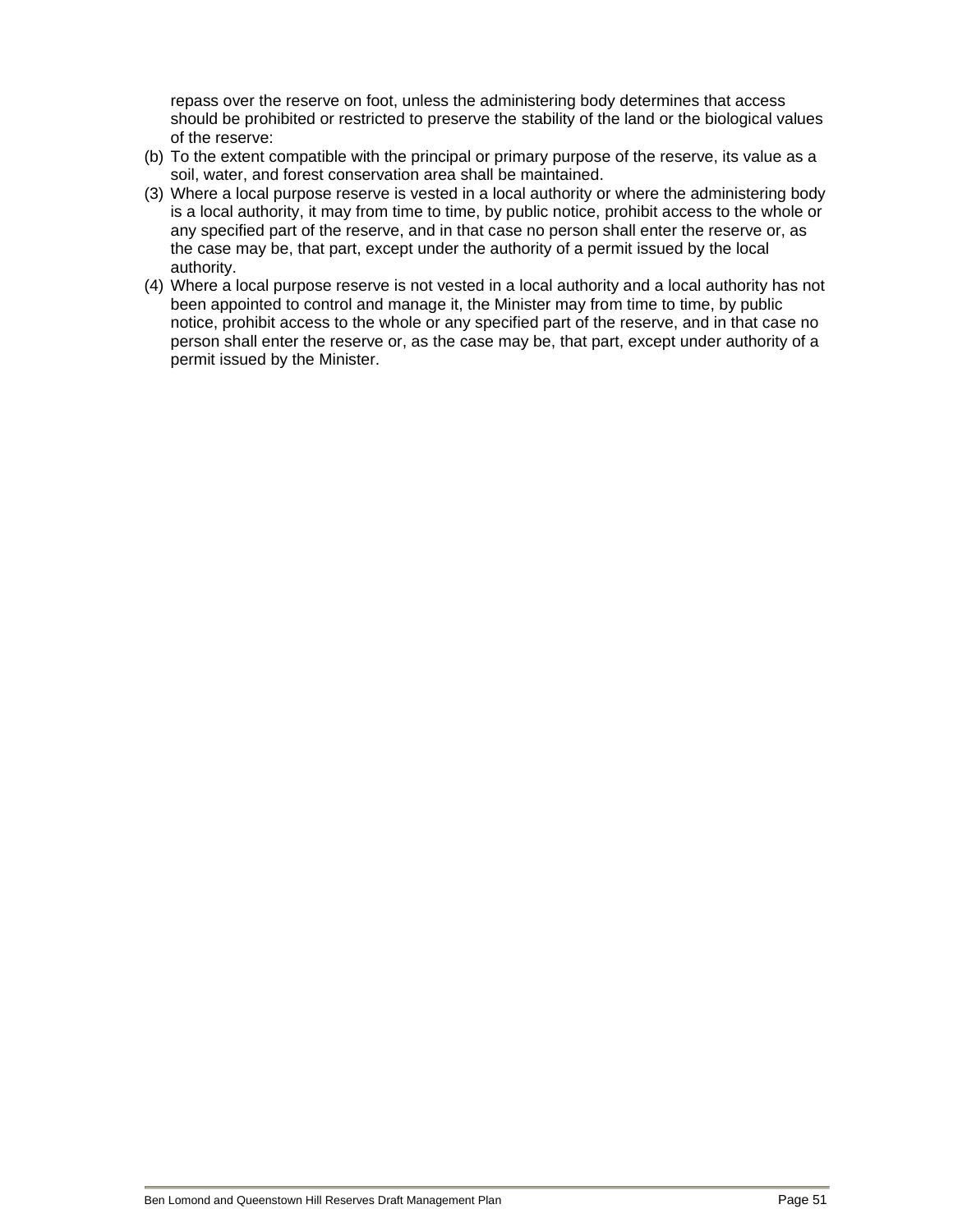repass over the reserve on foot, unless the administering body determines that access should be prohibited or restricted to preserve the stability of the land or the biological values of the reserve:

(b) To the extent compatible with the principal or primary purpose of the reserve, its value as a soil, water, and forest conservation area shall be maintained.

(3) Where a local purpose reserve is vested in a local authority or where the administering body is a local authority, it may from time to time, by public notice, prohibit access to the whole or any specified part of the reserve, and in that case no person shall enter the reserve or, as the case may be, that part, except under the authority of a permit issued by the local authority.

(4) Where a local purpose reserve is not vested in a local authority and a local authority has not been appointed to control and manage it, the Minister may from time to time, by public notice, prohibit access to the whole or any specified part of the reserve, and in that case no person shall enter the reserve or, as the case may be, that part, except under authority of a permit issued by the Minister.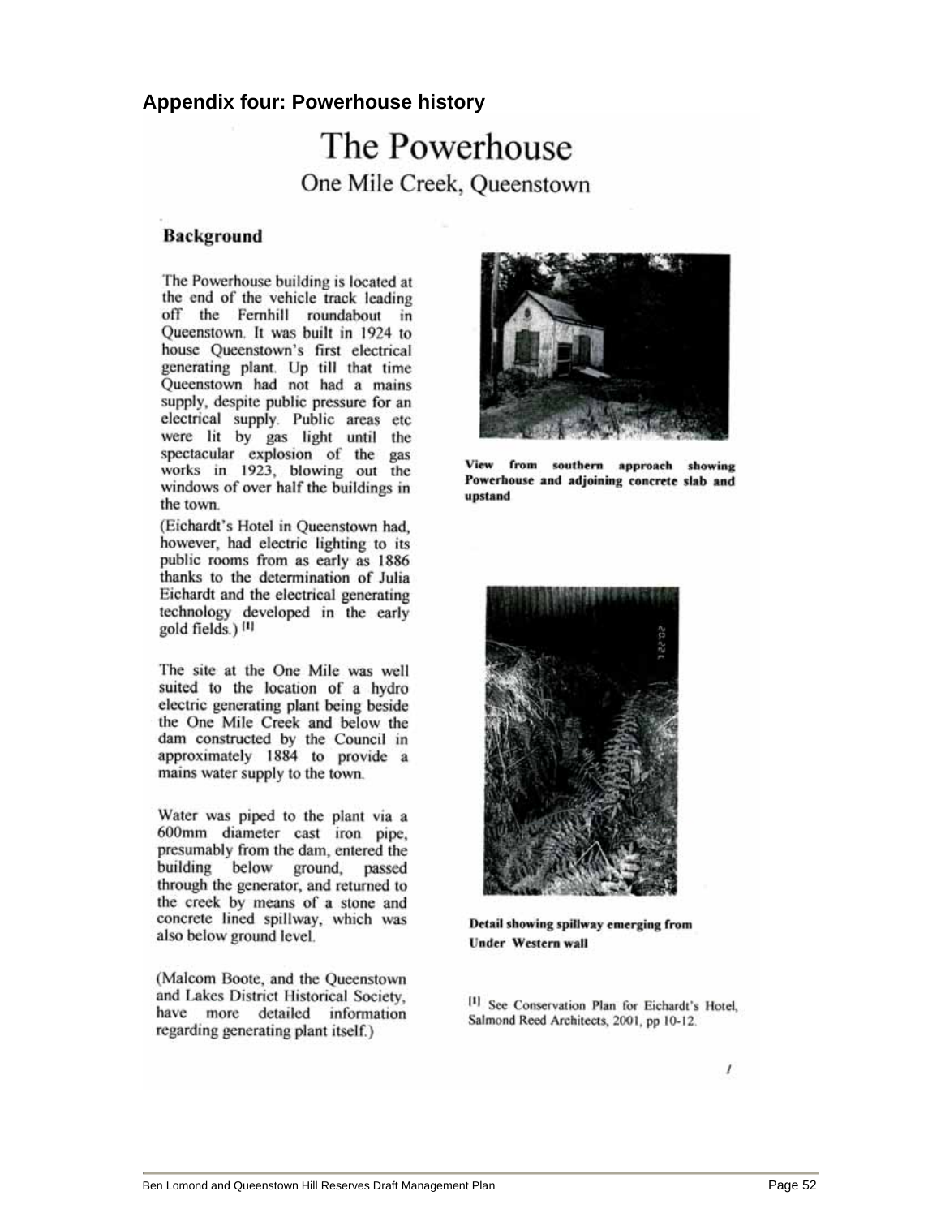## Appendix four: Powerhouse history

# The Powerhouse

One Mile Creek, Queenstown

### Background

The Powerhouse building is located at the end of the vehicle track leading off the Fernhill roundabout in Queenstown. It was built in 1924 to house Queenstown's first electrical generating plant. Up till that time Queenstown had not had a mains supply, despite public pressure for an electrical supply. Public areas etc were lit by gas light until the spectacular explosion of the gas works in 1923, blowing out the windows of over half the buildings in the town.

(Eichardt's Hotel in Queenstown had, however, had electric lighting to its public rooms from as early as 1886 thanks to the determination of Julia Eichardt and the electrical generating technology developed in the early gold fields.) [1]

The site at the One Mile was well suited to the location of a hydro electric generating plant being beside the One Mile Creek and below the dam constructed by the Council in approximately 1884 to provide a mains water supply to the town.

Water was piped to the plant via a 600mm diameter cast iron pipe, presumably from the dam, entered the building below ground, passed through the generator, and returned to the creek by means of a stone and concrete lined spillway, which was also below ground level.

(Malcom Boote, and the Queenstown and Lakes District Historical Society, have more detailed information regarding generating plant itself.)

**View from southern approach showing Powerhouse and adjoining concrete slab and upstand**

**Detail showing spillway emerging from Under Western wall**

[1] See Conservation Plan for Eichardt's Hotel, Salmond Reed Architects, 2001, pp 10-12.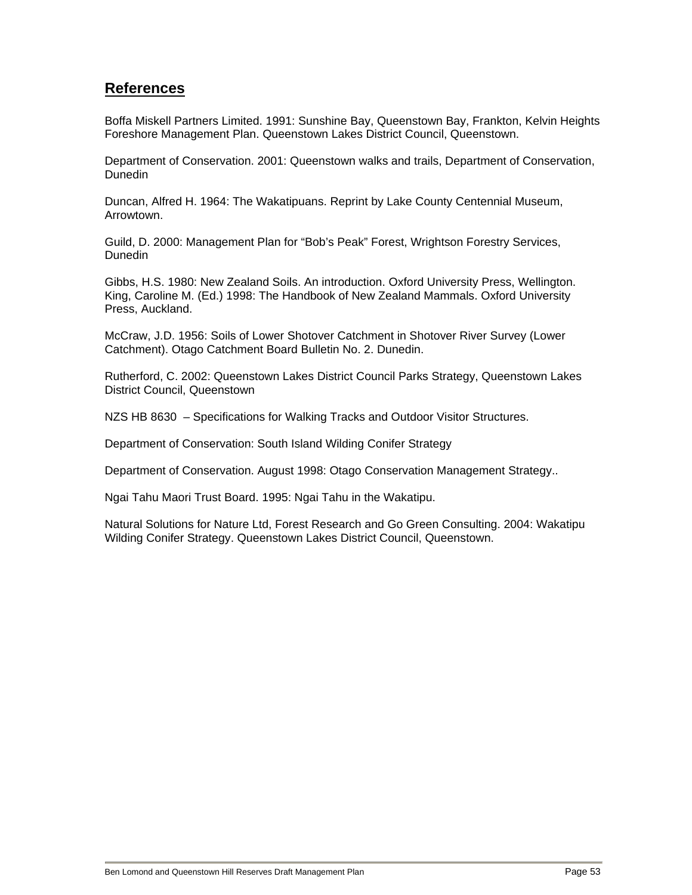## References

Boffa Miskell Partners Limited. 1991: Sunshine Bay, Queenstown Bay, Frankton, Kelvin Heights Foreshore Management Plan. Queenstown Lakes District Council, Queenstown.

Department of Conservation. 2001: Queenstown walks and trails, Department of Conservation, Dunedin

Duncan, Alfred H. 1964: The Wakatipuans. Reprint by Lake County Centennial Museum, Arrowtown.

Guild, D. 2000: Management Plan for "Bob's Peak" Forest, Wrightson Forestry Services, Dunedin

Gibbs, H.S. 1980: New Zealand Soils. An introduction. Oxford University Press, Wellington.
King, Caroline M. (Ed.) 1998: The Handbook of New Zealand Mammals. Oxford University Press, Auckland.

McCraw, J.D. 1956: Soils of Lower Shotover Catchment in Shotover River Survey (Lower Catchment). Otago Catchment Board Bulletin No. 2. Dunedin.

Rutherford, C. 2002: Queenstown Lakes District Council Parks Strategy, Queenstown Lakes District Council, Queenstown

NZS HB 8630 – Specifications for Walking Tracks and Outdoor Visitor Structures.

Department of Conservation: South Island Wilding Conifer Strategy

Department of Conservation. August 1998: Otago Conservation Management Strategy..

Ngai Tahu Maori Trust Board. 1995: Ngai Tahu in the Wakatipu.

Natural Solutions for Nature Ltd, Forest Research and Go Green Consulting. 2004: Wakatipu Wilding Conifer Strategy. Queenstown Lakes District Council, Queenstown.